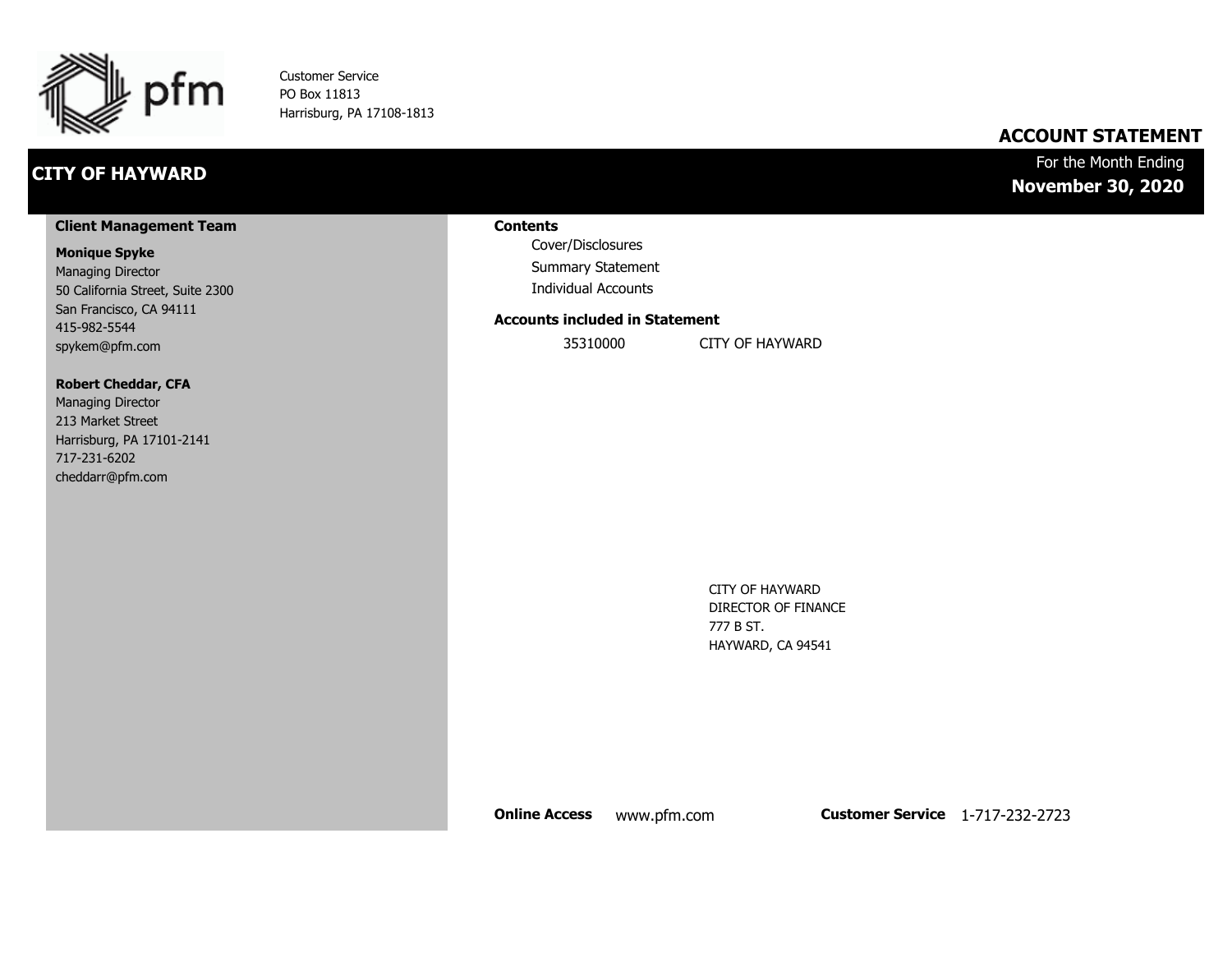pfm

Customer Service
PO Box 11813
Harrisburg, PA 17108-1813

## ACCOUNT STATEMENT

# CITY OF HAYWARD

For the Month Ending
**November 30, 2020**

**Client Management Team**

**Monique Spyke**
Managing Director
50 California Street, Suite 2300
San Francisco, CA 94111
415-982-5544
spykem@pfm.com

**Robert Cheddar, CFA**
Managing Director
213 Market Street
Harrisburg, PA 17101-2141
717-231-6202
cheddarr@pfm.com

**Contents**

- Cover/Disclosures
- Summary Statement
- Individual Accounts

**Accounts included in Statement**

| | |
|---|---|
| 35310000 | CITY OF HAYWARD |

CITY OF HAYWARD
DIRECTOR OF FINANCE
777 B ST.
HAYWARD, CA 94541

**Online Access** www.pfm.com **Customer Service** 1-717-232-2723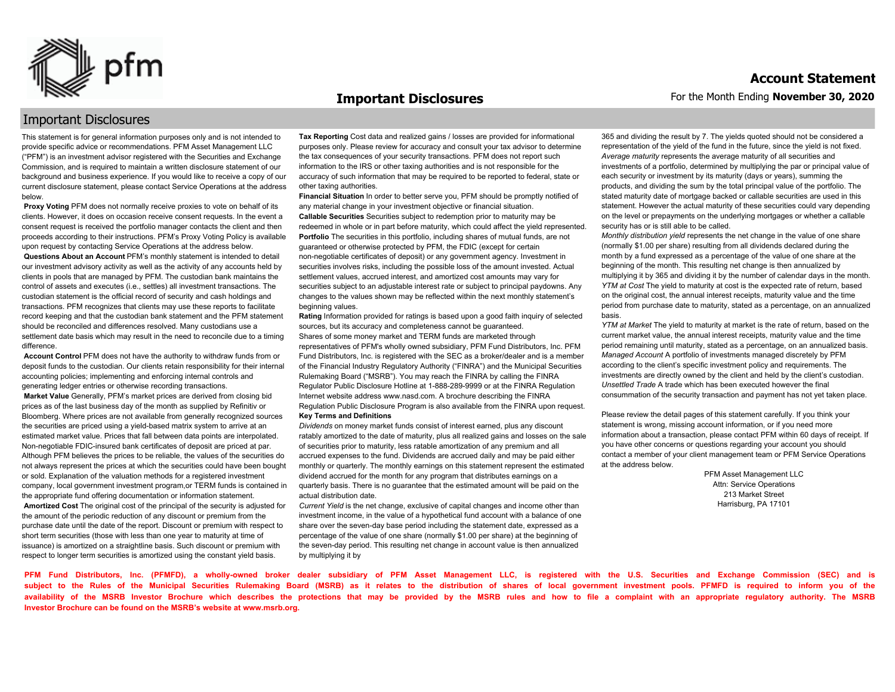# Important Disclosures

## Important Disclosures

This statement is for general information purposes only and is not intended to provide specific advice or recommendations. PFM Asset Management LLC ("PFM") is an investment advisor registered with the Securities and Exchange Commission, and is required to maintain a written disclosure statement of our background and business experience. If you would like to receive a copy of our current disclosure statement, please contact Service Operations at the address below.

**Proxy Voting** PFM does not normally receive proxies to vote on behalf of its clients. However, it does on occasion receive consent requests. In the event a consent request is received the portfolio manager contacts the client and then proceeds according to their instructions. PFM's Proxy Voting Policy is available upon request by contacting Service Operations at the address below.

**Questions About an Account** PFM's monthly statement is intended to detail our investment advisory activity as well as the activity of any accounts held by clients in pools that are managed by PFM. The custodian bank maintains the control of assets and executes (i.e., settles) all investment transactions. The custodian statement is the official record of security and cash holdings and transactions. PFM recognizes that clients may use these reports to facilitate record keeping and that the custodian bank statement and the PFM statement should be reconciled and differences resolved. Many custodians use a settlement date basis which may result in the need to reconcile due to a timing difference.

**Account Control** PFM does not have the authority to withdraw funds from or deposit funds to the custodian. Our clients retain responsibility for their internal accounting policies; implementing and enforcing internal controls and generating ledger entries or otherwise recording transactions.

**Market Value** Generally, PFM's market prices are derived from closing bid prices as of the last business day of the month as supplied by Refinitiv or Bloomberg. Where prices are not available from generally recognized sources the securities are priced using a yield-based matrix system to arrive at an estimated market value. Prices that fall between data points are interpolated. Non-negotiable FDIC-insured bank certificates of deposit are priced at par. Although PFM believes the prices to be reliable, the values of the securities do not always represent the prices at which the securities could have been bought or sold. Explanation of the valuation methods for a registered investment company, local government investment program,or TERM funds is contained in the appropriate fund offering documentation or information statement.

**Amortized Cost** The original cost of the principal of the security is adjusted for the amount of the periodic reduction of any discount or premium from the purchase date until the date of the report. Discount or premium with respect to short term securities (those with less than one year to maturity at time of issuance) is amortized on a straightline basis. Such discount or premium with respect to longer term securities is amortized using the constant yield basis.

**Tax Reporting** Cost data and realized gains / losses are provided for informational purposes only. Please review for accuracy and consult your tax advisor to determine the tax consequences of your security transactions. PFM does not report such information to the IRS or other taxing authorities and is not responsible for the accuracy of such information that may be required to be reported to federal, state or other taxing authorities.

**Financial Situation** In order to better serve you, PFM should be promptly notified of any material change in your investment objective or financial situation.

**Callable Securities** Securities subject to redemption prior to maturity may be redeemed in whole or in part before maturity, which could affect the yield represented.

**Portfolio** The securities in this portfolio, including shares of mutual funds, are not guaranteed or otherwise protected by PFM, the FDIC (except for certain non-negotiable certificates of deposit) or any government agency. Investment in securities involves risks, including the possible loss of the amount invested. Actual settlement values, accrued interest, and amortized cost amounts may vary for securities subject to an adjustable interest rate or subject to principal paydowns. Any changes to the values shown may be reflected within the next monthly statement's beginning values.

**Rating** Information provided for ratings is based upon a good faith inquiry of selected sources, but its accuracy and completeness cannot be guaranteed.

Shares of some money market and TERM funds are marketed through representatives of PFM's wholly owned subsidiary, PFM Fund Distributors, Inc. PFM Fund Distributors, Inc. is registered with the SEC as a broker/dealer and is a member of the Financial Industry Regulatory Authority ("FINRA") and the Municipal Securities Rulemaking Board ("MSRB"). You may reach the FINRA by calling the FINRA Regulator Public Disclosure Hotline at 1-888-289-9999 or at the FINRA Regulation Internet website address www.nasd.com. A brochure describing the FINRA Regulation Public Disclosure Program is also available from the FINRA upon request.

**Key Terms and Definitions**

*Dividends* on money market funds consist of interest earned, plus any discount ratably amortized to the date of maturity, plus all realized gains and losses on the sale of securities prior to maturity, less ratable amortization of any premium and all accrued expenses to the fund. Dividends are accrued daily and may be paid either monthly or quarterly. The monthly earnings on this statement represent the estimated dividend accrued for the month for any program that distributes earnings on a quarterly basis. There is no guarantee that the estimated amount will be paid on the actual distribution date.

*Current Yield* is the net change, exclusive of capital changes and income other than investment income, in the value of a hypothetical fund account with a balance of one share over the seven-day base period including the statement date, expressed as a percentage of the value of one share (normally $1.00 per share) at the beginning of the seven-day period. This resulting net change in account value is then annualized by multiplying it by 365 and dividing the result by 7. The yields quoted should not be considered a representation of the yield of the fund in the future, since the yield is not fixed.

*Average maturity* represents the average maturity of all securities and investments of a portfolio, determined by multiplying the par or principal value of each security or investment by its maturity (days or years), summing the products, and dividing the sum by the total principal value of the portfolio. The stated maturity date of mortgage backed or callable securities are used in this statement. However the actual maturity of these securities could vary depending on the level or prepayments on the underlying mortgages or whether a callable security has or is still able to be called.

*Monthly distribution yield* represents the net change in the value of one share (normally $1.00 per share) resulting from all dividends declared during the month by a fund expressed as a percentage of the value of one share at the beginning of the month. This resulting net change is then annualized by multiplying it by 365 and dividing it by the number of calendar days in the month.

*YTM at Cost* The yield to maturity at cost is the expected rate of return, based on the original cost, the annual interest receipts, maturity value and the time period from purchase date to maturity, stated as a percentage, on an annualized basis.

*YTM at Market* The yield to maturity at market is the rate of return, based on the current market value, the annual interest receipts, maturity value and the time period remaining until maturity, stated as a percentage, on an annualized basis.

*Managed Account* A portfolio of investments managed discretely by PFM according to the client's specific investment policy and requirements. The investments are directly owned by the client and held by the client's custodian.

*Unsettled Trade* A trade which has been executed however the final consummation of the security transaction and payment has not yet taken place.

Please review the detail pages of this statement carefully. If you think your statement is wrong, missing account information, or if you need more information about a transaction, please contact PFM within 60 days of receipt. If you have other concerns or questions regarding your account you should contact a member of your client management team or PFM Service Operations at the address below.

PFM Asset Management LLC
Attn: Service Operations
213 Market Street
Harrisburg, PA 17101

**PFM Fund Distributors, Inc. (PFMFD), a wholly-owned broker dealer subsidiary of PFM Asset Management LLC, is registered with the U.S. Securities and Exchange Commission (SEC) and is subject to the Rules of the Municipal Securities Rulemaking Board (MSRB) as it relates to the distribution of shares of local government investment pools. PFMFD is required to inform you of the availability of the MSRB Investor Brochure which describes the protections that may be provided by the MSRB rules and how to file a complaint with an appropriate regulatory authority. The MSRB Investor Brochure can be found on the MSRB's website at www.msrb.org.**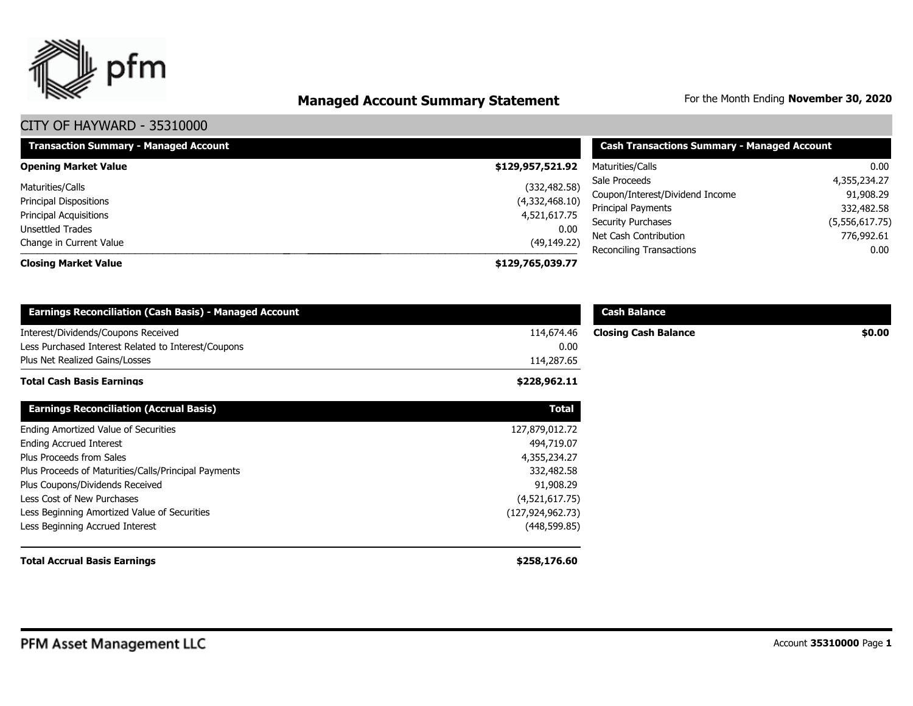## Managed Account Summary Statement

For the Month Ending **November 30, 2020**

### CITY OF HAYWARD - 35310000

| Transaction Summary - Managed Account | |
|---|---|
| **Opening Market Value** | **$129,957,521.92** |
| Maturities/Calls | (332,482.58) |
| Principal Dispositions | (4,332,468.10) |
| Principal Acquisitions | 4,521,617.75 |
| Unsettled Trades | 0.00 |
| Change in Current Value | (49,149.22) |
| **Closing Market Value** | **$129,765,039.77** |

| Cash Transactions Summary - Managed Account | |
|---|---|
| Maturities/Calls | 0.00 |
| Sale Proceeds | 4,355,234.27 |
| Coupon/Interest/Dividend Income | 91,908.29 |
| Principal Payments | 332,482.58 |
| Security Purchases | (5,556,617.75) |
| Net Cash Contribution | 776,992.61 |
| Reconciling Transactions | 0.00 |

| Earnings Reconciliation (Cash Basis) - Managed Account | |
|---|---|
| Interest/Dividends/Coupons Received | 114,674.46 |
| Less Purchased Interest Related to Interest/Coupons | 0.00 |
| Plus Net Realized Gains/Losses | 114,287.65 |
| **Total Cash Basis Earnings** | **$228,962.11** |

| Cash Balance | |
|---|---|
| **Closing Cash Balance** | **$0.00** |

| Earnings Reconciliation (Accrual Basis) | Total |
|---|---|
| Ending Amortized Value of Securities | 127,879,012.72 |
| Ending Accrued Interest | 494,719.07 |
| Plus Proceeds from Sales | 4,355,234.27 |
| Plus Proceeds of Maturities/Calls/Principal Payments | 332,482.58 |
| Plus Coupons/Dividends Received | 91,908.29 |
| Less Cost of New Purchases | (4,521,617.75) |
| Less Beginning Amortized Value of Securities | (127,924,962.73) |
| Less Beginning Accrued Interest | (448,599.85) |
| **Total Accrual Basis Earnings** | **$258,176.60** |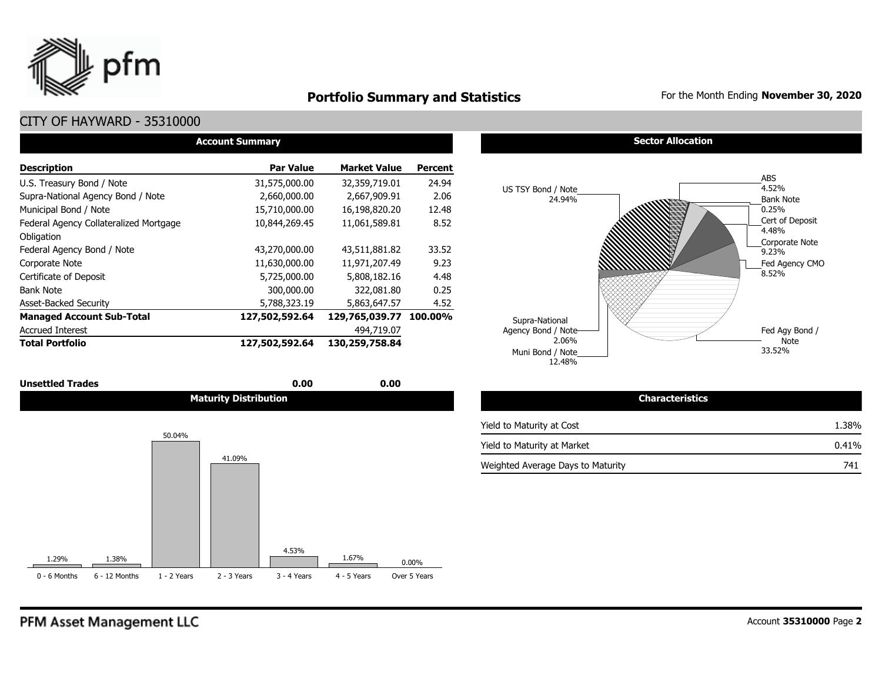# Portfolio Summary and Statistics

For the Month Ending **November 30, 2020**

## CITY OF HAYWARD - 35310000

### Account Summary

| Description | Par Value | Market Value | Percent |
|---|---|---|---|
| U.S. Treasury Bond / Note | 31,575,000.00 | 32,359,719.01 | 24.94 |
| Supra-National Agency Bond / Note | 2,660,000.00 | 2,667,909.91 | 2.06 |
| Municipal Bond / Note | 15,710,000.00 | 16,198,820.20 | 12.48 |
| Federal Agency Collateralized Mortgage Obligation | 10,844,269.45 | 11,061,589.81 | 8.52 |
| Federal Agency Bond / Note | 43,270,000.00 | 43,511,881.82 | 33.52 |
| Corporate Note | 11,630,000.00 | 11,971,207.49 | 9.23 |
| Certificate of Deposit | 5,725,000.00 | 5,808,182.16 | 4.48 |
| Bank Note | 300,000.00 | 322,081.80 | 0.25 |
| Asset-Backed Security | 5,788,323.19 | 5,863,647.57 | 4.52 |
| **Managed Account Sub-Total** | **127,502,592.64** | **129,765,039.77** | **100.00%** |
| Accrued Interest | | 494,719.07 | |
| **Total Portfolio** | **127,502,592.64** | **130,259,758.84** | |
| **Unsettled Trades** | **0.00** | **0.00** | |

### Sector Allocation

| Sector | Percent |
|---|---|
| US TSY Bond / Note | 24.94% |
| ABS | 4.52% |
| Bank Note | 0.25% |
| Cert of Deposit | 4.48% |
| Corporate Note | 9.23% |
| Fed Agency CMO | 8.52% |
| Fed Agy Bond / Note | 33.52% |
| Muni Bond / Note | 12.48% |
| Supra-National Agency Bond / Note | 2.06% |

### Maturity Distribution

| 0 - 6 Months | 6 - 12 Months | 1 - 2 Years | 2 - 3 Years | 3 - 4 Years | 4 - 5 Years | Over 5 Years |
|---|---|---|---|---|---|---|
| 1.29% | 1.38% | 50.04% | 41.09% | 4.53% | 1.67% | 0.00% |

### Characteristics

| | |
|---|---|
| Yield to Maturity at Cost | 1.38% |
| Yield to Maturity at Market | 0.41% |
| Weighted Average Days to Maturity | 741 |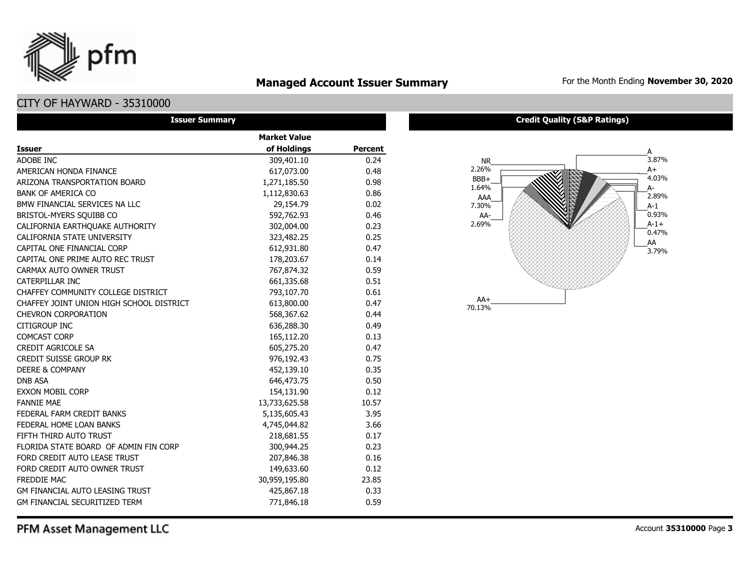# Managed Account Issuer Summary

For the Month Ending **November 30, 2020**

## CITY OF HAYWARD - 35310000

### Issuer Summary

| Issuer | Market Value of Holdings | Percent |
|---|---|---|
| ADOBE INC | 309,401.10 | 0.24 |
| AMERICAN HONDA FINANCE | 617,073.00 | 0.48 |
| ARIZONA TRANSPORTATION BOARD | 1,271,185.50 | 0.98 |
| BANK OF AMERICA CO | 1,112,830.63 | 0.86 |
| BMW FINANCIAL SERVICES NA LLC | 29,154.79 | 0.02 |
| BRISTOL-MYERS SQUIBB CO | 592,762.93 | 0.46 |
| CALIFORNIA EARTHQUAKE AUTHORITY | 302,004.00 | 0.23 |
| CALIFORNIA STATE UNIVERSITY | 323,482.25 | 0.25 |
| CAPITAL ONE FINANCIAL CORP | 612,931.80 | 0.47 |
| CAPITAL ONE PRIME AUTO REC TRUST | 178,203.67 | 0.14 |
| CARMAX AUTO OWNER TRUST | 767,874.32 | 0.59 |
| CATERPILLAR INC | 661,335.68 | 0.51 |
| CHAFFEY COMMUNITY COLLEGE DISTRICT | 793,107.70 | 0.61 |
| CHAFFEY JOINT UNION HIGH SCHOOL DISTRICT | 613,800.00 | 0.47 |
| CHEVRON CORPORATION | 568,367.62 | 0.44 |
| CITIGROUP INC | 636,288.30 | 0.49 |
| COMCAST CORP | 165,112.20 | 0.13 |
| CREDIT AGRICOLE SA | 605,275.20 | 0.47 |
| CREDIT SUISSE GROUP RK | 976,192.43 | 0.75 |
| DEERE & COMPANY | 452,139.10 | 0.35 |
| DNB ASA | 646,473.75 | 0.50 |
| EXXON MOBIL CORP | 154,131.90 | 0.12 |
| FANNIE MAE | 13,733,625.58 | 10.57 |
| FEDERAL FARM CREDIT BANKS | 5,135,605.43 | 3.95 |
| FEDERAL HOME LOAN BANKS | 4,745,044.82 | 3.66 |
| FIFTH THIRD AUTO TRUST | 218,681.55 | 0.17 |
| FLORIDA STATE BOARD OF ADMIN FIN CORP | 300,944.25 | 0.23 |
| FORD CREDIT AUTO LEASE TRUST | 207,846.38 | 0.16 |
| FORD CREDIT AUTO OWNER TRUST | 149,633.60 | 0.12 |
| FREDDIE MAC | 30,959,195.80 | 23.85 |
| GM FINANCIAL AUTO LEASING TRUST | 425,867.18 | 0.33 |
| GM FINANCIAL SECURITIZED TERM | 771,846.18 | 0.59 |

### Credit Quality (S&P Ratings)

| Rating | Percent |
|---|---|
| A | 3.87% |
| A+ | 4.03% |
| A- | 2.89% |
| A-1 | 0.93% |
| A-1+ | 0.47% |
| AA | 3.79% |
| AA+ | 70.13% |
| AA- | 2.69% |
| AAA | 7.30% |
| BBB+ | 1.64% |
| NR | 2.26% |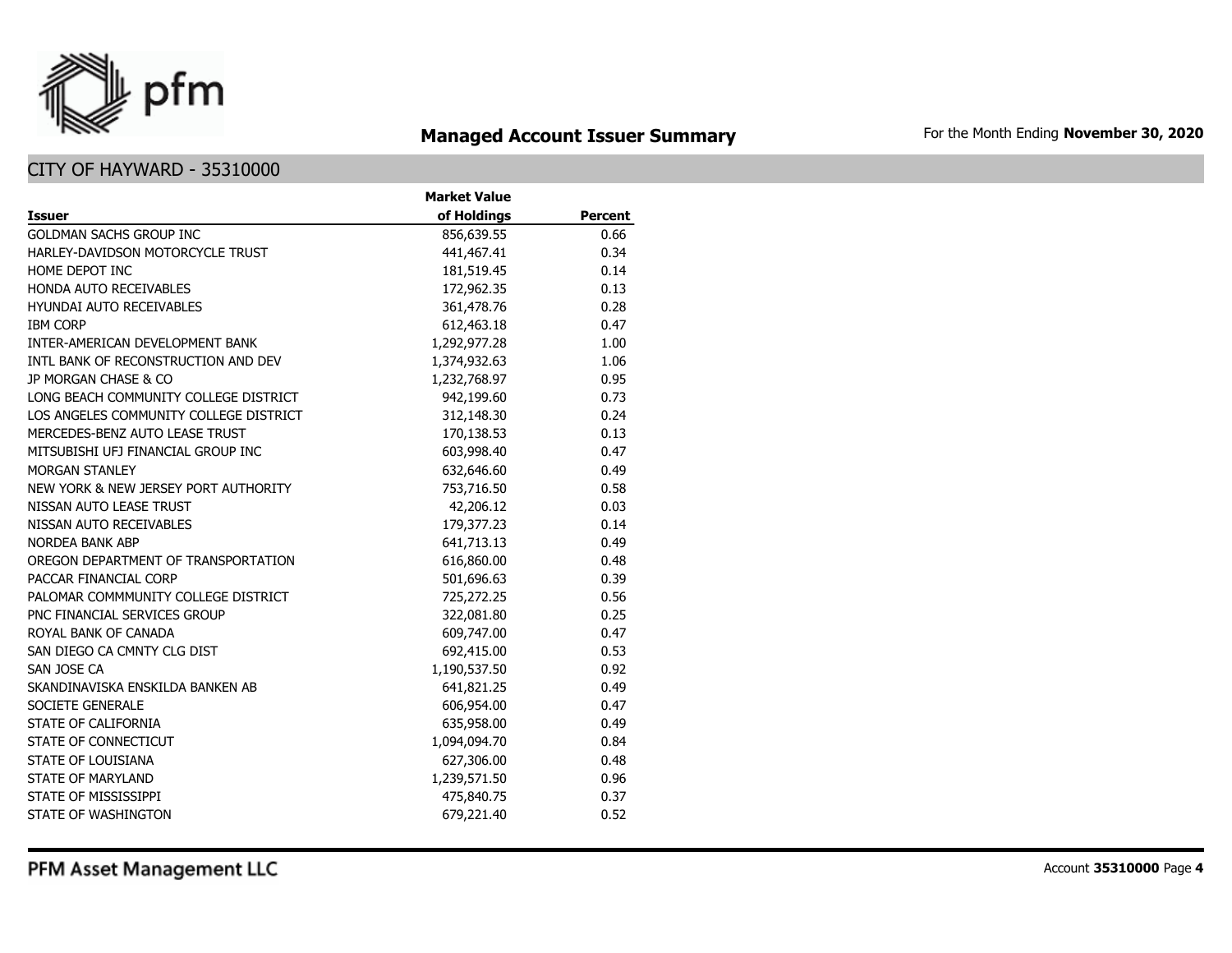# Managed Account Issuer Summary

For the Month Ending **November 30, 2020**

## CITY OF HAYWARD - 35310000

| Issuer | Market Value of Holdings | Percent |
|---|---|---|
| GOLDMAN SACHS GROUP INC | 856,639.55 | 0.66 |
| HARLEY-DAVIDSON MOTORCYCLE TRUST | 441,467.41 | 0.34 |
| HOME DEPOT INC | 181,519.45 | 0.14 |
| HONDA AUTO RECEIVABLES | 172,962.35 | 0.13 |
| HYUNDAI AUTO RECEIVABLES | 361,478.76 | 0.28 |
| IBM CORP | 612,463.18 | 0.47 |
| INTER-AMERICAN DEVELOPMENT BANK | 1,292,977.28 | 1.00 |
| INTL BANK OF RECONSTRUCTION AND DEV | 1,374,932.63 | 1.06 |
| JP MORGAN CHASE & CO | 1,232,768.97 | 0.95 |
| LONG BEACH COMMUNITY COLLEGE DISTRICT | 942,199.60 | 0.73 |
| LOS ANGELES COMMUNITY COLLEGE DISTRICT | 312,148.30 | 0.24 |
| MERCEDES-BENZ AUTO LEASE TRUST | 170,138.53 | 0.13 |
| MITSUBISHI UFJ FINANCIAL GROUP INC | 603,998.40 | 0.47 |
| MORGAN STANLEY | 632,646.60 | 0.49 |
| NEW YORK & NEW JERSEY PORT AUTHORITY | 753,716.50 | 0.58 |
| NISSAN AUTO LEASE TRUST | 42,206.12 | 0.03 |
| NISSAN AUTO RECEIVABLES | 179,377.23 | 0.14 |
| NORDEA BANK ABP | 641,713.13 | 0.49 |
| OREGON DEPARTMENT OF TRANSPORTATION | 616,860.00 | 0.48 |
| PACCAR FINANCIAL CORP | 501,696.63 | 0.39 |
| PALOMAR COMMMUNITY COLLEGE DISTRICT | 725,272.25 | 0.56 |
| PNC FINANCIAL SERVICES GROUP | 322,081.80 | 0.25 |
| ROYAL BANK OF CANADA | 609,747.00 | 0.47 |
| SAN DIEGO CA CMNTY CLG DIST | 692,415.00 | 0.53 |
| SAN JOSE CA | 1,190,537.50 | 0.92 |
| SKANDINAVISKA ENSKILDA BANKEN AB | 641,821.25 | 0.49 |
| SOCIETE GENERALE | 606,954.00 | 0.47 |
| STATE OF CALIFORNIA | 635,958.00 | 0.49 |
| STATE OF CONNECTICUT | 1,094,094.70 | 0.84 |
| STATE OF LOUISIANA | 627,306.00 | 0.48 |
| STATE OF MARYLAND | 1,239,571.50 | 0.96 |
| STATE OF MISSISSIPPI | 475,840.75 | 0.37 |
| STATE OF WASHINGTON | 679,221.40 | 0.52 |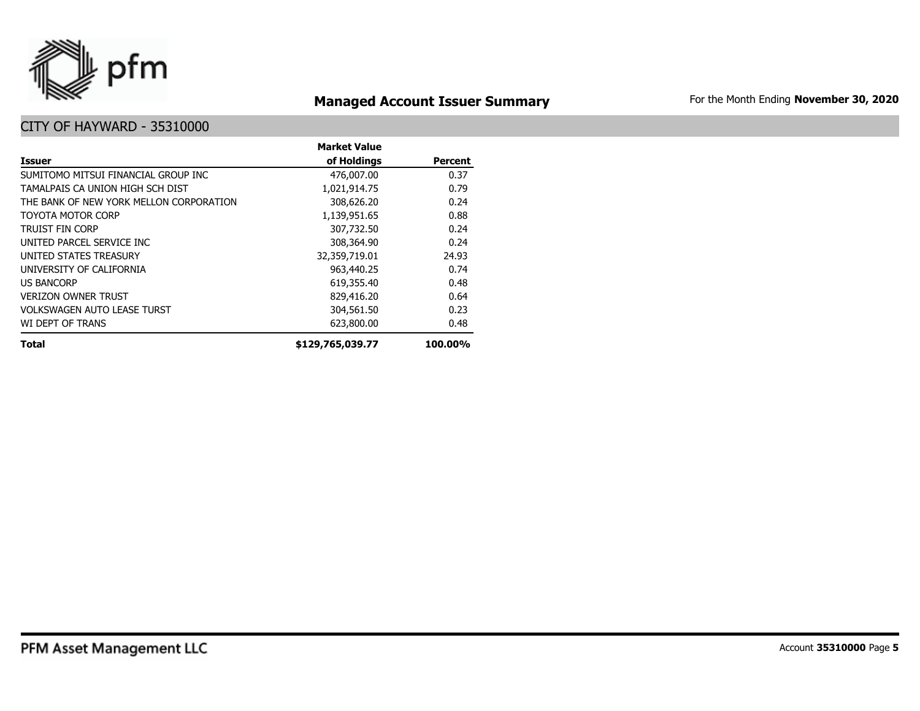# Managed Account Issuer Summary

For the Month Ending **November 30, 2020**

## CITY OF HAYWARD - 35310000

| Issuer | Market Value of Holdings | Percent |
|---|---|---|
| SUMITOMO MITSUI FINANCIAL GROUP INC | 476,007.00 | 0.37 |
| TAMALPAIS CA UNION HIGH SCH DIST | 1,021,914.75 | 0.79 |
| THE BANK OF NEW YORK MELLON CORPORATION | 308,626.20 | 0.24 |
| TOYOTA MOTOR CORP | 1,139,951.65 | 0.88 |
| TRUIST FIN CORP | 307,732.50 | 0.24 |
| UNITED PARCEL SERVICE INC | 308,364.90 | 0.24 |
| UNITED STATES TREASURY | 32,359,719.01 | 24.93 |
| UNIVERSITY OF CALIFORNIA | 963,440.25 | 0.74 |
| US BANCORP | 619,355.40 | 0.48 |
| VERIZON OWNER TRUST | 829,416.20 | 0.64 |
| VOLKSWAGEN AUTO LEASE TURST | 304,561.50 | 0.23 |
| WI DEPT OF TRANS | 623,800.00 | 0.48 |
| **Total** | **$129,765,039.77** | **100.00%** |

PFM Asset Management LLC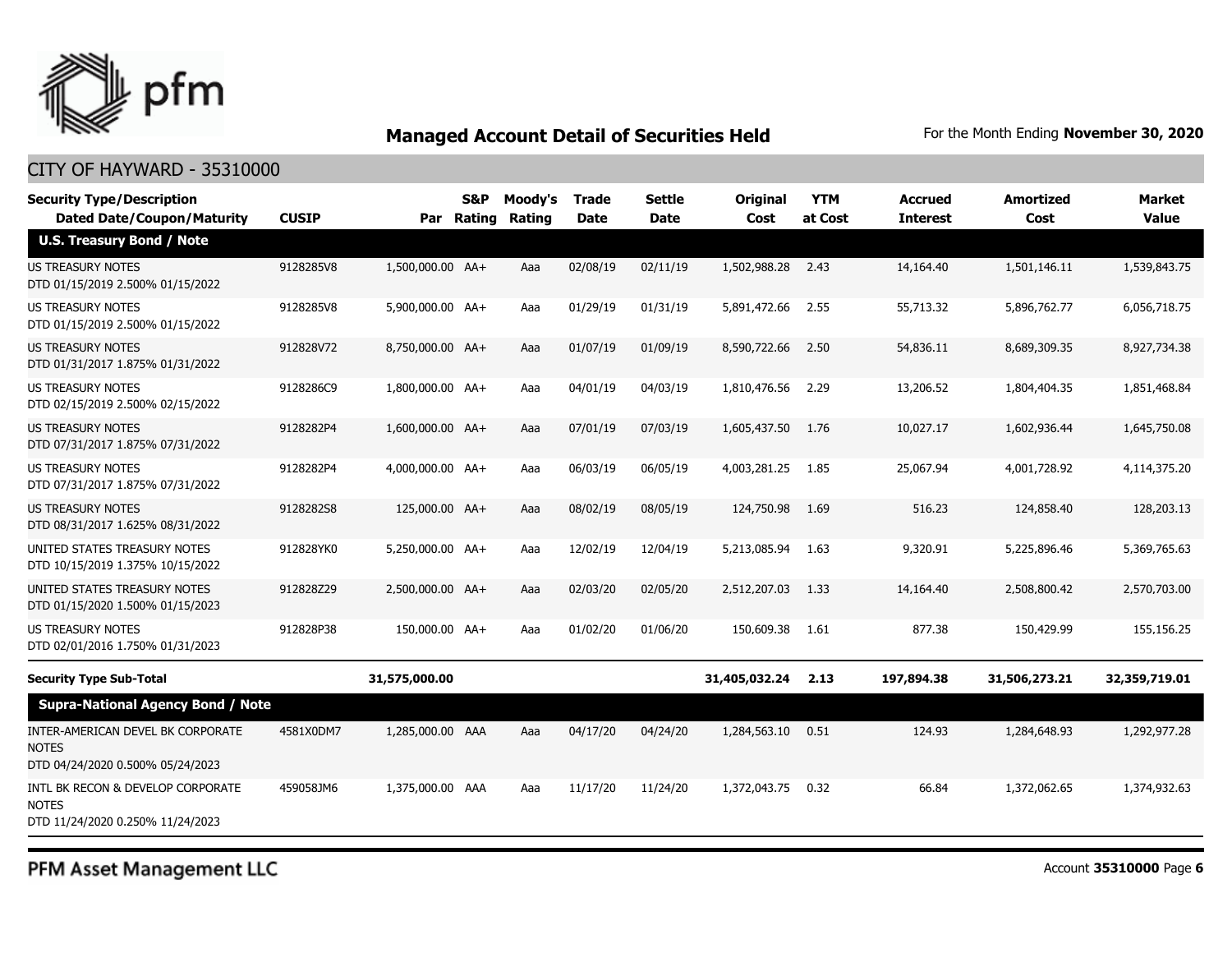## Managed Account Detail of Securities Held

For the Month Ending **November 30, 2020**

CITY OF HAYWARD - 35310000

| Security Type/Description Dated Date/Coupon/Maturity | CUSIP | Par | S&P Rating | Moody's Rating | Trade Date | Settle Date | Original Cost | YTM at Cost | Accrued Interest | Amortized Cost | Market Value |
|---|---|---|---|---|---|---|---|---|---|---|---|
| **U.S. Treasury Bond / Note** | | | | | | | | | | | |
| US TREASURY NOTES DTD 01/15/2019 2.500% 01/15/2022 | 9128285V8 | 1,500,000.00 | AA+ | Aaa | 02/08/19 | 02/11/19 | 1,502,988.28 | 2.43 | 14,164.40 | 1,501,146.11 | 1,539,843.75 |
| US TREASURY NOTES DTD 01/15/2019 2.500% 01/15/2022 | 9128285V8 | 5,900,000.00 | AA+ | Aaa | 01/29/19 | 01/31/19 | 5,891,472.66 | 2.55 | 55,713.32 | 5,896,762.77 | 6,056,718.75 |
| US TREASURY NOTES DTD 01/31/2017 1.875% 01/31/2022 | 912828V72 | 8,750,000.00 | AA+ | Aaa | 01/07/19 | 01/09/19 | 8,590,722.66 | 2.50 | 54,836.11 | 8,689,309.35 | 8,927,734.38 |
| US TREASURY NOTES DTD 02/15/2019 2.500% 02/15/2022 | 9128286C9 | 1,800,000.00 | AA+ | Aaa | 04/01/19 | 04/03/19 | 1,810,476.56 | 2.29 | 13,206.52 | 1,804,404.35 | 1,851,468.84 |
| US TREASURY NOTES DTD 07/31/2017 1.875% 07/31/2022 | 9128282P4 | 1,600,000.00 | AA+ | Aaa | 07/01/19 | 07/03/19 | 1,605,437.50 | 1.76 | 10,027.17 | 1,602,936.44 | 1,645,750.08 |
| US TREASURY NOTES DTD 07/31/2017 1.875% 07/31/2022 | 9128282P4 | 4,000,000.00 | AA+ | Aaa | 06/03/19 | 06/05/19 | 4,003,281.25 | 1.85 | 25,067.94 | 4,001,728.92 | 4,114,375.20 |
| US TREASURY NOTES DTD 08/31/2017 1.625% 08/31/2022 | 9128282S8 | 125,000.00 | AA+ | Aaa | 08/02/19 | 08/05/19 | 124,750.98 | 1.69 | 516.23 | 124,858.40 | 128,203.13 |
| UNITED STATES TREASURY NOTES DTD 10/15/2019 1.375% 10/15/2022 | 912828YK0 | 5,250,000.00 | AA+ | Aaa | 12/02/19 | 12/04/19 | 5,213,085.94 | 1.63 | 9,320.91 | 5,225,896.46 | 5,369,765.63 |
| UNITED STATES TREASURY NOTES DTD 01/15/2020 1.500% 01/15/2023 | 912828Z29 | 2,500,000.00 | AA+ | Aaa | 02/03/20 | 02/05/20 | 2,512,207.03 | 1.33 | 14,164.40 | 2,508,800.42 | 2,570,703.00 |
| US TREASURY NOTES DTD 02/01/2016 1.750% 01/31/2023 | 912828P38 | 150,000.00 | AA+ | Aaa | 01/02/20 | 01/06/20 | 150,609.38 | 1.61 | 877.38 | 150,429.99 | 155,156.25 |
| **Security Type Sub-Total** | | **31,575,000.00** | | | | | **31,405,032.24** | **2.13** | **197,894.38** | **31,506,273.21** | **32,359,719.01** |
| **Supra-National Agency Bond / Note** | | | | | | | | | | | |
| INTER-AMERICAN DEVEL BK CORPORATE NOTES DTD 04/24/2020 0.500% 05/24/2023 | 4581X0DM7 | 1,285,000.00 | AAA | Aaa | 04/17/20 | 04/24/20 | 1,284,563.10 | 0.51 | 124.93 | 1,284,648.93 | 1,292,977.28 |
| INTL BK RECON & DEVELOP CORPORATE NOTES DTD 11/24/2020 0.250% 11/24/2023 | 459058JM6 | 1,375,000.00 | AAA | Aaa | 11/17/20 | 11/24/20 | 1,372,043.75 | 0.32 | 66.84 | 1,372,062.65 | 1,374,932.63 |

PFM Asset Management LLC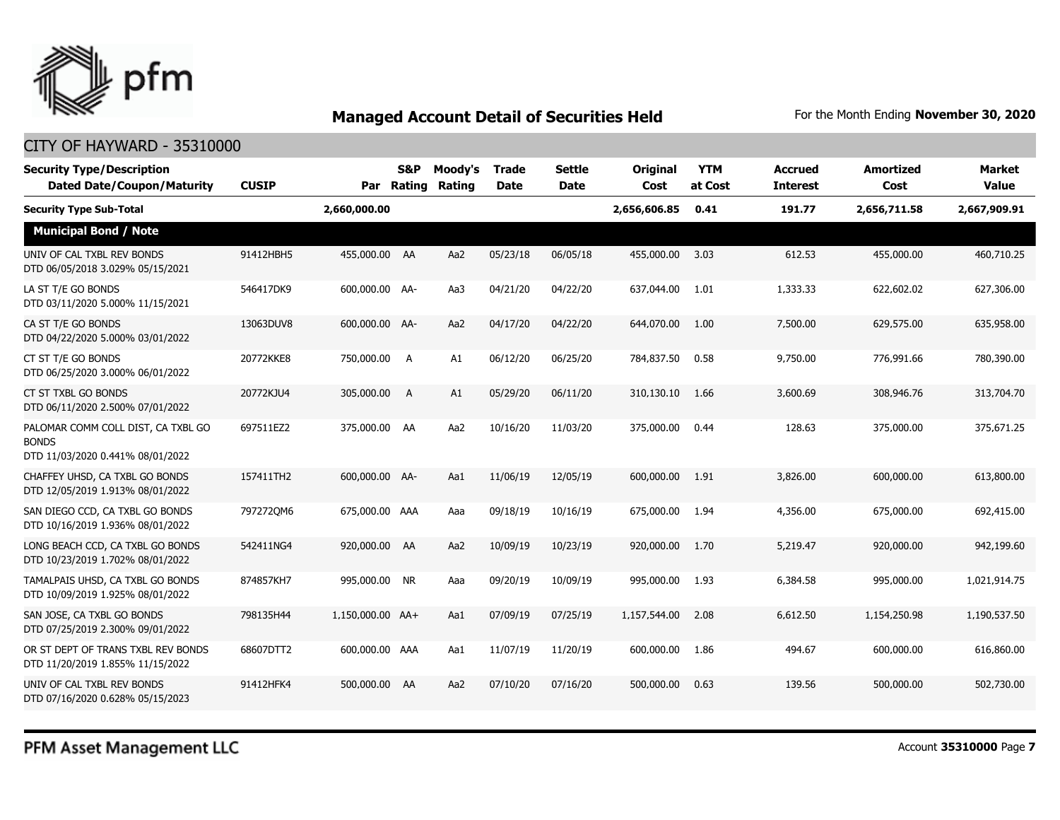# Managed Account Detail of Securities Held

For the Month Ending **November 30, 2020**

CITY OF HAYWARD - 35310000

| Security Type/Description Dated Date/Coupon/Maturity | CUSIP | Par | S&P Rating | Moody's Rating | Trade Date | Settle Date | Original Cost | YTM at Cost | Accrued Interest | Amortized Cost | Market Value |
|---|---|---|---|---|---|---|---|---|---|---|---|
| **Security Type Sub-Total** | | **2,660,000.00** | | | | | **2,656,606.85** | **0.41** | **191.77** | **2,656,711.58** | **2,667,909.91** |
| **Municipal Bond / Note** | | | | | | | | | | | |
| UNIV OF CAL TXBL REV BONDS DTD 06/05/2018 3.029% 05/15/2021 | 91412HBH5 | 455,000.00 | AA | Aa2 | 05/23/18 | 06/05/18 | 455,000.00 | 3.03 | 612.53 | 455,000.00 | 460,710.25 |
| LA ST T/E GO BONDS DTD 03/11/2020 5.000% 11/15/2021 | 546417DK9 | 600,000.00 | AA- | Aa3 | 04/21/20 | 04/22/20 | 637,044.00 | 1.01 | 1,333.33 | 622,602.02 | 627,306.00 |
| CA ST T/E GO BONDS DTD 04/22/2020 5.000% 03/01/2022 | 13063DUV8 | 600,000.00 | AA- | Aa2 | 04/17/20 | 04/22/20 | 644,070.00 | 1.00 | 7,500.00 | 629,575.00 | 635,958.00 |
| CT ST T/E GO BONDS DTD 06/25/2020 3.000% 06/01/2022 | 20772KKE8 | 750,000.00 | A | A1 | 06/12/20 | 06/25/20 | 784,837.50 | 0.58 | 9,750.00 | 776,991.66 | 780,390.00 |
| CT ST TXBL GO BONDS DTD 06/11/2020 2.500% 07/01/2022 | 20772KJU4 | 305,000.00 | A | A1 | 05/29/20 | 06/11/20 | 310,130.10 | 1.66 | 3,600.69 | 308,946.76 | 313,704.70 |
| PALOMAR COMM COLL DIST, CA TXBL GO BONDS DTD 11/03/2020 0.441% 08/01/2022 | 697511EZ2 | 375,000.00 | AA | Aa2 | 10/16/20 | 11/03/20 | 375,000.00 | 0.44 | 128.63 | 375,000.00 | 375,671.25 |
| CHAFFEY UHSD, CA TXBL GO BONDS DTD 12/05/2019 1.913% 08/01/2022 | 157411TH2 | 600,000.00 | AA- | Aa1 | 11/06/19 | 12/05/19 | 600,000.00 | 1.91 | 3,826.00 | 600,000.00 | 613,800.00 |
| SAN DIEGO CCD, CA TXBL GO BONDS DTD 10/16/2019 1.936% 08/01/2022 | 797272QM6 | 675,000.00 | AAA | Aaa | 09/18/19 | 10/16/19 | 675,000.00 | 1.94 | 4,356.00 | 675,000.00 | 692,415.00 |
| LONG BEACH CCD, CA TXBL GO BONDS DTD 10/23/2019 1.702% 08/01/2022 | 542411NG4 | 920,000.00 | AA | Aa2 | 10/09/19 | 10/23/19 | 920,000.00 | 1.70 | 5,219.47 | 920,000.00 | 942,199.60 |
| TAMALPAIS UHSD, CA TXBL GO BONDS DTD 10/09/2019 1.925% 08/01/2022 | 874857KH7 | 995,000.00 | NR | Aaa | 09/20/19 | 10/09/19 | 995,000.00 | 1.93 | 6,384.58 | 995,000.00 | 1,021,914.75 |
| SAN JOSE, CA TXBL GO BONDS DTD 07/25/2019 2.300% 09/01/2022 | 798135H44 | 1,150,000.00 | AA+ | Aa1 | 07/09/19 | 07/25/19 | 1,157,544.00 | 2.08 | 6,612.50 | 1,154,250.98 | 1,190,537.50 |
| OR ST DEPT OF TRANS TXBL REV BONDS DTD 11/20/2019 1.855% 11/15/2022 | 68607DTT2 | 600,000.00 | AAA | Aa1 | 11/07/19 | 11/20/19 | 600,000.00 | 1.86 | 494.67 | 600,000.00 | 616,860.00 |
| UNIV OF CAL TXBL REV BONDS DTD 07/16/2020 0.628% 05/15/2023 | 91412HFK4 | 500,000.00 | AA | Aa2 | 07/10/20 | 07/16/20 | 500,000.00 | 0.63 | 139.56 | 500,000.00 | 502,730.00 |

PFM Asset Management LLC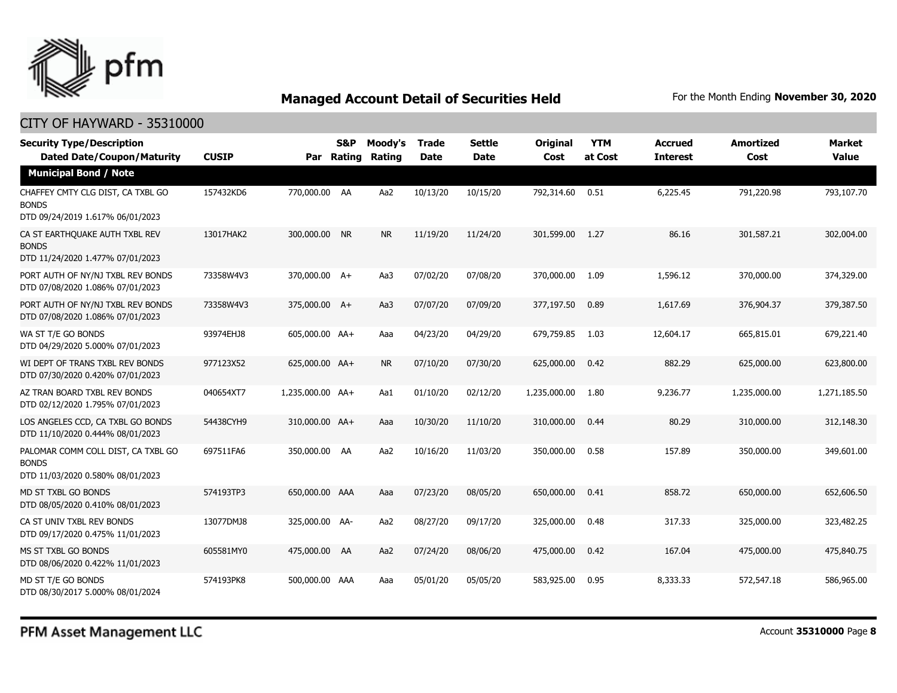## Managed Account Detail of Securities Held

For the Month Ending **November 30, 2020**

### CITY OF HAYWARD - 35310000

| Security Type/Description Dated Date/Coupon/Maturity | CUSIP | Par | S&P Rating | Moody's Rating | Trade Date | Settle Date | Original Cost | YTM at Cost | Accrued Interest | Amortized Cost | Market Value |
|---|---|---|---|---|---|---|---|---|---|---|---|
| **Municipal Bond / Note** | | | | | | | | | | | |
| CHAFFEY CMTY CLG DIST, CA TXBL GO BONDS DTD 09/24/2019 1.617% 06/01/2023 | 157432KD6 | 770,000.00 | AA | Aa2 | 10/13/20 | 10/15/20 | 792,314.60 | 0.51 | 6,225.45 | 791,220.98 | 793,107.70 |
| CA ST EARTHQUAKE AUTH TXBL REV BONDS DTD 11/24/2020 1.477% 07/01/2023 | 13017HAK2 | 300,000.00 | NR | NR | 11/19/20 | 11/24/20 | 301,599.00 | 1.27 | 86.16 | 301,587.21 | 302,004.00 |
| PORT AUTH OF NY/NJ TXBL REV BONDS DTD 07/08/2020 1.086% 07/01/2023 | 73358W4V3 | 370,000.00 | A+ | Aa3 | 07/02/20 | 07/08/20 | 370,000.00 | 1.09 | 1,596.12 | 370,000.00 | 374,329.00 |
| PORT AUTH OF NY/NJ TXBL REV BONDS DTD 07/08/2020 1.086% 07/01/2023 | 73358W4V3 | 375,000.00 | A+ | Aa3 | 07/07/20 | 07/09/20 | 377,197.50 | 0.89 | 1,617.69 | 376,904.37 | 379,387.50 |
| WA ST T/E GO BONDS DTD 04/29/2020 5.000% 07/01/2023 | 93974EHJ8 | 605,000.00 | AA+ | Aaa | 04/23/20 | 04/29/20 | 679,759.85 | 1.03 | 12,604.17 | 665,815.01 | 679,221.40 |
| WI DEPT OF TRANS TXBL REV BONDS DTD 07/30/2020 0.420% 07/01/2023 | 977123X52 | 625,000.00 | AA+ | NR | 07/10/20 | 07/30/20 | 625,000.00 | 0.42 | 882.29 | 625,000.00 | 623,800.00 |
| AZ TRAN BOARD TXBL REV BONDS DTD 02/12/2020 1.795% 07/01/2023 | 040654XT7 | 1,235,000.00 | AA+ | Aa1 | 01/10/20 | 02/12/20 | 1,235,000.00 | 1.80 | 9,236.77 | 1,235,000.00 | 1,271,185.50 |
| LOS ANGELES CCD, CA TXBL GO BONDS DTD 11/10/2020 0.444% 08/01/2023 | 54438CYH9 | 310,000.00 | AA+ | Aaa | 10/30/20 | 11/10/20 | 310,000.00 | 0.44 | 80.29 | 310,000.00 | 312,148.30 |
| PALOMAR COMM COLL DIST, CA TXBL GO BONDS DTD 11/03/2020 0.580% 08/01/2023 | 697511FA6 | 350,000.00 | AA | Aa2 | 10/16/20 | 11/03/20 | 350,000.00 | 0.58 | 157.89 | 350,000.00 | 349,601.00 |
| MD ST TXBL GO BONDS DTD 08/05/2020 0.410% 08/01/2023 | 574193TP3 | 650,000.00 | AAA | Aaa | 07/23/20 | 08/05/20 | 650,000.00 | 0.41 | 858.72 | 650,000.00 | 652,606.50 |
| CA ST UNIV TXBL REV BONDS DTD 09/17/2020 0.475% 11/01/2023 | 13077DMJ8 | 325,000.00 | AA- | Aa2 | 08/27/20 | 09/17/20 | 325,000.00 | 0.48 | 317.33 | 325,000.00 | 323,482.25 |
| MS ST TXBL GO BONDS DTD 08/06/2020 0.422% 11/01/2023 | 605581MY0 | 475,000.00 | AA | Aa2 | 07/24/20 | 08/06/20 | 475,000.00 | 0.42 | 167.04 | 475,000.00 | 475,840.75 |
| MD ST T/E GO BONDS DTD 08/30/2017 5.000% 08/01/2024 | 574193PK8 | 500,000.00 | AAA | Aaa | 05/01/20 | 05/05/20 | 583,925.00 | 0.95 | 8,333.33 | 572,547.18 | 586,965.00 |

PFM Asset Management LLC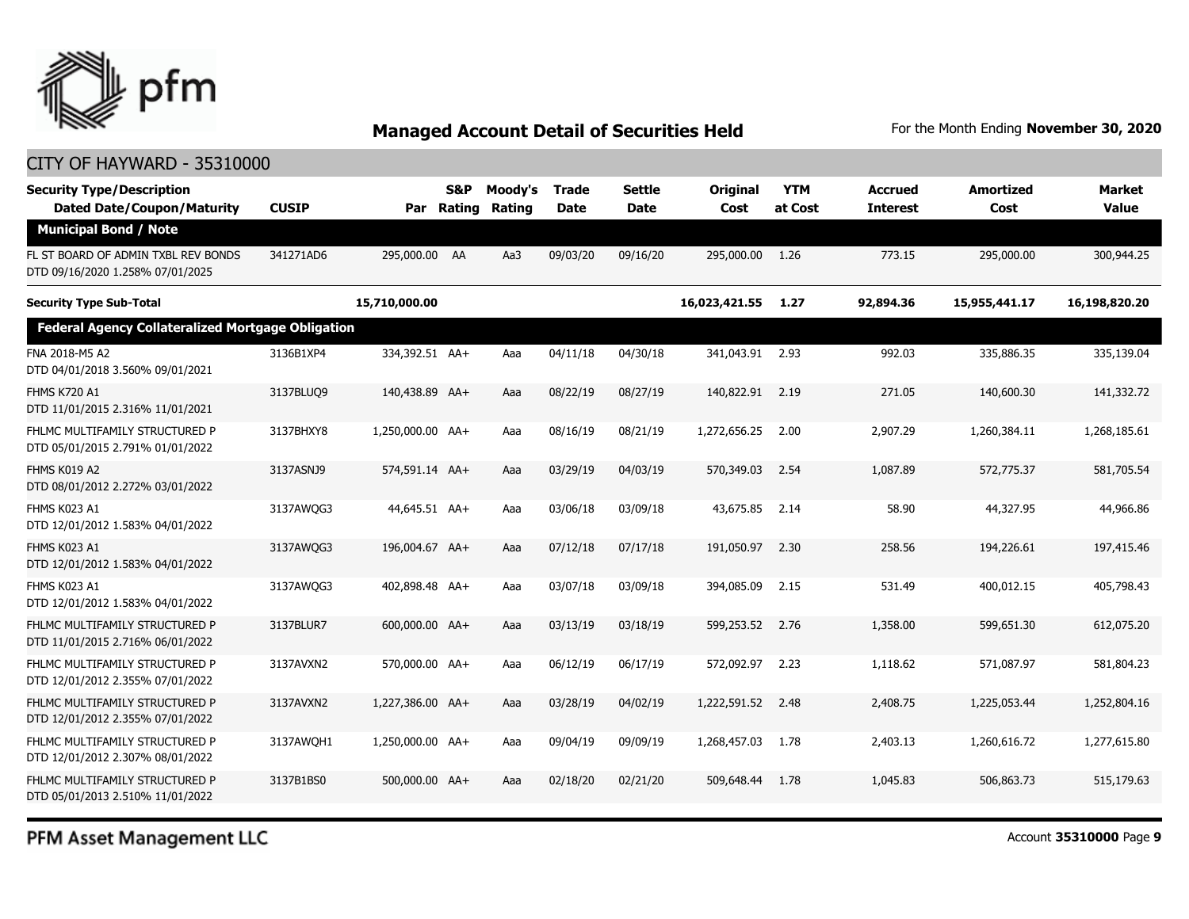# Managed Account Detail of Securities Held

For the Month Ending **November 30, 2020**

## CITY OF HAYWARD - 35310000

| Security Type/Description Dated Date/Coupon/Maturity | CUSIP | Par | S&P Rating | Moody's Rating | Trade Date | Settle Date | Original Cost | YTM at Cost | Accrued Interest | Amortized Cost | Market Value |
|---|---|---|---|---|---|---|---|---|---|---|---|
| **Municipal Bond / Note** | | | | | | | | | | | |
| FL ST BOARD OF ADMIN TXBL REV BONDS DTD 09/16/2020 1.258% 07/01/2025 | 341271AD6 | 295,000.00 | AA | Aa3 | 09/03/20 | 09/16/20 | 295,000.00 | 1.26 | 773.15 | 295,000.00 | 300,944.25 |
| **Security Type Sub-Total** | | **15,710,000.00** | | | | | **16,023,421.55** | **1.27** | **92,894.36** | **15,955,441.17** | **16,198,820.20** |
| **Federal Agency Collateralized Mortgage Obligation** | | | | | | | | | | | |
| FNA 2018-M5 A2 DTD 04/01/2018 3.560% 09/01/2021 | 3136B1XP4 | 334,392.51 | AA+ | Aaa | 04/11/18 | 04/30/18 | 341,043.91 | 2.93 | 992.03 | 335,886.35 | 335,139.04 |
| FHMS K720 A1 DTD 11/01/2015 2.316% 11/01/2021 | 3137BLUQ9 | 140,438.89 | AA+ | Aaa | 08/22/19 | 08/27/19 | 140,822.91 | 2.19 | 271.05 | 140,600.30 | 141,332.72 |
| FHLMC MULTIFAMILY STRUCTURED P DTD 05/01/2015 2.791% 01/01/2022 | 3137BHXY8 | 1,250,000.00 | AA+ | Aaa | 08/16/19 | 08/21/19 | 1,272,656.25 | 2.00 | 2,907.29 | 1,260,384.11 | 1,268,185.61 |
| FHMS K019 A2 DTD 08/01/2012 2.272% 03/01/2022 | 3137ASNJ9 | 574,591.14 | AA+ | Aaa | 03/29/19 | 04/03/19 | 570,349.03 | 2.54 | 1,087.89 | 572,775.37 | 581,705.54 |
| FHMS K023 A1 DTD 12/01/2012 1.583% 04/01/2022 | 3137AWQG3 | 44,645.51 | AA+ | Aaa | 03/06/18 | 03/09/18 | 43,675.85 | 2.14 | 58.90 | 44,327.95 | 44,966.86 |
| FHMS K023 A1 DTD 12/01/2012 1.583% 04/01/2022 | 3137AWQG3 | 196,004.67 | AA+ | Aaa | 07/12/18 | 07/17/18 | 191,050.97 | 2.30 | 258.56 | 194,226.61 | 197,415.46 |
| FHMS K023 A1 DTD 12/01/2012 1.583% 04/01/2022 | 3137AWQG3 | 402,898.48 | AA+ | Aaa | 03/07/18 | 03/09/18 | 394,085.09 | 2.15 | 531.49 | 400,012.15 | 405,798.43 |
| FHLMC MULTIFAMILY STRUCTURED P DTD 11/01/2015 2.716% 06/01/2022 | 3137BLUR7 | 600,000.00 | AA+ | Aaa | 03/13/19 | 03/18/19 | 599,253.52 | 2.76 | 1,358.00 | 599,651.30 | 612,075.20 |
| FHLMC MULTIFAMILY STRUCTURED P DTD 12/01/2012 2.355% 07/01/2022 | 3137AVXN2 | 570,000.00 | AA+ | Aaa | 06/12/19 | 06/17/19 | 572,092.97 | 2.23 | 1,118.62 | 571,087.97 | 581,804.23 |
| FHLMC MULTIFAMILY STRUCTURED P DTD 12/01/2012 2.355% 07/01/2022 | 3137AVXN2 | 1,227,386.00 | AA+ | Aaa | 03/28/19 | 04/02/19 | 1,222,591.52 | 2.48 | 2,408.75 | 1,225,053.44 | 1,252,804.16 |
| FHLMC MULTIFAMILY STRUCTURED P DTD 12/01/2012 2.307% 08/01/2022 | 3137AWQH1 | 1,250,000.00 | AA+ | Aaa | 09/04/19 | 09/09/19 | 1,268,457.03 | 1.78 | 2,403.13 | 1,260,616.72 | 1,277,615.80 |
| FHLMC MULTIFAMILY STRUCTURED P DTD 05/01/2013 2.510% 11/01/2022 | 3137B1BS0 | 500,000.00 | AA+ | Aaa | 02/18/20 | 02/21/20 | 509,648.44 | 1.78 | 1,045.83 | 506,863.73 | 515,179.63 |

PFM Asset Management LLC

Account **35310000**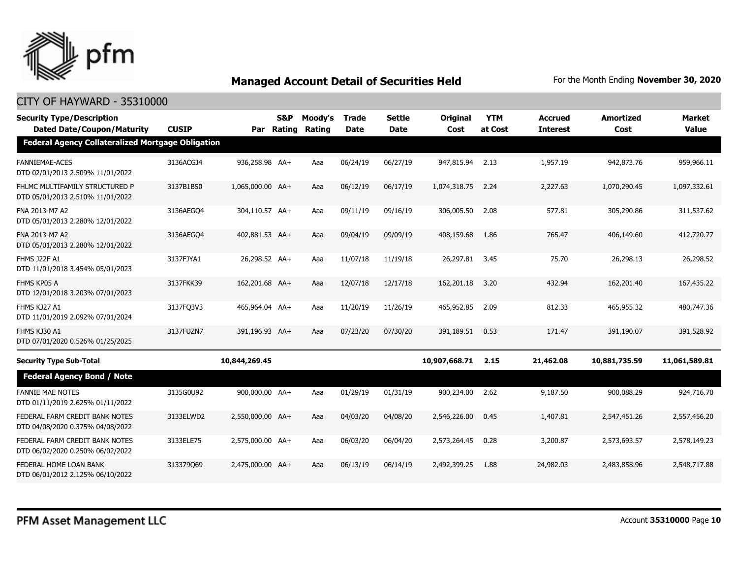## Managed Account Detail of Securities Held

For the Month Ending **November 30, 2020**

CITY OF HAYWARD - 35310000

| Security Type/Description Dated Date/Coupon/Maturity | CUSIP | Par | S&P Rating | Moody's Rating | Trade Date | Settle Date | Original Cost | YTM at Cost | Accrued Interest | Amortized Cost | Market Value |
|---|---|---|---|---|---|---|---|---|---|---|---|
| **Federal Agency Collateralized Mortgage Obligation** | | | | | | | | | | | |
| FANNIEMAE-ACES DTD 02/01/2013 2.509% 11/01/2022 | 3136ACGJ4 | 936,258.98 | AA+ | Aaa | 06/24/19 | 06/27/19 | 947,815.94 | 2.13 | 1,957.19 | 942,873.76 | 959,966.11 |
| FHLMC MULTIFAMILY STRUCTURED P DTD 05/01/2013 2.510% 11/01/2022 | 3137B1BS0 | 1,065,000.00 | AA+ | Aaa | 06/12/19 | 06/17/19 | 1,074,318.75 | 2.24 | 2,227.63 | 1,070,290.45 | 1,097,332.61 |
| FNA 2013-M7 A2 DTD 05/01/2013 2.280% 12/01/2022 | 3136AEGQ4 | 304,110.57 | AA+ | Aaa | 09/11/19 | 09/16/19 | 306,005.50 | 2.08 | 577.81 | 305,290.86 | 311,537.62 |
| FNA 2013-M7 A2 DTD 05/01/2013 2.280% 12/01/2022 | 3136AEGQ4 | 402,881.53 | AA+ | Aaa | 09/04/19 | 09/09/19 | 408,159.68 | 1.86 | 765.47 | 406,149.60 | 412,720.77 |
| FHMS J22F A1 DTD 11/01/2018 3.454% 05/01/2023 | 3137FJYA1 | 26,298.52 | AA+ | Aaa | 11/07/18 | 11/19/18 | 26,297.81 | 3.45 | 75.70 | 26,298.13 | 26,298.52 |
| FHMS KP05 A DTD 12/01/2018 3.203% 07/01/2023 | 3137FKK39 | 162,201.68 | AA+ | Aaa | 12/07/18 | 12/17/18 | 162,201.18 | 3.20 | 432.94 | 162,201.40 | 167,435.22 |
| FHMS KJ27 A1 DTD 11/01/2019 2.092% 07/01/2024 | 3137FQ3V3 | 465,964.04 | AA+ | Aaa | 11/20/19 | 11/26/19 | 465,952.85 | 2.09 | 812.33 | 465,955.32 | 480,747.36 |
| FHMS KJ30 A1 DTD 07/01/2020 0.526% 01/25/2025 | 3137FUZN7 | 391,196.93 | AA+ | Aaa | 07/23/20 | 07/30/20 | 391,189.51 | 0.53 | 171.47 | 391,190.07 | 391,528.92 |
| **Security Type Sub-Total** | | **10,844,269.45** | | | | | **10,907,668.71** | **2.15** | **21,462.08** | **10,881,735.59** | **11,061,589.81** |
| **Federal Agency Bond / Note** | | | | | | | | | | | |
| FANNIE MAE NOTES DTD 01/11/2019 2.625% 01/11/2022 | 3135G0U92 | 900,000.00 | AA+ | Aaa | 01/29/19 | 01/31/19 | 900,234.00 | 2.62 | 9,187.50 | 900,088.29 | 924,716.70 |
| FEDERAL FARM CREDIT BANK NOTES DTD 04/08/2020 0.375% 04/08/2022 | 3133ELWD2 | 2,550,000.00 | AA+ | Aaa | 04/03/20 | 04/08/20 | 2,546,226.00 | 0.45 | 1,407.81 | 2,547,451.26 | 2,557,456.20 |
| FEDERAL FARM CREDIT BANK NOTES DTD 06/02/2020 0.250% 06/02/2022 | 3133ELE75 | 2,575,000.00 | AA+ | Aaa | 06/03/20 | 06/04/20 | 2,573,264.45 | 0.28 | 3,200.87 | 2,573,693.57 | 2,578,149.23 |
| FEDERAL HOME LOAN BANK DTD 06/01/2012 2.125% 06/10/2022 | 313379Q69 | 2,475,000.00 | AA+ | Aaa | 06/13/19 | 06/14/19 | 2,492,399.25 | 1.88 | 24,982.03 | 2,483,858.96 | 2,548,717.88 |

PFM Asset Management LLC

Account **35310000**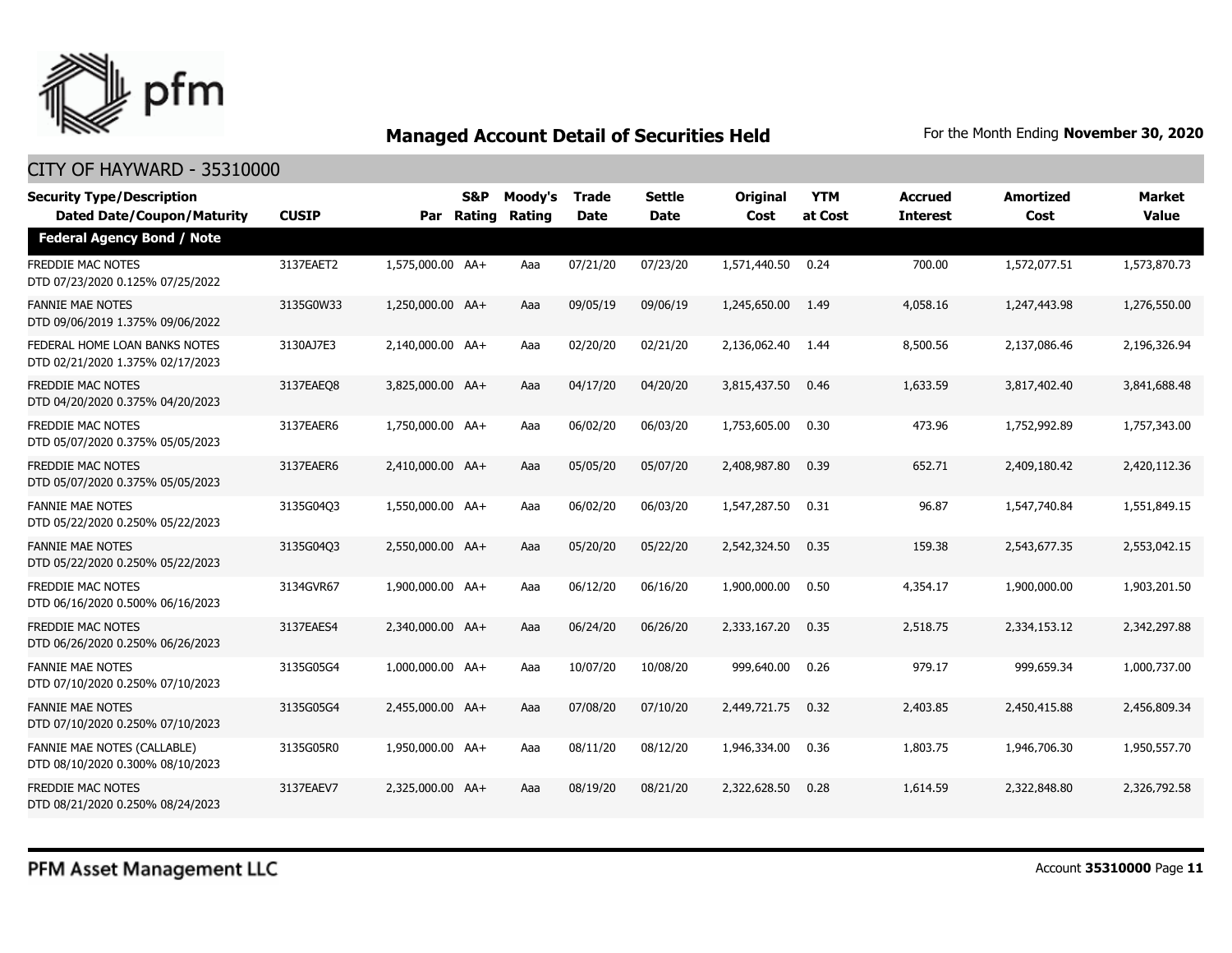## Managed Account Detail of Securities Held

For the Month Ending **November 30, 2020**

CITY OF HAYWARD - 35310000

| Security Type/Description Dated Date/Coupon/Maturity | CUSIP | Par | S&P Rating | Moody's Rating | Trade Date | Settle Date | Original Cost | YTM at Cost | Accrued Interest | Amortized Cost | Market Value |
|---|---|---|---|---|---|---|---|---|---|---|---|
| **Federal Agency Bond / Note** | | | | | | | | | | | |
| FREDDIE MAC NOTES DTD 07/23/2020 0.125% 07/25/2022 | 3137EAET2 | 1,575,000.00 | AA+ | Aaa | 07/21/20 | 07/23/20 | 1,571,440.50 | 0.24 | 700.00 | 1,572,077.51 | 1,573,870.73 |
| FANNIE MAE NOTES DTD 09/06/2019 1.375% 09/06/2022 | 3135G0W33 | 1,250,000.00 | AA+ | Aaa | 09/05/19 | 09/06/19 | 1,245,650.00 | 1.49 | 4,058.16 | 1,247,443.98 | 1,276,550.00 |
| FEDERAL HOME LOAN BANKS NOTES DTD 02/21/2020 1.375% 02/17/2023 | 3130AJ7E3 | 2,140,000.00 | AA+ | Aaa | 02/20/20 | 02/21/20 | 2,136,062.40 | 1.44 | 8,500.56 | 2,137,086.46 | 2,196,326.94 |
| FREDDIE MAC NOTES DTD 04/20/2020 0.375% 04/20/2023 | 3137EAEQ8 | 3,825,000.00 | AA+ | Aaa | 04/17/20 | 04/20/20 | 3,815,437.50 | 0.46 | 1,633.59 | 3,817,402.40 | 3,841,688.48 |
| FREDDIE MAC NOTES DTD 05/07/2020 0.375% 05/05/2023 | 3137EAER6 | 1,750,000.00 | AA+ | Aaa | 06/02/20 | 06/03/20 | 1,753,605.00 | 0.30 | 473.96 | 1,752,992.89 | 1,757,343.00 |
| FREDDIE MAC NOTES DTD 05/07/2020 0.375% 05/05/2023 | 3137EAER6 | 2,410,000.00 | AA+ | Aaa | 05/05/20 | 05/07/20 | 2,408,987.80 | 0.39 | 652.71 | 2,409,180.42 | 2,420,112.36 |
| FANNIE MAE NOTES DTD 05/22/2020 0.250% 05/22/2023 | 3135G04Q3 | 1,550,000.00 | AA+ | Aaa | 06/02/20 | 06/03/20 | 1,547,287.50 | 0.31 | 96.87 | 1,547,740.84 | 1,551,849.15 |
| FANNIE MAE NOTES DTD 05/22/2020 0.250% 05/22/2023 | 3135G04Q3 | 2,550,000.00 | AA+ | Aaa | 05/20/20 | 05/22/20 | 2,542,324.50 | 0.35 | 159.38 | 2,543,677.35 | 2,553,042.15 |
| FREDDIE MAC NOTES DTD 06/16/2020 0.500% 06/16/2023 | 3134GVR67 | 1,900,000.00 | AA+ | Aaa | 06/12/20 | 06/16/20 | 1,900,000.00 | 0.50 | 4,354.17 | 1,900,000.00 | 1,903,201.50 |
| FREDDIE MAC NOTES DTD 06/26/2020 0.250% 06/26/2023 | 3137EAES4 | 2,340,000.00 | AA+ | Aaa | 06/24/20 | 06/26/20 | 2,333,167.20 | 0.35 | 2,518.75 | 2,334,153.12 | 2,342,297.88 |
| FANNIE MAE NOTES DTD 07/10/2020 0.250% 07/10/2023 | 3135G05G4 | 1,000,000.00 | AA+ | Aaa | 10/07/20 | 10/08/20 | 999,640.00 | 0.26 | 979.17 | 999,659.34 | 1,000,737.00 |
| FANNIE MAE NOTES DTD 07/10/2020 0.250% 07/10/2023 | 3135G05G4 | 2,455,000.00 | AA+ | Aaa | 07/08/20 | 07/10/20 | 2,449,721.75 | 0.32 | 2,403.85 | 2,450,415.88 | 2,456,809.34 |
| FANNIE MAE NOTES (CALLABLE) DTD 08/10/2020 0.300% 08/10/2023 | 3135G05R0 | 1,950,000.00 | AA+ | Aaa | 08/11/20 | 08/12/20 | 1,946,334.00 | 0.36 | 1,803.75 | 1,946,706.30 | 1,950,557.70 |
| FREDDIE MAC NOTES DTD 08/21/2020 0.250% 08/24/2023 | 3137EAEV7 | 2,325,000.00 | AA+ | Aaa | 08/19/20 | 08/21/20 | 2,322,628.50 | 0.28 | 1,614.59 | 2,322,848.80 | 2,326,792.58 |

PFM Asset Management LLC

Account **35310000** Page **11**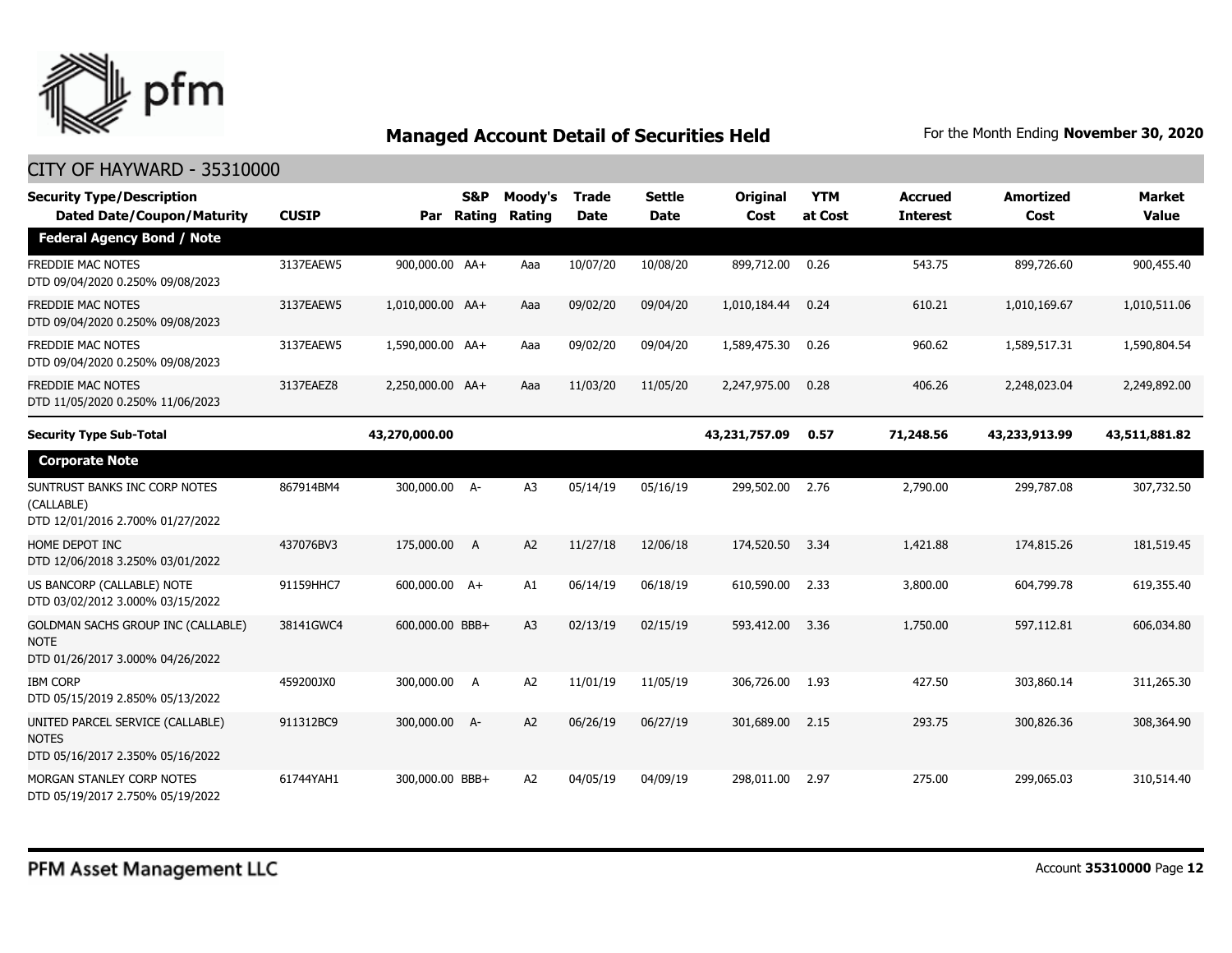## Managed Account Detail of Securities Held

For the Month Ending **November 30, 2020**

### CITY OF HAYWARD - 35310000

| Security Type/Description Dated Date/Coupon/Maturity | CUSIP | Par | S&P Rating | Moody's Rating | Trade Date | Settle Date | Original Cost | YTM at Cost | Accrued Interest | Amortized Cost | Market Value |
|---|---|---|---|---|---|---|---|---|---|---|---|
| **Federal Agency Bond / Note** | | | | | | | | | | | |
| FREDDIE MAC NOTES DTD 09/04/2020 0.250% 09/08/2023 | 3137EAEW5 | 900,000.00 | AA+ | Aaa | 10/07/20 | 10/08/20 | 899,712.00 | 0.26 | 543.75 | 899,726.60 | 900,455.40 |
| FREDDIE MAC NOTES DTD 09/04/2020 0.250% 09/08/2023 | 3137EAEW5 | 1,010,000.00 | AA+ | Aaa | 09/02/20 | 09/04/20 | 1,010,184.44 | 0.24 | 610.21 | 1,010,169.67 | 1,010,511.06 |
| FREDDIE MAC NOTES DTD 09/04/2020 0.250% 09/08/2023 | 3137EAEW5 | 1,590,000.00 | AA+ | Aaa | 09/02/20 | 09/04/20 | 1,589,475.30 | 0.26 | 960.62 | 1,589,517.31 | 1,590,804.54 |
| FREDDIE MAC NOTES DTD 11/05/2020 0.250% 11/06/2023 | 3137EAEZ8 | 2,250,000.00 | AA+ | Aaa | 11/03/20 | 11/05/20 | 2,247,975.00 | 0.28 | 406.26 | 2,248,023.04 | 2,249,892.00 |
| **Security Type Sub-Total** | | **43,270,000.00** | | | | | **43,231,757.09** | **0.57** | **71,248.56** | **43,233,913.99** | **43,511,881.82** |
| **Corporate Note** | | | | | | | | | | | |
| SUNTRUST BANKS INC CORP NOTES (CALLABLE) DTD 12/01/2016 2.700% 01/27/2022 | 867914BM4 | 300,000.00 | A- | A3 | 05/14/19 | 05/16/19 | 299,502.00 | 2.76 | 2,790.00 | 299,787.08 | 307,732.50 |
| HOME DEPOT INC DTD 12/06/2018 3.250% 03/01/2022 | 437076BV3 | 175,000.00 | A | A2 | 11/27/18 | 12/06/18 | 174,520.50 | 3.34 | 1,421.88 | 174,815.26 | 181,519.45 |
| US BANCORP (CALLABLE) NOTE DTD 03/02/2012 3.000% 03/15/2022 | 91159HHC7 | 600,000.00 | A+ | A1 | 06/14/19 | 06/18/19 | 610,590.00 | 2.33 | 3,800.00 | 604,799.78 | 619,355.40 |
| GOLDMAN SACHS GROUP INC (CALLABLE) NOTE DTD 01/26/2017 3.000% 04/26/2022 | 38141GWC4 | 600,000.00 | BBB+ | A3 | 02/13/19 | 02/15/19 | 593,412.00 | 3.36 | 1,750.00 | 597,112.81 | 606,034.80 |
| IBM CORP DTD 05/15/2019 2.850% 05/13/2022 | 459200JX0 | 300,000.00 | A | A2 | 11/01/19 | 11/05/19 | 306,726.00 | 1.93 | 427.50 | 303,860.14 | 311,265.30 |
| UNITED PARCEL SERVICE (CALLABLE) NOTES DTD 05/16/2017 2.350% 05/16/2022 | 911312BC9 | 300,000.00 | A- | A2 | 06/26/19 | 06/27/19 | 301,689.00 | 2.15 | 293.75 | 300,826.36 | 308,364.90 |
| MORGAN STANLEY CORP NOTES DTD 05/19/2017 2.750% 05/19/2022 | 61744YAH1 | 300,000.00 | BBB+ | A2 | 04/05/19 | 04/09/19 | 298,011.00 | 2.97 | 275.00 | 299,065.03 | 310,514.40 |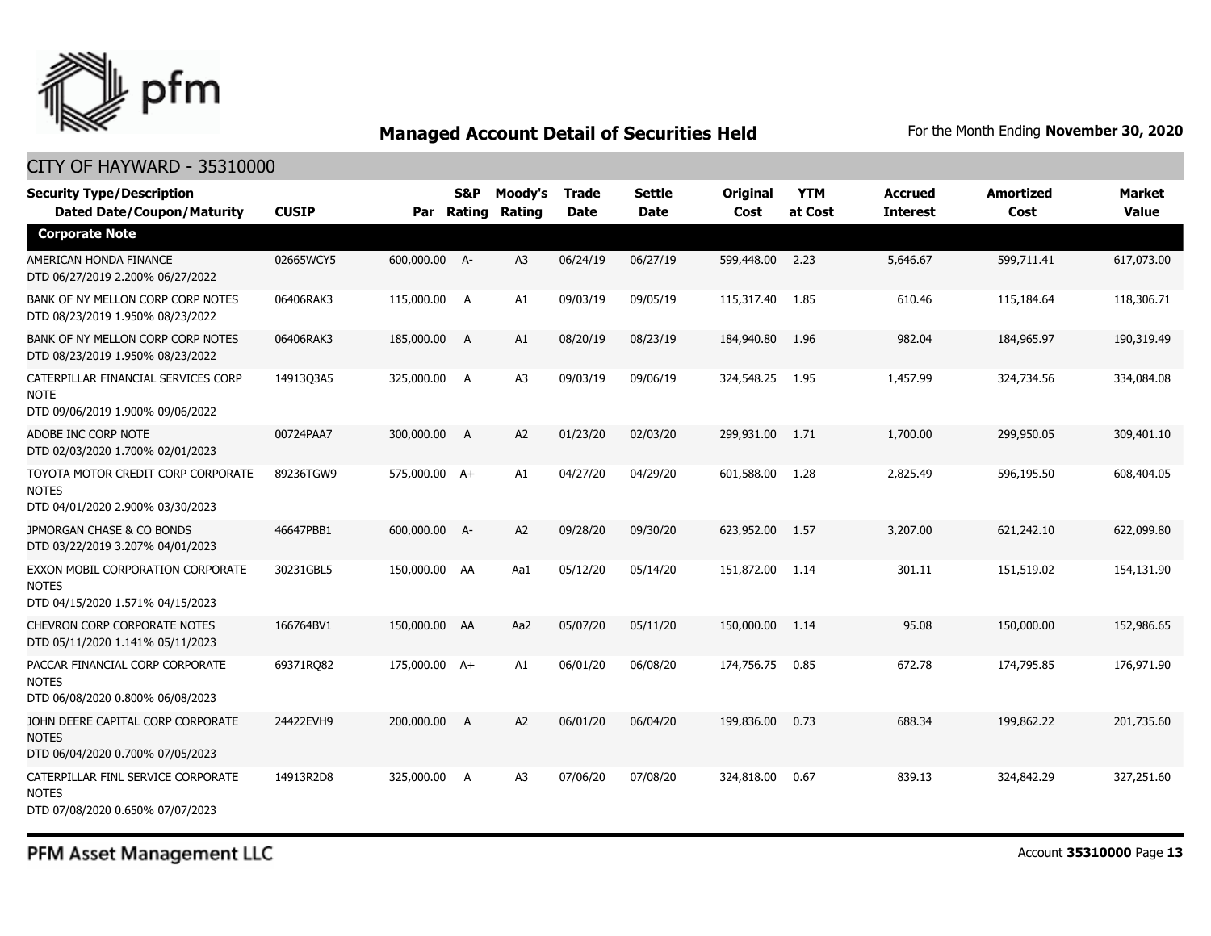# Managed Account Detail of Securities Held

For the Month Ending **November 30, 2020**

## CITY OF HAYWARD - 35310000

| Security Type/Description Dated Date/Coupon/Maturity | CUSIP | Par | S&P Rating | Moody's Rating | Trade Date | Settle Date | Original Cost | YTM at Cost | Accrued Interest | Amortized Cost | Market Value |
|---|---|---|---|---|---|---|---|---|---|---|---|
| **Corporate Note** | | | | | | | | | | | |
| AMERICAN HONDA FINANCE DTD 06/27/2019 2.200% 06/27/2022 | 02665WCY5 | 600,000.00 | A- | A3 | 06/24/19 | 06/27/19 | 599,448.00 | 2.23 | 5,646.67 | 599,711.41 | 617,073.00 |
| BANK OF NY MELLON CORP CORP NOTES DTD 08/23/2019 1.950% 08/23/2022 | 06406RAK3 | 115,000.00 | A | A1 | 09/03/19 | 09/05/19 | 115,317.40 | 1.85 | 610.46 | 115,184.64 | 118,306.71 |
| BANK OF NY MELLON CORP CORP NOTES DTD 08/23/2019 1.950% 08/23/2022 | 06406RAK3 | 185,000.00 | A | A1 | 08/20/19 | 08/23/19 | 184,940.80 | 1.96 | 982.04 | 184,965.97 | 190,319.49 |
| CATERPILLAR FINANCIAL SERVICES CORP NOTE DTD 09/06/2019 1.900% 09/06/2022 | 14913Q3A5 | 325,000.00 | A | A3 | 09/03/19 | 09/06/19 | 324,548.25 | 1.95 | 1,457.99 | 324,734.56 | 334,084.08 |
| ADOBE INC CORP NOTE DTD 02/03/2020 1.700% 02/01/2023 | 00724PAA7 | 300,000.00 | A | A2 | 01/23/20 | 02/03/20 | 299,931.00 | 1.71 | 1,700.00 | 299,950.05 | 309,401.10 |
| TOYOTA MOTOR CREDIT CORP CORPORATE NOTES DTD 04/01/2020 2.900% 03/30/2023 | 89236TGW9 | 575,000.00 | A+ | A1 | 04/27/20 | 04/29/20 | 601,588.00 | 1.28 | 2,825.49 | 596,195.50 | 608,404.05 |
| JPMORGAN CHASE & CO BONDS DTD 03/22/2019 3.207% 04/01/2023 | 46647PBB1 | 600,000.00 | A- | A2 | 09/28/20 | 09/30/20 | 623,952.00 | 1.57 | 3,207.00 | 621,242.10 | 622,099.80 |
| EXXON MOBIL CORPORATION CORPORATE NOTES DTD 04/15/2020 1.571% 04/15/2023 | 30231GBL5 | 150,000.00 | AA | Aa1 | 05/12/20 | 05/14/20 | 151,872.00 | 1.14 | 301.11 | 151,519.02 | 154,131.90 |
| CHEVRON CORP CORPORATE NOTES DTD 05/11/2020 1.141% 05/11/2023 | 166764BV1 | 150,000.00 | AA | Aa2 | 05/07/20 | 05/11/20 | 150,000.00 | 1.14 | 95.08 | 150,000.00 | 152,986.65 |
| PACCAR FINANCIAL CORP CORPORATE NOTES DTD 06/08/2020 0.800% 06/08/2023 | 69371RQ82 | 175,000.00 | A+ | A1 | 06/01/20 | 06/08/20 | 174,756.75 | 0.85 | 672.78 | 174,795.85 | 176,971.90 |
| JOHN DEERE CAPITAL CORP CORPORATE NOTES DTD 06/04/2020 0.700% 07/05/2023 | 24422EVH9 | 200,000.00 | A | A2 | 06/01/20 | 06/04/20 | 199,836.00 | 0.73 | 688.34 | 199,862.22 | 201,735.60 |
| CATERPILLAR FINL SERVICE CORPORATE NOTES DTD 07/08/2020 0.650% 07/07/2023 | 14913R2D8 | 325,000.00 | A | A3 | 07/06/20 | 07/08/20 | 324,818.00 | 0.67 | 839.13 | 324,842.29 | 327,251.60 |

PFM Asset Management LLC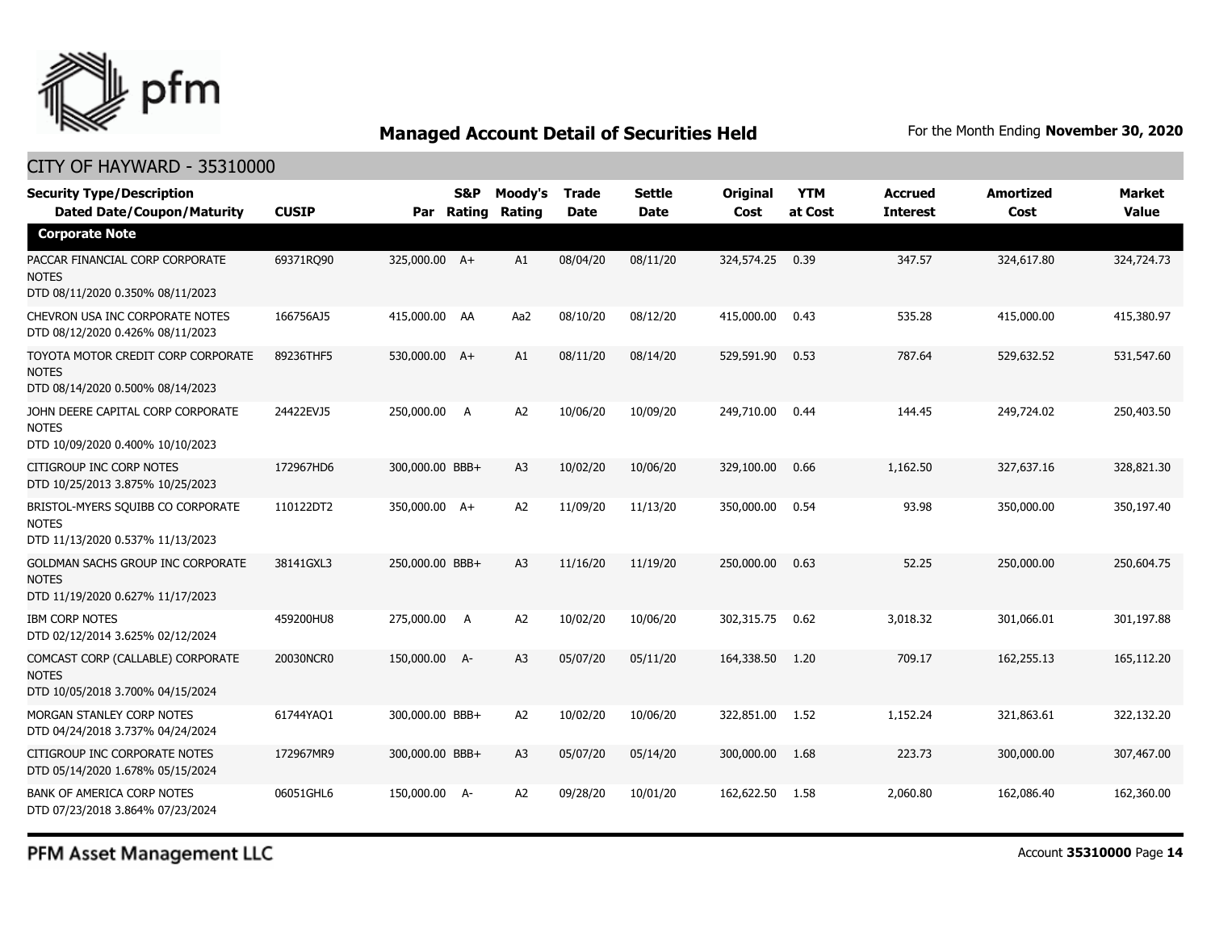## Managed Account Detail of Securities Held

For the Month Ending **November 30, 2020**

CITY OF HAYWARD - 35310000

| Security Type/Description Dated Date/Coupon/Maturity | CUSIP | Par | S&P Rating | Moody's Rating | Trade Date | Settle Date | Original Cost | YTM at Cost | Accrued Interest | Amortized Cost | Market Value |
|---|---|---|---|---|---|---|---|---|---|---|---|
| **Corporate Note** | | | | | | | | | | | |
| PACCAR FINANCIAL CORP CORPORATE NOTES DTD 08/11/2020 0.350% 08/11/2023 | 69371RQ90 | 325,000.00 | A+ | A1 | 08/04/20 | 08/11/20 | 324,574.25 | 0.39 | 347.57 | 324,617.80 | 324,724.73 |
| CHEVRON USA INC CORPORATE NOTES DTD 08/12/2020 0.426% 08/11/2023 | 166756AJ5 | 415,000.00 | AA | Aa2 | 08/10/20 | 08/12/20 | 415,000.00 | 0.43 | 535.28 | 415,000.00 | 415,380.97 |
| TOYOTA MOTOR CREDIT CORP CORPORATE NOTES DTD 08/14/2020 0.500% 08/14/2023 | 89236THF5 | 530,000.00 | A+ | A1 | 08/11/20 | 08/14/20 | 529,591.90 | 0.53 | 787.64 | 529,632.52 | 531,547.60 |
| JOHN DEERE CAPITAL CORP CORPORATE NOTES DTD 10/09/2020 0.400% 10/10/2023 | 24422EVJ5 | 250,000.00 | A | A2 | 10/06/20 | 10/09/20 | 249,710.00 | 0.44 | 144.45 | 249,724.02 | 250,403.50 |
| CITIGROUP INC CORP NOTES DTD 10/25/2013 3.875% 10/25/2023 | 172967HD6 | 300,000.00 | BBB+ | A3 | 10/02/20 | 10/06/20 | 329,100.00 | 0.66 | 1,162.50 | 327,637.16 | 328,821.30 |
| BRISTOL-MYERS SQUIBB CO CORPORATE NOTES DTD 11/13/2020 0.537% 11/13/2023 | 110122DT2 | 350,000.00 | A+ | A2 | 11/09/20 | 11/13/20 | 350,000.00 | 0.54 | 93.98 | 350,000.00 | 350,197.40 |
| GOLDMAN SACHS GROUP INC CORPORATE NOTES DTD 11/19/2020 0.627% 11/17/2023 | 38141GXL3 | 250,000.00 | BBB+ | A3 | 11/16/20 | 11/19/20 | 250,000.00 | 0.63 | 52.25 | 250,000.00 | 250,604.75 |
| IBM CORP NOTES DTD 02/12/2014 3.625% 02/12/2024 | 459200HU8 | 275,000.00 | A | A2 | 10/02/20 | 10/06/20 | 302,315.75 | 0.62 | 3,018.32 | 301,066.01 | 301,197.88 |
| COMCAST CORP (CALLABLE) CORPORATE NOTES DTD 10/05/2018 3.700% 04/15/2024 | 20030NCR0 | 150,000.00 | A- | A3 | 05/07/20 | 05/11/20 | 164,338.50 | 1.20 | 709.17 | 162,255.13 | 165,112.20 |
| MORGAN STANLEY CORP NOTES DTD 04/24/2018 3.737% 04/24/2024 | 61744YAQ1 | 300,000.00 | BBB+ | A2 | 10/02/20 | 10/06/20 | 322,851.00 | 1.52 | 1,152.24 | 321,863.61 | 322,132.20 |
| CITIGROUP INC CORPORATE NOTES DTD 05/14/2020 1.678% 05/15/2024 | 172967MR9 | 300,000.00 | BBB+ | A3 | 05/07/20 | 05/14/20 | 300,000.00 | 1.68 | 223.73 | 300,000.00 | 307,467.00 |
| BANK OF AMERICA CORP NOTES DTD 07/23/2018 3.864% 07/23/2024 | 06051GHL6 | 150,000.00 | A- | A2 | 09/28/20 | 10/01/20 | 162,622.50 | 1.58 | 2,060.80 | 162,086.40 | 162,360.00 |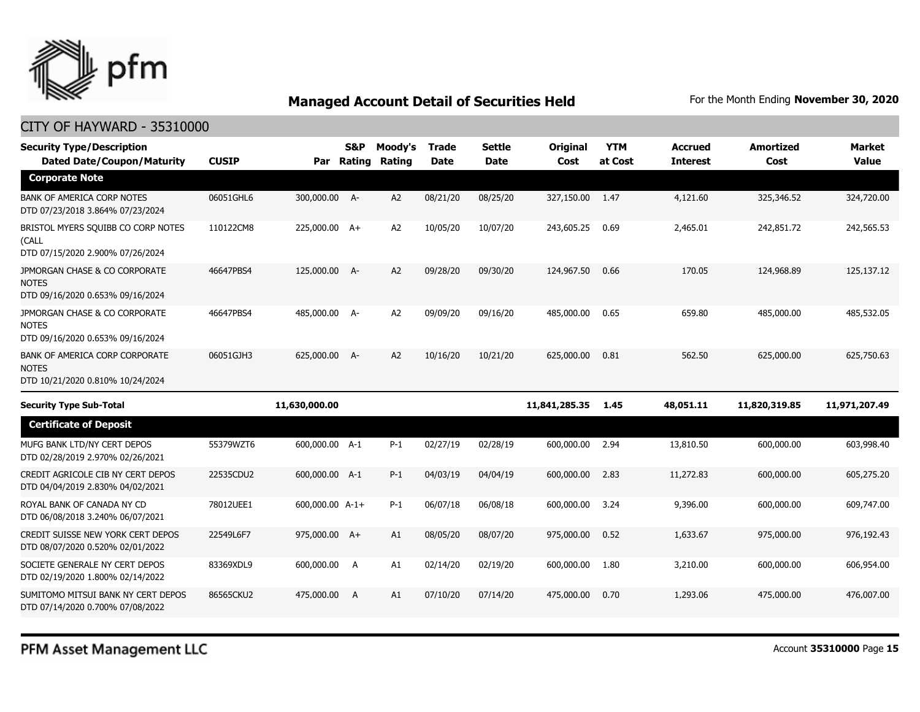## Managed Account Detail of Securities Held

For the Month Ending **November 30, 2020**

CITY OF HAYWARD - 35310000

| Security Type/Description Dated Date/Coupon/Maturity | CUSIP | Par | S&P Rating | Moody's Rating | Trade Date | Settle Date | Original Cost | YTM at Cost | Accrued Interest | Amortized Cost | Market Value |
|---|---|---|---|---|---|---|---|---|---|---|---|
| **Corporate Note** | | | | | | | | | | | |
| BANK OF AMERICA CORP NOTES DTD 07/23/2018 3.864% 07/23/2024 | 06051GHL6 | 300,000.00 | A- | A2 | 08/21/20 | 08/25/20 | 327,150.00 | 1.47 | 4,121.60 | 325,346.52 | 324,720.00 |
| BRISTOL MYERS SQUIBB CO CORP NOTES (CALL DTD 07/15/2020 2.900% 07/26/2024 | 110122CM8 | 225,000.00 | A+ | A2 | 10/05/20 | 10/07/20 | 243,605.25 | 0.69 | 2,465.01 | 242,851.72 | 242,565.53 |
| JPMORGAN CHASE & CO CORPORATE NOTES DTD 09/16/2020 0.653% 09/16/2024 | 46647PBS4 | 125,000.00 | A- | A2 | 09/28/20 | 09/30/20 | 124,967.50 | 0.66 | 170.05 | 124,968.89 | 125,137.12 |
| JPMORGAN CHASE & CO CORPORATE NOTES DTD 09/16/2020 0.653% 09/16/2024 | 46647PBS4 | 485,000.00 | A- | A2 | 09/09/20 | 09/16/20 | 485,000.00 | 0.65 | 659.80 | 485,000.00 | 485,532.05 |
| BANK OF AMERICA CORP CORPORATE NOTES DTD 10/21/2020 0.810% 10/24/2024 | 06051GJH3 | 625,000.00 | A- | A2 | 10/16/20 | 10/21/20 | 625,000.00 | 0.81 | 562.50 | 625,000.00 | 625,750.63 |
| **Security Type Sub-Total** | | **11,630,000.00** | | | | | **11,841,285.35** | **1.45** | **48,051.11** | **11,820,319.85** | **11,971,207.49** |
| **Certificate of Deposit** | | | | | | | | | | | |
| MUFG BANK LTD/NY CERT DEPOS DTD 02/28/2019 2.970% 02/26/2021 | 55379WZT6 | 600,000.00 | A-1 | P-1 | 02/27/19 | 02/28/19 | 600,000.00 | 2.94 | 13,810.50 | 600,000.00 | 603,998.40 |
| CREDIT AGRICOLE CIB NY CERT DEPOS DTD 04/04/2019 2.830% 04/02/2021 | 22535CDU2 | 600,000.00 | A-1 | P-1 | 04/03/19 | 04/04/19 | 600,000.00 | 2.83 | 11,272.83 | 600,000.00 | 605,275.20 |
| ROYAL BANK OF CANADA NY CD DTD 06/08/2018 3.240% 06/07/2021 | 78012UEE1 | 600,000.00 | A-1+ | P-1 | 06/07/18 | 06/08/18 | 600,000.00 | 3.24 | 9,396.00 | 600,000.00 | 609,747.00 |
| CREDIT SUISSE NEW YORK CERT DEPOS DTD 08/07/2020 0.520% 02/01/2022 | 22549L6F7 | 975,000.00 | A+ | A1 | 08/05/20 | 08/07/20 | 975,000.00 | 0.52 | 1,633.67 | 975,000.00 | 976,192.43 |
| SOCIETE GENERALE NY CERT DEPOS DTD 02/19/2020 1.800% 02/14/2022 | 83369XDL9 | 600,000.00 | A | A1 | 02/14/20 | 02/19/20 | 600,000.00 | 1.80 | 3,210.00 | 600,000.00 | 606,954.00 |
| SUMITOMO MITSUI BANK NY CERT DEPOS DTD 07/14/2020 0.700% 07/08/2022 | 86565CKU2 | 475,000.00 | A | A1 | 07/10/20 | 07/14/20 | 475,000.00 | 0.70 | 1,293.06 | 475,000.00 | 476,007.00 |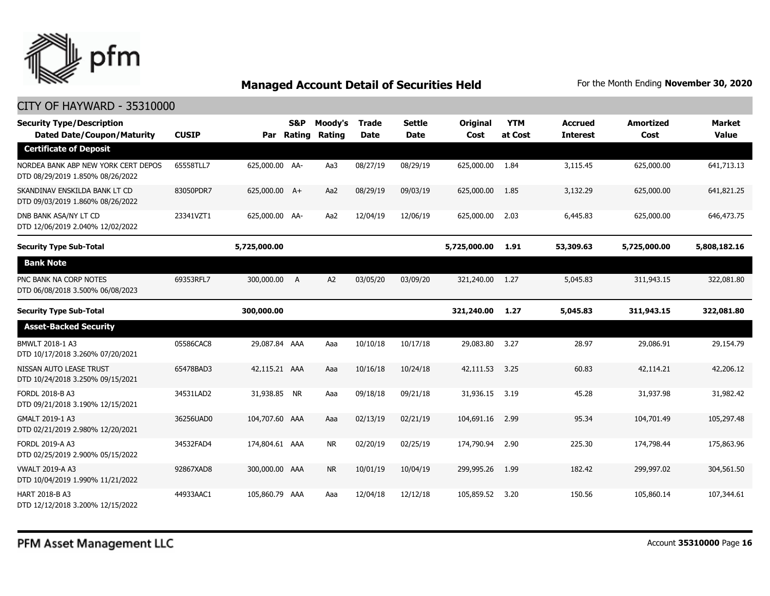## Managed Account Detail of Securities Held

For the Month Ending **November 30, 2020**

CITY OF HAYWARD - 35310000

| Security Type/Description Dated Date/Coupon/Maturity | CUSIP | Par | S&P Rating | Moody's Rating | Trade Date | Settle Date | Original Cost | YTM at Cost | Accrued Interest | Amortized Cost | Market Value |
|---|---|---|---|---|---|---|---|---|---|---|---|
| **Certificate of Deposit** | | | | | | | | | | | |
| NORDEA BANK ABP NEW YORK CERT DEPOS DTD 08/29/2019 1.850% 08/26/2022 | 65558TLL7 | 625,000.00 | AA- | Aa3 | 08/27/19 | 08/29/19 | 625,000.00 | 1.84 | 3,115.45 | 625,000.00 | 641,713.13 |
| SKANDINAV ENSKILDA BANK LT CD DTD 09/03/2019 1.860% 08/26/2022 | 83050PDR7 | 625,000.00 | A+ | Aa2 | 08/29/19 | 09/03/19 | 625,000.00 | 1.85 | 3,132.29 | 625,000.00 | 641,821.25 |
| DNB BANK ASA/NY LT CD DTD 12/06/2019 2.040% 12/02/2022 | 23341VZT1 | 625,000.00 | AA- | Aa2 | 12/04/19 | 12/06/19 | 625,000.00 | 2.03 | 6,445.83 | 625,000.00 | 646,473.75 |
| **Security Type Sub-Total** | | **5,725,000.00** | | | | | **5,725,000.00** | **1.91** | **53,309.63** | **5,725,000.00** | **5,808,182.16** |
| **Bank Note** | | | | | | | | | | | |
| PNC BANK NA CORP NOTES DTD 06/08/2018 3.500% 06/08/2023 | 69353RFL7 | 300,000.00 | A | A2 | 03/05/20 | 03/09/20 | 321,240.00 | 1.27 | 5,045.83 | 311,943.15 | 322,081.80 |
| **Security Type Sub-Total** | | **300,000.00** | | | | | **321,240.00** | **1.27** | **5,045.83** | **311,943.15** | **322,081.80** |
| **Asset-Backed Security** | | | | | | | | | | | |
| BMWLT 2018-1 A3 DTD 10/17/2018 3.260% 07/20/2021 | 05586CAC8 | 29,087.84 | AAA | Aaa | 10/10/18 | 10/17/18 | 29,083.80 | 3.27 | 28.97 | 29,086.91 | 29,154.79 |
| NISSAN AUTO LEASE TRUST DTD 10/24/2018 3.250% 09/15/2021 | 65478BAD3 | 42,115.21 | AAA | Aaa | 10/16/18 | 10/24/18 | 42,111.53 | 3.25 | 60.83 | 42,114.21 | 42,206.12 |
| FORDL 2018-B A3 DTD 09/21/2018 3.190% 12/15/2021 | 34531LAD2 | 31,938.85 | NR | Aaa | 09/18/18 | 09/21/18 | 31,936.15 | 3.19 | 45.28 | 31,937.98 | 31,982.42 |
| GMALT 2019-1 A3 DTD 02/21/2019 2.980% 12/20/2021 | 36256UAD0 | 104,707.60 | AAA | Aaa | 02/13/19 | 02/21/19 | 104,691.16 | 2.99 | 95.34 | 104,701.49 | 105,297.48 |
| FORDL 2019-A A3 DTD 02/25/2019 2.900% 05/15/2022 | 34532FAD4 | 174,804.61 | AAA | NR | 02/20/19 | 02/25/19 | 174,790.94 | 2.90 | 225.30 | 174,798.44 | 175,863.96 |
| VWALT 2019-A A3 DTD 10/04/2019 1.990% 11/21/2022 | 92867XAD8 | 300,000.00 | AAA | NR | 10/01/19 | 10/04/19 | 299,995.26 | 1.99 | 182.42 | 299,997.02 | 304,561.50 |
| HART 2018-B A3 DTD 12/12/2018 3.200% 12/15/2022 | 44933AAC1 | 105,860.79 | AAA | Aaa | 12/04/18 | 12/12/18 | 105,859.52 | 3.20 | 150.56 | 105,860.14 | 107,344.61 |

PFM Asset Management LLC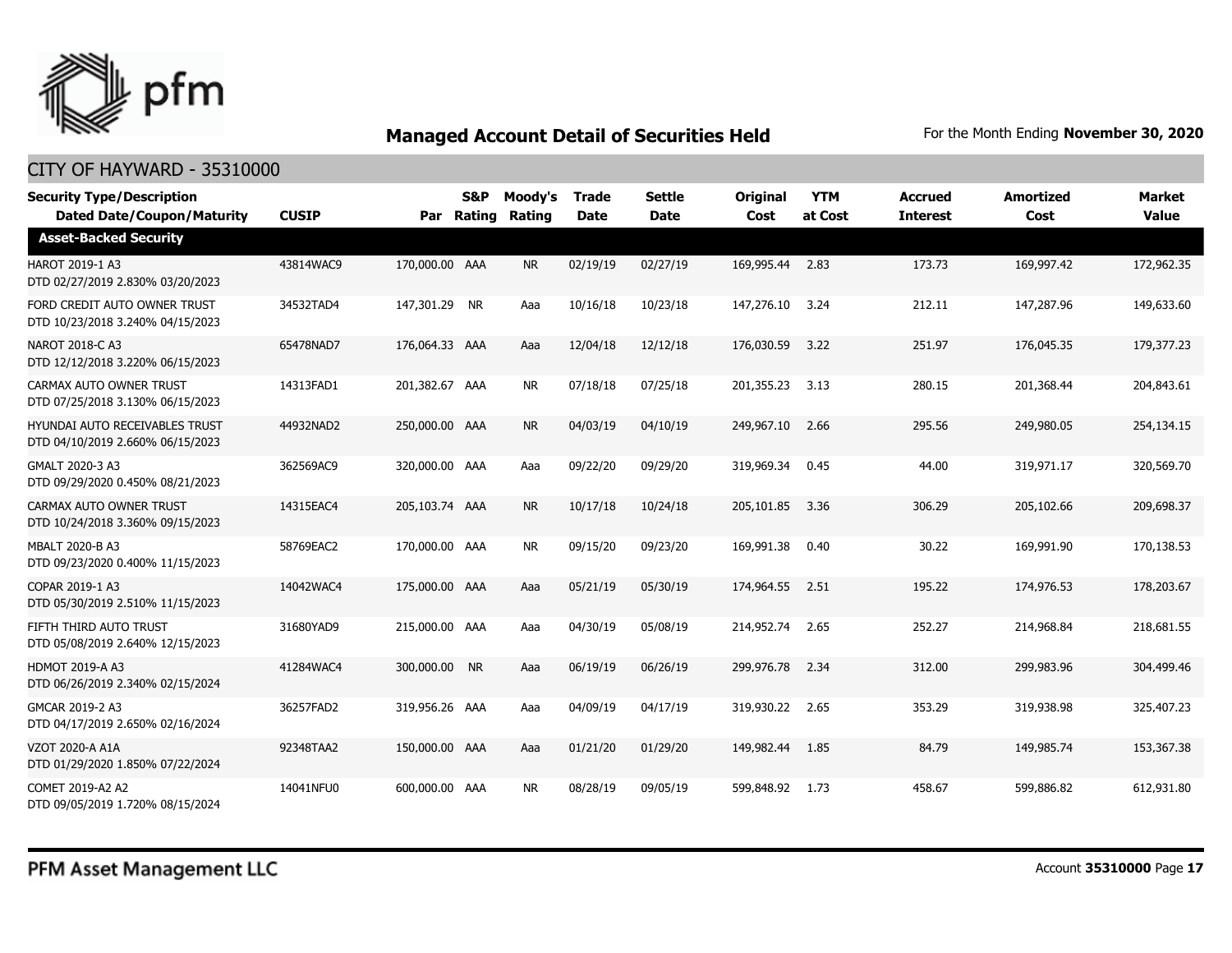# Managed Account Detail of Securities Held

For the Month Ending **November 30, 2020**

## CITY OF HAYWARD - 35310000

| Security Type/Description Dated Date/Coupon/Maturity | CUSIP | Par | S&P Rating | Moody's Rating | Trade Date | Settle Date | Original Cost | YTM at Cost | Accrued Interest | Amortized Cost | Market Value |
|---|---|---|---|---|---|---|---|---|---|---|---|
| **Asset-Backed Security** | | | | | | | | | | | |
| HAROT 2019-1 A3 DTD 02/27/2019 2.830% 03/20/2023 | 43814WAC9 | 170,000.00 | AAA | NR | 02/19/19 | 02/27/19 | 169,995.44 | 2.83 | 173.73 | 169,997.42 | 172,962.35 |
| FORD CREDIT AUTO OWNER TRUST DTD 10/23/2018 3.240% 04/15/2023 | 34532TAD4 | 147,301.29 | NR | Aaa | 10/16/18 | 10/23/18 | 147,276.10 | 3.24 | 212.11 | 147,287.96 | 149,633.60 |
| NAROT 2018-C A3 DTD 12/12/2018 3.220% 06/15/2023 | 65478NAD7 | 176,064.33 | AAA | Aaa | 12/04/18 | 12/12/18 | 176,030.59 | 3.22 | 251.97 | 176,045.35 | 179,377.23 |
| CARMAX AUTO OWNER TRUST DTD 07/25/2018 3.130% 06/15/2023 | 14313FAD1 | 201,382.67 | AAA | NR | 07/18/18 | 07/25/18 | 201,355.23 | 3.13 | 280.15 | 201,368.44 | 204,843.61 |
| HYUNDAI AUTO RECEIVABLES TRUST DTD 04/10/2019 2.660% 06/15/2023 | 44932NAD2 | 250,000.00 | AAA | NR | 04/03/19 | 04/10/19 | 249,967.10 | 2.66 | 295.56 | 249,980.05 | 254,134.15 |
| GMALT 2020-3 A3 DTD 09/29/2020 0.450% 08/21/2023 | 362569AC9 | 320,000.00 | AAA | Aaa | 09/22/20 | 09/29/20 | 319,969.34 | 0.45 | 44.00 | 319,971.17 | 320,569.70 |
| CARMAX AUTO OWNER TRUST DTD 10/24/2018 3.360% 09/15/2023 | 14315EAC4 | 205,103.74 | AAA | NR | 10/17/18 | 10/24/18 | 205,101.85 | 3.36 | 306.29 | 205,102.66 | 209,698.37 |
| MBALT 2020-B A3 DTD 09/23/2020 0.400% 11/15/2023 | 58769EAC2 | 170,000.00 | AAA | NR | 09/15/20 | 09/23/20 | 169,991.38 | 0.40 | 30.22 | 169,991.90 | 170,138.53 |
| COPAR 2019-1 A3 DTD 05/30/2019 2.510% 11/15/2023 | 14042WAC4 | 175,000.00 | AAA | Aaa | 05/21/19 | 05/30/19 | 174,964.55 | 2.51 | 195.22 | 174,976.53 | 178,203.67 |
| FIFTH THIRD AUTO TRUST DTD 05/08/2019 2.640% 12/15/2023 | 31680YAD9 | 215,000.00 | AAA | Aaa | 04/30/19 | 05/08/19 | 214,952.74 | 2.65 | 252.27 | 214,968.84 | 218,681.55 |
| HDMOT 2019-A A3 DTD 06/26/2019 2.340% 02/15/2024 | 41284WAC4 | 300,000.00 | NR | Aaa | 06/19/19 | 06/26/19 | 299,976.78 | 2.34 | 312.00 | 299,983.96 | 304,499.46 |
| GMCAR 2019-2 A3 DTD 04/17/2019 2.650% 02/16/2024 | 36257FAD2 | 319,956.26 | AAA | Aaa | 04/09/19 | 04/17/19 | 319,930.22 | 2.65 | 353.29 | 319,938.98 | 325,407.23 |
| VZOT 2020-A A1A DTD 01/29/2020 1.850% 07/22/2024 | 92348TAA2 | 150,000.00 | AAA | Aaa | 01/21/20 | 01/29/20 | 149,982.44 | 1.85 | 84.79 | 149,985.74 | 153,367.38 |
| COMET 2019-A2 A2 DTD 09/05/2019 1.720% 08/15/2024 | 14041NFU0 | 600,000.00 | AAA | NR | 08/28/19 | 09/05/19 | 599,848.92 | 1.73 | 458.67 | 599,886.82 | 612,931.80 |

PFM Asset Management LLC

Account **35310000**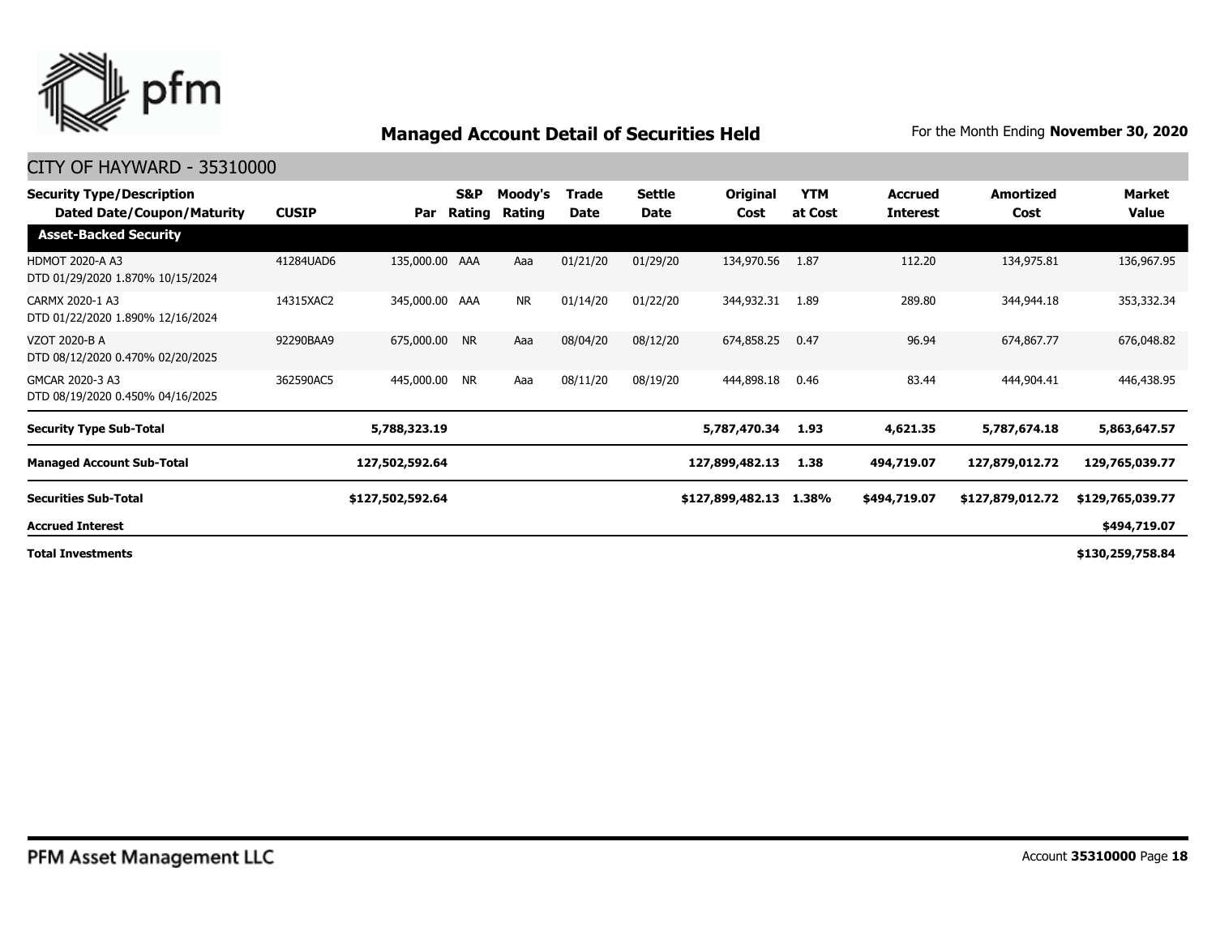## Managed Account Detail of Securities Held

For the Month Ending **November 30, 2020**

CITY OF HAYWARD - 35310000

| Security Type/Description Dated Date/Coupon/Maturity | CUSIP | Par | S&P Rating | Moody's Rating | Trade Date | Settle Date | Original Cost | YTM at Cost | Accrued Interest | Amortized Cost | Market Value |
|---|---|---|---|---|---|---|---|---|---|---|---|
| **Asset-Backed Security** | | | | | | | | | | | |
| HDMOT 2020-A A3 DTD 01/29/2020 1.870% 10/15/2024 | 41284UAD6 | 135,000.00 | AAA | Aaa | 01/21/20 | 01/29/20 | 134,970.56 | 1.87 | 112.20 | 134,975.81 | 136,967.95 |
| CARMX 2020-1 A3 DTD 01/22/2020 1.890% 12/16/2024 | 14315XAC2 | 345,000.00 | AAA | NR | 01/14/20 | 01/22/20 | 344,932.31 | 1.89 | 289.80 | 344,944.18 | 353,332.34 |
| VZOT 2020-B A DTD 08/12/2020 0.470% 02/20/2025 | 92290BAA9 | 675,000.00 | NR | Aaa | 08/04/20 | 08/12/20 | 674,858.25 | 0.47 | 96.94 | 674,867.77 | 676,048.82 |
| GMCAR 2020-3 A3 DTD 08/19/2020 0.450% 04/16/2025 | 362590AC5 | 445,000.00 | NR | Aaa | 08/11/20 | 08/19/20 | 444,898.18 | 0.46 | 83.44 | 444,904.41 | 446,438.95 |
| **Security Type Sub-Total** | | **5,788,323.19** | | | | | **5,787,470.34** | **1.93** | **4,621.35** | **5,787,674.18** | **5,863,647.57** |
| **Managed Account Sub-Total** | | **127,502,592.64** | | | | | **127,899,482.13** | **1.38** | **494,719.07** | **127,879,012.72** | **129,765,039.77** |
| **Securities Sub-Total** | | **$127,502,592.64** | | | | | **$127,899,482.13** | **1.38%** | **$494,719.07** | **$127,879,012.72** | **$129,765,039.77** |
| **Accrued Interest** | | | | | | | | | | | **$494,719.07** |
| **Total Investments** | | | | | | | | | | | **$130,259,758.84** |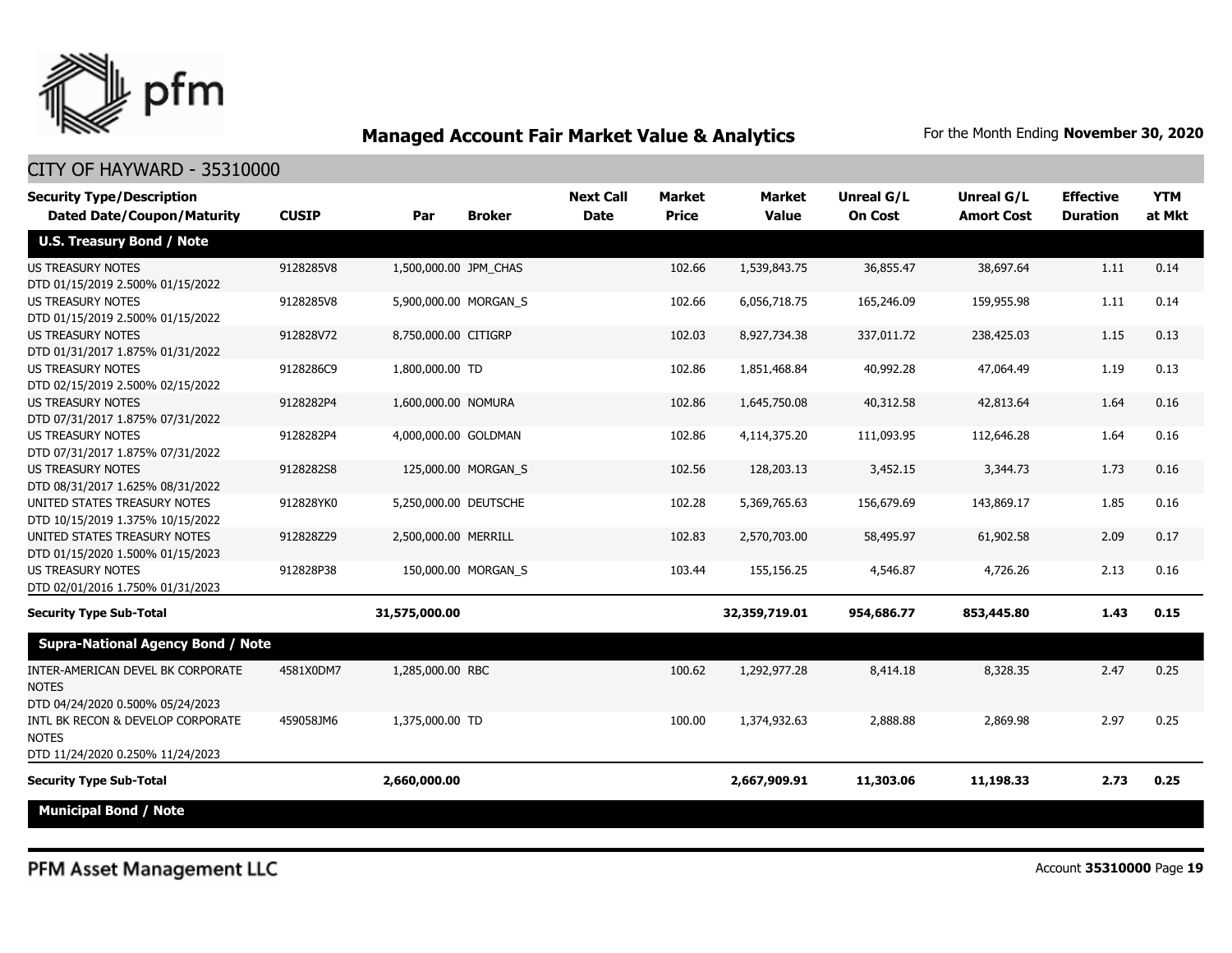## Managed Account Fair Market Value & Analytics

For the Month Ending **November 30, 2020**

CITY OF HAYWARD - 35310000

| Security Type/Description Dated Date/Coupon/Maturity | CUSIP | Par | Broker | Next Call Date | Market Price | Market Value | Unreal G/L On Cost | Unreal G/L Amort Cost | Effective Duration | YTM at Mkt |
|---|---|---|---|---|---|---|---|---|---|---|
| **U.S. Treasury Bond / Note** | | | | | | | | | | |
| US TREASURY NOTES DTD 01/15/2019 2.500% 01/15/2022 | 9128285V8 | 1,500,000.00 | JPM_CHAS | | 102.66 | 1,539,843.75 | 36,855.47 | 38,697.64 | 1.11 | 0.14 |
| US TREASURY NOTES DTD 01/15/2019 2.500% 01/15/2022 | 9128285V8 | 5,900,000.00 | MORGAN_S | | 102.66 | 6,056,718.75 | 165,246.09 | 159,955.98 | 1.11 | 0.14 |
| US TREASURY NOTES DTD 01/31/2017 1.875% 01/31/2022 | 912828V72 | 8,750,000.00 | CITIGRP | | 102.03 | 8,927,734.38 | 337,011.72 | 238,425.03 | 1.15 | 0.13 |
| US TREASURY NOTES DTD 02/15/2019 2.500% 02/15/2022 | 9128286C9 | 1,800,000.00 | TD | | 102.86 | 1,851,468.84 | 40,992.28 | 47,064.49 | 1.19 | 0.13 |
| US TREASURY NOTES DTD 07/31/2017 1.875% 07/31/2022 | 9128282P4 | 1,600,000.00 | NOMURA | | 102.86 | 1,645,750.08 | 40,312.58 | 42,813.64 | 1.64 | 0.16 |
| US TREASURY NOTES DTD 07/31/2017 1.875% 07/31/2022 | 9128282P4 | 4,000,000.00 | GOLDMAN | | 102.86 | 4,114,375.20 | 111,093.95 | 112,646.28 | 1.64 | 0.16 |
| US TREASURY NOTES DTD 08/31/2017 1.625% 08/31/2022 | 9128282S8 | 125,000.00 | MORGAN_S | | 102.56 | 128,203.13 | 3,452.15 | 3,344.73 | 1.73 | 0.16 |
| UNITED STATES TREASURY NOTES DTD 10/15/2019 1.375% 10/15/2022 | 912828YK0 | 5,250,000.00 | DEUTSCHE | | 102.28 | 5,369,765.63 | 156,679.69 | 143,869.17 | 1.85 | 0.16 |
| UNITED STATES TREASURY NOTES DTD 01/15/2020 1.500% 01/15/2023 | 912828Z29 | 2,500,000.00 | MERRILL | | 102.83 | 2,570,703.00 | 58,495.97 | 61,902.58 | 2.09 | 0.17 |
| US TREASURY NOTES DTD 02/01/2016 1.750% 01/31/2023 | 912828P38 | 150,000.00 | MORGAN_S | | 103.44 | 155,156.25 | 4,546.87 | 4,726.26 | 2.13 | 0.16 |
| **Security Type Sub-Total** | | **31,575,000.00** | | | | **32,359,719.01** | **954,686.77** | **853,445.80** | **1.43** | **0.15** |
| **Supra-National Agency Bond / Note** | | | | | | | | | | |
| INTER-AMERICAN DEVEL BK CORPORATE NOTES DTD 04/24/2020 0.500% 05/24/2023 | 4581X0DM7 | 1,285,000.00 | RBC | | 100.62 | 1,292,977.28 | 8,414.18 | 8,328.35 | 2.47 | 0.25 |
| INTL BK RECON & DEVELOP CORPORATE NOTES DTD 11/24/2020 0.250% 11/24/2023 | 459058JM6 | 1,375,000.00 | TD | | 100.00 | 1,374,932.63 | 2,888.88 | 2,869.98 | 2.97 | 0.25 |
| **Security Type Sub-Total** | | **2,660,000.00** | | | | **2,667,909.91** | **11,303.06** | **11,198.33** | **2.73** | **0.25** |
| **Municipal Bond / Note** | | | | | | | | | | |

PFM Asset Management LLC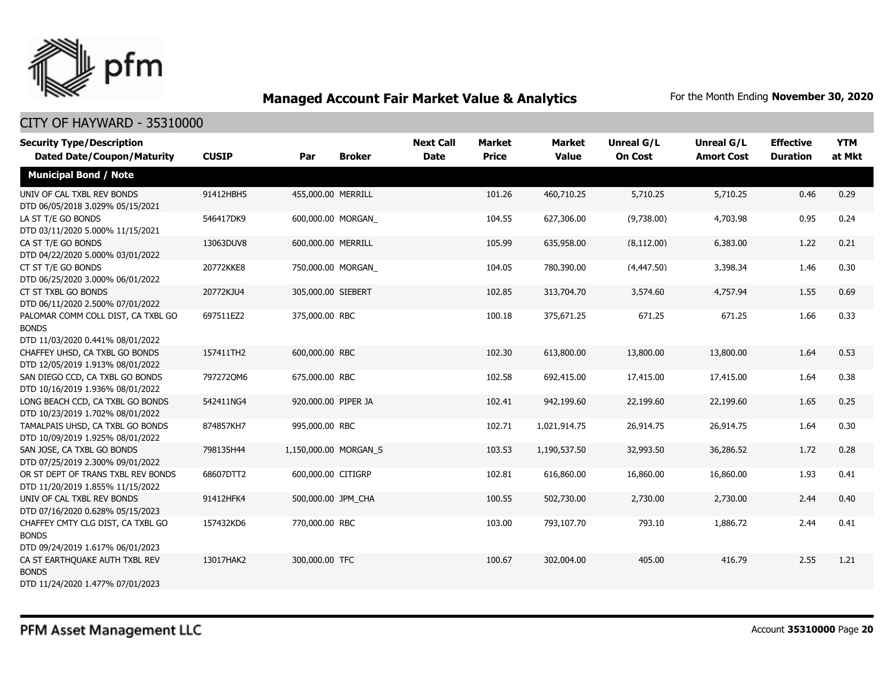# Managed Account Fair Market Value & Analytics

For the Month Ending **November 30, 2020**

## CITY OF HAYWARD - 35310000

| Security Type/Description Dated Date/Coupon/Maturity | CUSIP | Par | Broker | Next Call Date | Market Price | Market Value | Unreal G/L On Cost | Unreal G/L Amort Cost | Effective Duration | YTM at Mkt |
|---|---|---|---|---|---|---|---|---|---|---|
| **Municipal Bond / Note** | | | | | | | | | | |
| UNIV OF CAL TXBL REV BONDS DTD 06/05/2018 3.029% 05/15/2021 | 91412HBH5 | 455,000.00 | MERRILL | | 101.26 | 460,710.25 | 5,710.25 | 5,710.25 | 0.46 | 0.29 |
| LA ST T/E GO BONDS DTD 03/11/2020 5.000% 11/15/2021 | 546417DK9 | 600,000.00 | MORGAN_ | | 104.55 | 627,306.00 | (9,738.00) | 4,703.98 | 0.95 | 0.24 |
| CA ST T/E GO BONDS DTD 04/22/2020 5.000% 03/01/2022 | 13063DUV8 | 600,000.00 | MERRILL | | 105.99 | 635,958.00 | (8,112.00) | 6,383.00 | 1.22 | 0.21 |
| CT ST T/E GO BONDS DTD 06/25/2020 3.000% 06/01/2022 | 20772KKE8 | 750,000.00 | MORGAN_ | | 104.05 | 780,390.00 | (4,447.50) | 3,398.34 | 1.46 | 0.30 |
| CT ST TXBL GO BONDS DTD 06/11/2020 2.500% 07/01/2022 | 20772KJU4 | 305,000.00 | SIEBERT | | 102.85 | 313,704.70 | 3,574.60 | 4,757.94 | 1.55 | 0.69 |
| PALOMAR COMM COLL DIST, CA TXBL GO BONDS DTD 11/03/2020 0.441% 08/01/2022 | 697511EZ2 | 375,000.00 | RBC | | 100.18 | 375,671.25 | 671.25 | 671.25 | 1.66 | 0.33 |
| CHAFFEY UHSD, CA TXBL GO BONDS DTD 12/05/2019 1.913% 08/01/2022 | 157411TH2 | 600,000.00 | RBC | | 102.30 | 613,800.00 | 13,800.00 | 13,800.00 | 1.64 | 0.53 |
| SAN DIEGO CCD, CA TXBL GO BONDS DTD 10/16/2019 1.936% 08/01/2022 | 797272QM6 | 675,000.00 | RBC | | 102.58 | 692,415.00 | 17,415.00 | 17,415.00 | 1.64 | 0.38 |
| LONG BEACH CCD, CA TXBL GO BONDS DTD 10/23/2019 1.702% 08/01/2022 | 542411NG4 | 920,000.00 | PIPER JA | | 102.41 | 942,199.60 | 22,199.60 | 22,199.60 | 1.65 | 0.25 |
| TAMALPAIS UHSD, CA TXBL GO BONDS DTD 10/09/2019 1.925% 08/01/2022 | 874857KH7 | 995,000.00 | RBC | | 102.71 | 1,021,914.75 | 26,914.75 | 26,914.75 | 1.64 | 0.30 |
| SAN JOSE, CA TXBL GO BONDS DTD 07/25/2019 2.300% 09/01/2022 | 798135H44 | 1,150,000.00 | MORGAN_S | | 103.53 | 1,190,537.50 | 32,993.50 | 36,286.52 | 1.72 | 0.28 |
| OR ST DEPT OF TRANS TXBL REV BONDS DTD 11/20/2019 1.855% 11/15/2022 | 68607DTT2 | 600,000.00 | CITIGRP | | 102.81 | 616,860.00 | 16,860.00 | 16,860.00 | 1.93 | 0.41 |
| UNIV OF CAL TXBL REV BONDS DTD 07/16/2020 0.628% 05/15/2023 | 91412HFK4 | 500,000.00 | JPM_CHA | | 100.55 | 502,730.00 | 2,730.00 | 2,730.00 | 2.44 | 0.40 |
| CHAFFEY CMTY CLG DIST, CA TXBL GO BONDS DTD 09/24/2019 1.617% 06/01/2023 | 157432KD6 | 770,000.00 | RBC | | 103.00 | 793,107.70 | 793.10 | 1,886.72 | 2.44 | 0.41 |
| CA ST EARTHQUAKE AUTH TXBL REV BONDS DTD 11/24/2020 1.477% 07/01/2023 | 13017HAK2 | 300,000.00 | TFC | | 100.67 | 302,004.00 | 405.00 | 416.79 | 2.55 | 1.21 |

PFM Asset Management LLC

Account **35310000** Page **20**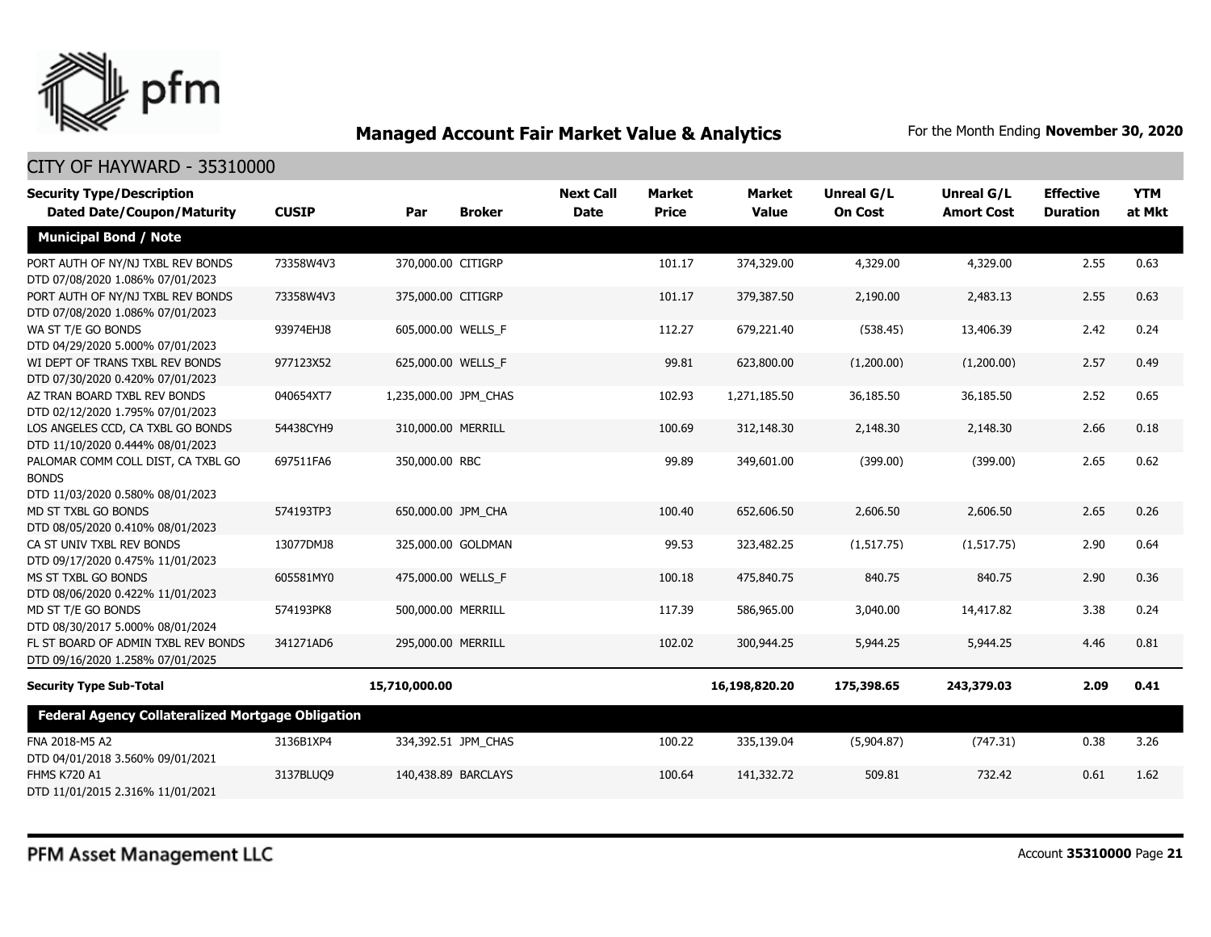## Managed Account Fair Market Value & Analytics

For the Month Ending **November 30, 2020**

CITY OF HAYWARD - 35310000

| Security Type/Description Dated Date/Coupon/Maturity | CUSIP | Par | Broker | Next Call Date | Market Price | Market Value | Unreal G/L On Cost | Unreal G/L Amort Cost | Effective Duration | YTM at Mkt |
|---|---|---|---|---|---|---|---|---|---|---|
| **Municipal Bond / Note** | | | | | | | | | | |
| PORT AUTH OF NY/NJ TXBL REV BONDS DTD 07/08/2020 1.086% 07/01/2023 | 73358W4V3 | 370,000.00 | CITIGRP | | 101.17 | 374,329.00 | 4,329.00 | 4,329.00 | 2.55 | 0.63 |
| PORT AUTH OF NY/NJ TXBL REV BONDS DTD 07/08/2020 1.086% 07/01/2023 | 73358W4V3 | 375,000.00 | CITIGRP | | 101.17 | 379,387.50 | 2,190.00 | 2,483.13 | 2.55 | 0.63 |
| WA ST T/E GO BONDS DTD 04/29/2020 5.000% 07/01/2023 | 93974EHJ8 | 605,000.00 | WELLS_F | | 112.27 | 679,221.40 | (538.45) | 13,406.39 | 2.42 | 0.24 |
| WI DEPT OF TRANS TXBL REV BONDS DTD 07/30/2020 0.420% 07/01/2023 | 977123X52 | 625,000.00 | WELLS_F | | 99.81 | 623,800.00 | (1,200.00) | (1,200.00) | 2.57 | 0.49 |
| AZ TRAN BOARD TXBL REV BONDS DTD 02/12/2020 1.795% 07/01/2023 | 040654XT7 | 1,235,000.00 | JPM_CHAS | | 102.93 | 1,271,185.50 | 36,185.50 | 36,185.50 | 2.52 | 0.65 |
| LOS ANGELES CCD, CA TXBL GO BONDS DTD 11/10/2020 0.444% 08/01/2023 | 54438CYH9 | 310,000.00 | MERRILL | | 100.69 | 312,148.30 | 2,148.30 | 2,148.30 | 2.66 | 0.18 |
| PALOMAR COMM COLL DIST, CA TXBL GO BONDS DTD 11/03/2020 0.580% 08/01/2023 | 697511FA6 | 350,000.00 | RBC | | 99.89 | 349,601.00 | (399.00) | (399.00) | 2.65 | 0.62 |
| MD ST TXBL GO BONDS DTD 08/05/2020 0.410% 08/01/2023 | 574193TP3 | 650,000.00 | JPM_CHA | | 100.40 | 652,606.50 | 2,606.50 | 2,606.50 | 2.65 | 0.26 |
| CA ST UNIV TXBL REV BONDS DTD 09/17/2020 0.475% 11/01/2023 | 13077DMJ8 | 325,000.00 | GOLDMAN | | 99.53 | 323,482.25 | (1,517.75) | (1,517.75) | 2.90 | 0.64 |
| MS ST TXBL GO BONDS DTD 08/06/2020 0.422% 11/01/2023 | 605581MY0 | 475,000.00 | WELLS_F | | 100.18 | 475,840.75 | 840.75 | 840.75 | 2.90 | 0.36 |
| MD ST T/E GO BONDS DTD 08/30/2017 5.000% 08/01/2024 | 574193PK8 | 500,000.00 | MERRILL | | 117.39 | 586,965.00 | 3,040.00 | 14,417.82 | 3.38 | 0.24 |
| FL ST BOARD OF ADMIN TXBL REV BONDS DTD 09/16/2020 1.258% 07/01/2025 | 341271AD6 | 295,000.00 | MERRILL | | 102.02 | 300,944.25 | 5,944.25 | 5,944.25 | 4.46 | 0.81 |
| **Security Type Sub-Total** | | **15,710,000.00** | | | | **16,198,820.20** | **175,398.65** | **243,379.03** | **2.09** | **0.41** |
| **Federal Agency Collateralized Mortgage Obligation** | | | | | | | | | | |
| FNA 2018-M5 A2 DTD 04/01/2018 3.560% 09/01/2021 | 3136B1XP4 | 334,392.51 | JPM_CHAS | | 100.22 | 335,139.04 | (5,904.87) | (747.31) | 0.38 | 3.26 |
| FHMS K720 A1 DTD 11/01/2015 2.316% 11/01/2021 | 3137BLUQ9 | 140,438.89 | BARCLAYS | | 100.64 | 141,332.72 | 509.81 | 732.42 | 0.61 | 1.62 |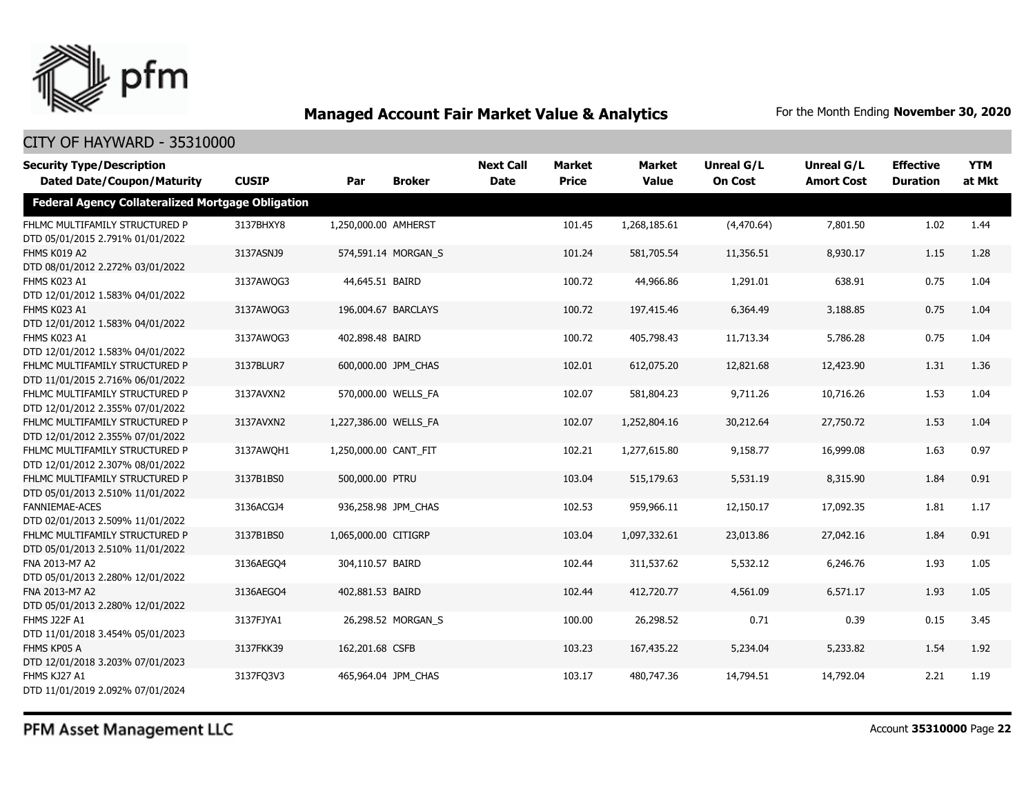# Managed Account Fair Market Value & Analytics

For the Month Ending **November 30, 2020**

## CITY OF HAYWARD - 35310000

| Security Type/Description Dated Date/Coupon/Maturity | CUSIP | Par | Broker | Next Call Date | Market Price | Market Value | Unreal G/L On Cost | Unreal G/L Amort Cost | Effective Duration | YTM at Mkt |
|---|---|---|---|---|---|---|---|---|---|---|
| **Federal Agency Collateralized Mortgage Obligation** | | | | | | | | | | |
| FHLMC MULTIFAMILY STRUCTURED P DTD 05/01/2015 2.791% 01/01/2022 | 3137BHXY8 | 1,250,000.00 | AMHERST | | 101.45 | 1,268,185.61 | (4,470.64) | 7,801.50 | 1.02 | 1.44 |
| FHMS K019 A2 DTD 08/01/2012 2.272% 03/01/2022 | 3137ASNJ9 | 574,591.14 | MORGAN_S | | 101.24 | 581,705.54 | 11,356.51 | 8,930.17 | 1.15 | 1.28 |
| FHMS K023 A1 DTD 12/01/2012 1.583% 04/01/2022 | 3137AWQG3 | 44,645.51 | BAIRD | | 100.72 | 44,966.86 | 1,291.01 | 638.91 | 0.75 | 1.04 |
| FHMS K023 A1 DTD 12/01/2012 1.583% 04/01/2022 | 3137AWQG3 | 196,004.67 | BARCLAYS | | 100.72 | 197,415.46 | 6,364.49 | 3,188.85 | 0.75 | 1.04 |
| FHMS K023 A1 DTD 12/01/2012 1.583% 04/01/2022 | 3137AWQG3 | 402,898.48 | BAIRD | | 100.72 | 405,798.43 | 11,713.34 | 5,786.28 | 0.75 | 1.04 |
| FHLMC MULTIFAMILY STRUCTURED P DTD 11/01/2015 2.716% 06/01/2022 | 3137BLUR7 | 600,000.00 | JPM_CHAS | | 102.01 | 612,075.20 | 12,821.68 | 12,423.90 | 1.31 | 1.36 |
| FHLMC MULTIFAMILY STRUCTURED P DTD 12/01/2012 2.355% 07/01/2022 | 3137AVXN2 | 570,000.00 | WELLS_FA | | 102.07 | 581,804.23 | 9,711.26 | 10,716.26 | 1.53 | 1.04 |
| FHLMC MULTIFAMILY STRUCTURED P DTD 12/01/2012 2.355% 07/01/2022 | 3137AVXN2 | 1,227,386.00 | WELLS_FA | | 102.07 | 1,252,804.16 | 30,212.64 | 27,750.72 | 1.53 | 1.04 |
| FHLMC MULTIFAMILY STRUCTURED P DTD 12/01/2012 2.307% 08/01/2022 | 3137AWQH1 | 1,250,000.00 | CANT_FIT | | 102.21 | 1,277,615.80 | 9,158.77 | 16,999.08 | 1.63 | 0.97 |
| FHLMC MULTIFAMILY STRUCTURED P DTD 05/01/2013 2.510% 11/01/2022 | 3137B1BS0 | 500,000.00 | PTRU | | 103.04 | 515,179.63 | 5,531.19 | 8,315.90 | 1.84 | 0.91 |
| FANNIEMAE-ACES DTD 02/01/2013 2.509% 11/01/2022 | 3136ACGJ4 | 936,258.98 | JPM_CHAS | | 102.53 | 959,966.11 | 12,150.17 | 17,092.35 | 1.81 | 1.17 |
| FHLMC MULTIFAMILY STRUCTURED P DTD 05/01/2013 2.510% 11/01/2022 | 3137B1BS0 | 1,065,000.00 | CITIGRP | | 103.04 | 1,097,332.61 | 23,013.86 | 27,042.16 | 1.84 | 0.91 |
| FNA 2013-M7 A2 DTD 05/01/2013 2.280% 12/01/2022 | 3136AEGQ4 | 304,110.57 | BAIRD | | 102.44 | 311,537.62 | 5,532.12 | 6,246.76 | 1.93 | 1.05 |
| FNA 2013-M7 A2 DTD 05/01/2013 2.280% 12/01/2022 | 3136AEGQ4 | 402,881.53 | BAIRD | | 102.44 | 412,720.77 | 4,561.09 | 6,571.17 | 1.93 | 1.05 |
| FHMS J22F A1 DTD 11/01/2018 3.454% 05/01/2023 | 3137FJYA1 | 26,298.52 | MORGAN_S | | 100.00 | 26,298.52 | 0.71 | 0.39 | 0.15 | 3.45 |
| FHMS KP05 A DTD 12/01/2018 3.203% 07/01/2023 | 3137FKK39 | 162,201.68 | CSFB | | 103.23 | 167,435.22 | 5,234.04 | 5,233.82 | 1.54 | 1.92 |
| FHMS KJ27 A1 DTD 11/01/2019 2.092% 07/01/2024 | 3137FQ3V3 | 465,964.04 | JPM_CHAS | | 103.17 | 480,747.36 | 14,794.51 | 14,792.04 | 2.21 | 1.19 |

PFM Asset Management LLC

Account **35310000**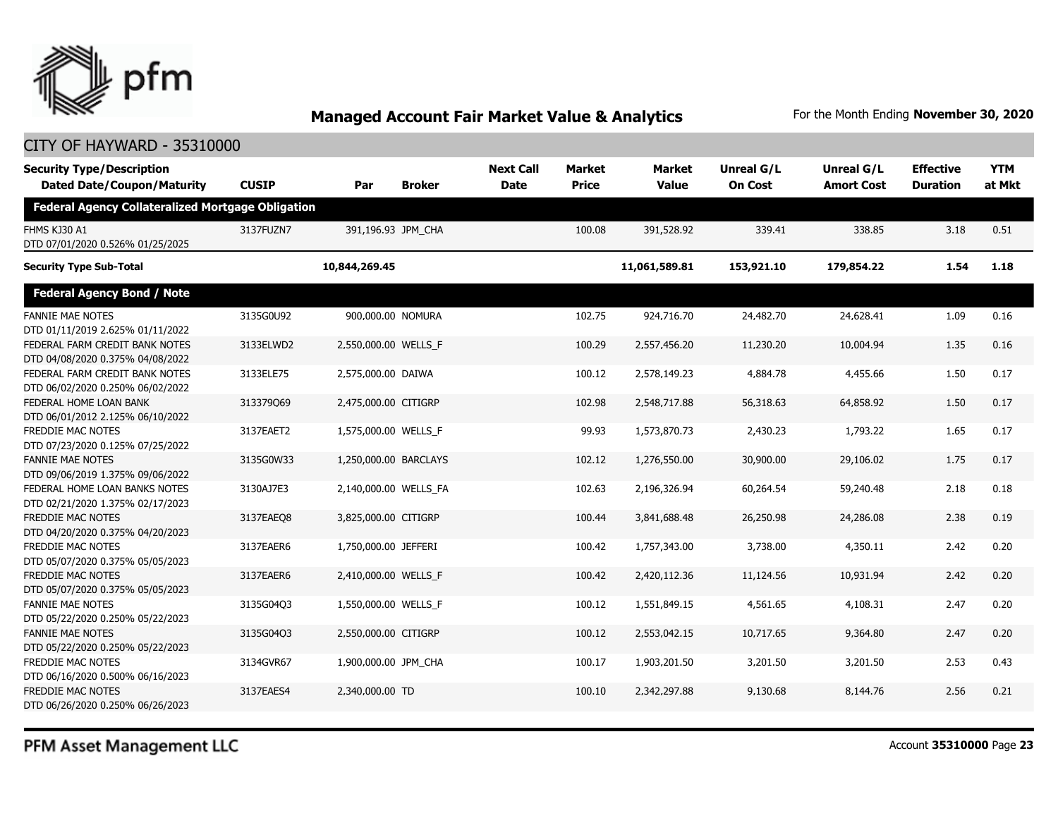## Managed Account Fair Market Value & Analytics

For the Month Ending **November 30, 2020**

CITY OF HAYWARD - 35310000

| Security Type/Description<br>Dated Date/Coupon/Maturity | CUSIP | Par | Broker | Next Call Date | Market Price | Market Value | Unreal G/L On Cost | Unreal G/L Amort Cost | Effective Duration | YTM at Mkt |
|---|---|---|---|---|---|---|---|---|---|---|
| **Federal Agency Collateralized Mortgage Obligation** | | | | | | | | | | |
| FHMS KJ30 A1<br>DTD 07/01/2020 0.526% 01/25/2025 | 3137FUZN7 | 391,196.93 | JPM_CHA | | 100.08 | 391,528.92 | 339.41 | 338.85 | 3.18 | 0.51 |
| **Security Type Sub-Total** | | **10,844,269.45** | | | | **11,061,589.81** | **153,921.10** | **179,854.22** | **1.54** | **1.18** |
| **Federal Agency Bond / Note** | | | | | | | | | | |
| FANNIE MAE NOTES<br>DTD 01/11/2019 2.625% 01/11/2022 | 3135G0U92 | 900,000.00 | NOMURA | | 102.75 | 924,716.70 | 24,482.70 | 24,628.41 | 1.09 | 0.16 |
| FEDERAL FARM CREDIT BANK NOTES<br>DTD 04/08/2020 0.375% 04/08/2022 | 3133ELWD2 | 2,550,000.00 | WELLS_F | | 100.29 | 2,557,456.20 | 11,230.20 | 10,004.94 | 1.35 | 0.16 |
| FEDERAL FARM CREDIT BANK NOTES<br>DTD 06/02/2020 0.250% 06/02/2022 | 3133ELE75 | 2,575,000.00 | DAIWA | | 100.12 | 2,578,149.23 | 4,884.78 | 4,455.66 | 1.50 | 0.17 |
| FEDERAL HOME LOAN BANK<br>DTD 06/01/2012 2.125% 06/10/2022 | 313379O69 | 2,475,000.00 | CITIGRP | | 102.98 | 2,548,717.88 | 56,318.63 | 64,858.92 | 1.50 | 0.17 |
| FREDDIE MAC NOTES<br>DTD 07/23/2020 0.125% 07/25/2022 | 3137EAET2 | 1,575,000.00 | WELLS_F | | 99.93 | 1,573,870.73 | 2,430.23 | 1,793.22 | 1.65 | 0.17 |
| FANNIE MAE NOTES<br>DTD 09/06/2019 1.375% 09/06/2022 | 3135G0W33 | 1,250,000.00 | BARCLAYS | | 102.12 | 1,276,550.00 | 30,900.00 | 29,106.02 | 1.75 | 0.17 |
| FEDERAL HOME LOAN BANKS NOTES<br>DTD 02/21/2020 1.375% 02/17/2023 | 3130AJ7E3 | 2,140,000.00 | WELLS_FA | | 102.63 | 2,196,326.94 | 60,264.54 | 59,240.48 | 2.18 | 0.18 |
| FREDDIE MAC NOTES<br>DTD 04/20/2020 0.375% 04/20/2023 | 3137EAEQ8 | 3,825,000.00 | CITIGRP | | 100.44 | 3,841,688.48 | 26,250.98 | 24,286.08 | 2.38 | 0.19 |
| FREDDIE MAC NOTES<br>DTD 05/07/2020 0.375% 05/05/2023 | 3137EAER6 | 1,750,000.00 | JEFFERI | | 100.42 | 1,757,343.00 | 3,738.00 | 4,350.11 | 2.42 | 0.20 |
| FREDDIE MAC NOTES<br>DTD 05/07/2020 0.375% 05/05/2023 | 3137EAER6 | 2,410,000.00 | WELLS_F | | 100.42 | 2,420,112.36 | 11,124.56 | 10,931.94 | 2.42 | 0.20 |
| FANNIE MAE NOTES<br>DTD 05/22/2020 0.250% 05/22/2023 | 3135G04Q3 | 1,550,000.00 | WELLS_F | | 100.12 | 1,551,849.15 | 4,561.65 | 4,108.31 | 2.47 | 0.20 |
| FANNIE MAE NOTES<br>DTD 05/22/2020 0.250% 05/22/2023 | 3135G04Q3 | 2,550,000.00 | CITIGRP | | 100.12 | 2,553,042.15 | 10,717.65 | 9,364.80 | 2.47 | 0.20 |
| FREDDIE MAC NOTES<br>DTD 06/16/2020 0.500% 06/16/2023 | 3134GVR67 | 1,900,000.00 | JPM_CHA | | 100.17 | 1,903,201.50 | 3,201.50 | 3,201.50 | 2.53 | 0.43 |
| FREDDIE MAC NOTES<br>DTD 06/26/2020 0.250% 06/26/2023 | 3137EAES4 | 2,340,000.00 | TD | | 100.10 | 2,342,297.88 | 9,130.68 | 8,144.76 | 2.56 | 0.21 |

PFM Asset Management LLC

Account **35310000**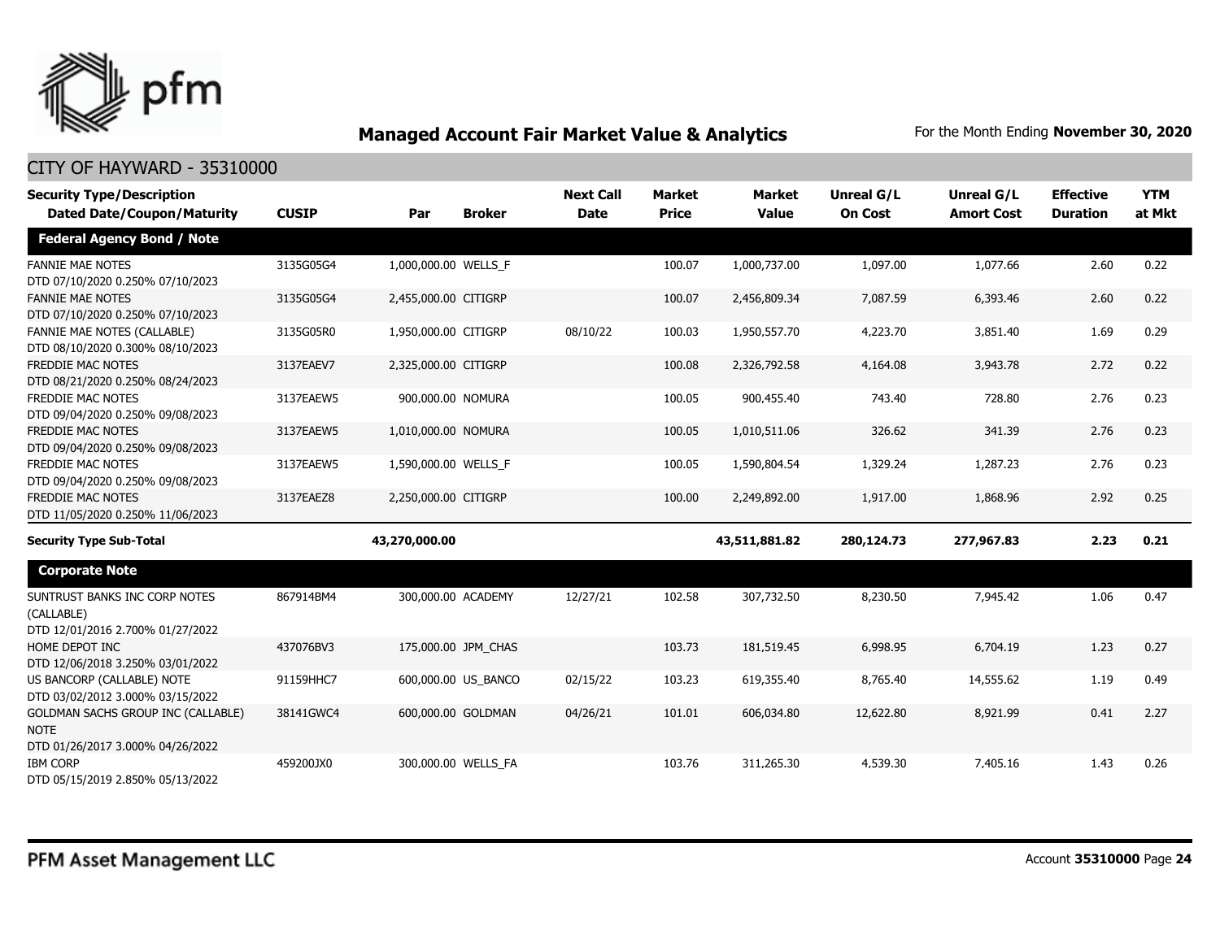## Managed Account Fair Market Value & Analytics

For the Month Ending **November 30, 2020**

### CITY OF HAYWARD - 35310000

| Security Type/Description Dated Date/Coupon/Maturity | CUSIP | Par | Broker | Next Call Date | Market Price | Market Value | Unreal G/L On Cost | Unreal G/L Amort Cost | Effective Duration | YTM at Mkt |
|---|---|---|---|---|---|---|---|---|---|---|
| **Federal Agency Bond / Note** | | | | | | | | | | |
| FANNIE MAE NOTES DTD 07/10/2020 0.250% 07/10/2023 | 3135G05G4 | 1,000,000.00 | WELLS_F | | 100.07 | 1,000,737.00 | 1,097.00 | 1,077.66 | 2.60 | 0.22 |
| FANNIE MAE NOTES DTD 07/10/2020 0.250% 07/10/2023 | 3135G05G4 | 2,455,000.00 | CITIGRP | | 100.07 | 2,456,809.34 | 7,087.59 | 6,393.46 | 2.60 | 0.22 |
| FANNIE MAE NOTES (CALLABLE) DTD 08/10/2020 0.300% 08/10/2023 | 3135G05R0 | 1,950,000.00 | CITIGRP | 08/10/22 | 100.03 | 1,950,557.70 | 4,223.70 | 3,851.40 | 1.69 | 0.29 |
| FREDDIE MAC NOTES DTD 08/21/2020 0.250% 08/24/2023 | 3137EAEV7 | 2,325,000.00 | CITIGRP | | 100.08 | 2,326,792.58 | 4,164.08 | 3,943.78 | 2.72 | 0.22 |
| FREDDIE MAC NOTES DTD 09/04/2020 0.250% 09/08/2023 | 3137EAEW5 | 900,000.00 | NOMURA | | 100.05 | 900,455.40 | 743.40 | 728.80 | 2.76 | 0.23 |
| FREDDIE MAC NOTES DTD 09/04/2020 0.250% 09/08/2023 | 3137EAEW5 | 1,010,000.00 | NOMURA | | 100.05 | 1,010,511.06 | 326.62 | 341.39 | 2.76 | 0.23 |
| FREDDIE MAC NOTES DTD 09/04/2020 0.250% 09/08/2023 | 3137EAEW5 | 1,590,000.00 | WELLS_F | | 100.05 | 1,590,804.54 | 1,329.24 | 1,287.23 | 2.76 | 0.23 |
| FREDDIE MAC NOTES DTD 11/05/2020 0.250% 11/06/2023 | 3137EAEZ8 | 2,250,000.00 | CITIGRP | | 100.00 | 2,249,892.00 | 1,917.00 | 1,868.96 | 2.92 | 0.25 |
| **Security Type Sub-Total** | | **43,270,000.00** | | | | **43,511,881.82** | **280,124.73** | **277,967.83** | **2.23** | **0.21** |
| **Corporate Note** | | | | | | | | | | |
| SUNTRUST BANKS INC CORP NOTES (CALLABLE) DTD 12/01/2016 2.700% 01/27/2022 | 867914BM4 | 300,000.00 | ACADEMY | 12/27/21 | 102.58 | 307,732.50 | 8,230.50 | 7,945.42 | 1.06 | 0.47 |
| HOME DEPOT INC DTD 12/06/2018 3.250% 03/01/2022 | 437076BV3 | 175,000.00 | JPM_CHAS | | 103.73 | 181,519.45 | 6,998.95 | 6,704.19 | 1.23 | 0.27 |
| US BANCORP (CALLABLE) NOTE DTD 03/02/2012 3.000% 03/15/2022 | 91159HHC7 | 600,000.00 | US_BANCO | 02/15/22 | 103.23 | 619,355.40 | 8,765.40 | 14,555.62 | 1.19 | 0.49 |
| GOLDMAN SACHS GROUP INC (CALLABLE) NOTE DTD 01/26/2017 3.000% 04/26/2022 | 38141GWC4 | 600,000.00 | GOLDMAN | 04/26/21 | 101.01 | 606,034.80 | 12,622.80 | 8,921.99 | 0.41 | 2.27 |
| IBM CORP DTD 05/15/2019 2.850% 05/13/2022 | 459200JX0 | 300,000.00 | WELLS_FA | | 103.76 | 311,265.30 | 4,539.30 | 7,405.16 | 1.43 | 0.26 |

PFM Asset Management LLC

Account **35310000**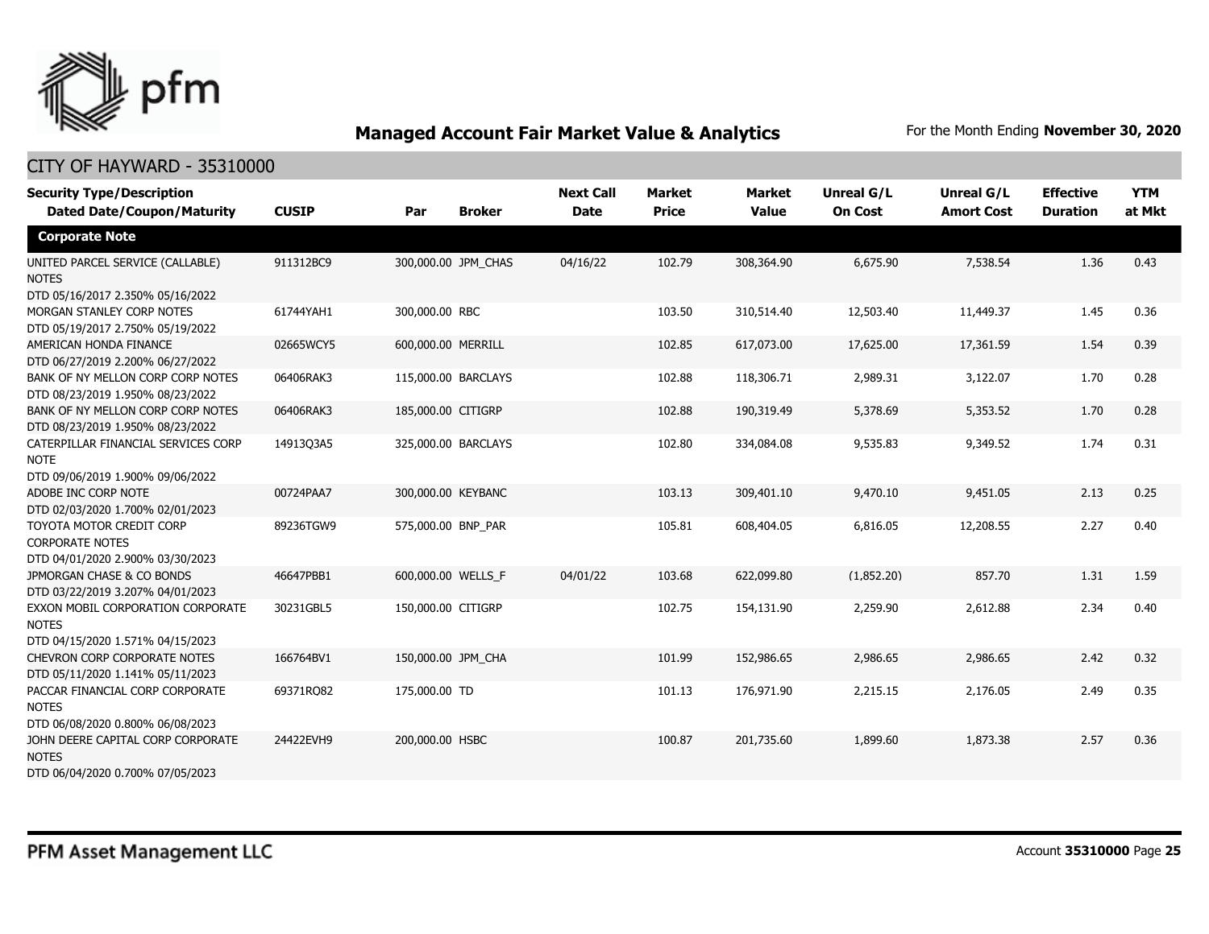## Managed Account Fair Market Value & Analytics

For the Month Ending **November 30, 2020**

### CITY OF HAYWARD - 35310000

| Security Type/Description Dated Date/Coupon/Maturity | CUSIP | Par | Broker | Next Call Date | Market Price | Market Value | Unreal G/L On Cost | Unreal G/L Amort Cost | Effective Duration | YTM at Mkt |
|---|---|---|---|---|---|---|---|---|---|---|
| **Corporate Note** | | | | | | | | | | |
| UNITED PARCEL SERVICE (CALLABLE) NOTES DTD 05/16/2017 2.350% 05/16/2022 | 911312BC9 | 300,000.00 | JPM_CHAS | 04/16/22 | 102.79 | 308,364.90 | 6,675.90 | 7,538.54 | 1.36 | 0.43 |
| MORGAN STANLEY CORP NOTES DTD 05/19/2017 2.750% 05/19/2022 | 61744YAH1 | 300,000.00 | RBC | | 103.50 | 310,514.40 | 12,503.40 | 11,449.37 | 1.45 | 0.36 |
| AMERICAN HONDA FINANCE DTD 06/27/2019 2.200% 06/27/2022 | 02665WCY5 | 600,000.00 | MERRILL | | 102.85 | 617,073.00 | 17,625.00 | 17,361.59 | 1.54 | 0.39 |
| BANK OF NY MELLON CORP CORP NOTES DTD 08/23/2019 1.950% 08/23/2022 | 06406RAK3 | 115,000.00 | BARCLAYS | | 102.88 | 118,306.71 | 2,989.31 | 3,122.07 | 1.70 | 0.28 |
| BANK OF NY MELLON CORP CORP NOTES DTD 08/23/2019 1.950% 08/23/2022 | 06406RAK3 | 185,000.00 | CITIGRP | | 102.88 | 190,319.49 | 5,378.69 | 5,353.52 | 1.70 | 0.28 |
| CATERPILLAR FINANCIAL SERVICES CORP NOTE DTD 09/06/2019 1.900% 09/06/2022 | 14913Q3A5 | 325,000.00 | BARCLAYS | | 102.80 | 334,084.08 | 9,535.83 | 9,349.52 | 1.74 | 0.31 |
| ADOBE INC CORP NOTE DTD 02/03/2020 1.700% 02/01/2023 | 00724PAA7 | 300,000.00 | KEYBANC | | 103.13 | 309,401.10 | 9,470.10 | 9,451.05 | 2.13 | 0.25 |
| TOYOTA MOTOR CREDIT CORP CORPORATE NOTES DTD 04/01/2020 2.900% 03/30/2023 | 89236TGW9 | 575,000.00 | BNP_PAR | | 105.81 | 608,404.05 | 6,816.05 | 12,208.55 | 2.27 | 0.40 |
| JPMORGAN CHASE & CO BONDS DTD 03/22/2019 3.207% 04/01/2023 | 46647PBB1 | 600,000.00 | WELLS_F | 04/01/22 | 103.68 | 622,099.80 | (1,852.20) | 857.70 | 1.31 | 1.59 |
| EXXON MOBIL CORPORATION CORPORATE NOTES DTD 04/15/2020 1.571% 04/15/2023 | 30231GBL5 | 150,000.00 | CITIGRP | | 102.75 | 154,131.90 | 2,259.90 | 2,612.88 | 2.34 | 0.40 |
| CHEVRON CORP CORPORATE NOTES DTD 05/11/2020 1.141% 05/11/2023 | 166764BV1 | 150,000.00 | JPM_CHA | | 101.99 | 152,986.65 | 2,986.65 | 2,986.65 | 2.42 | 0.32 |
| PACCAR FINANCIAL CORP CORPORATE NOTES DTD 06/08/2020 0.800% 06/08/2023 | 69371RQ82 | 175,000.00 | TD | | 101.13 | 176,971.90 | 2,215.15 | 2,176.05 | 2.49 | 0.35 |
| JOHN DEERE CAPITAL CORP CORPORATE NOTES DTD 06/04/2020 0.700% 07/05/2023 | 24422EVH9 | 200,000.00 | HSBC | | 100.87 | 201,735.60 | 1,899.60 | 1,873.38 | 2.57 | 0.36 |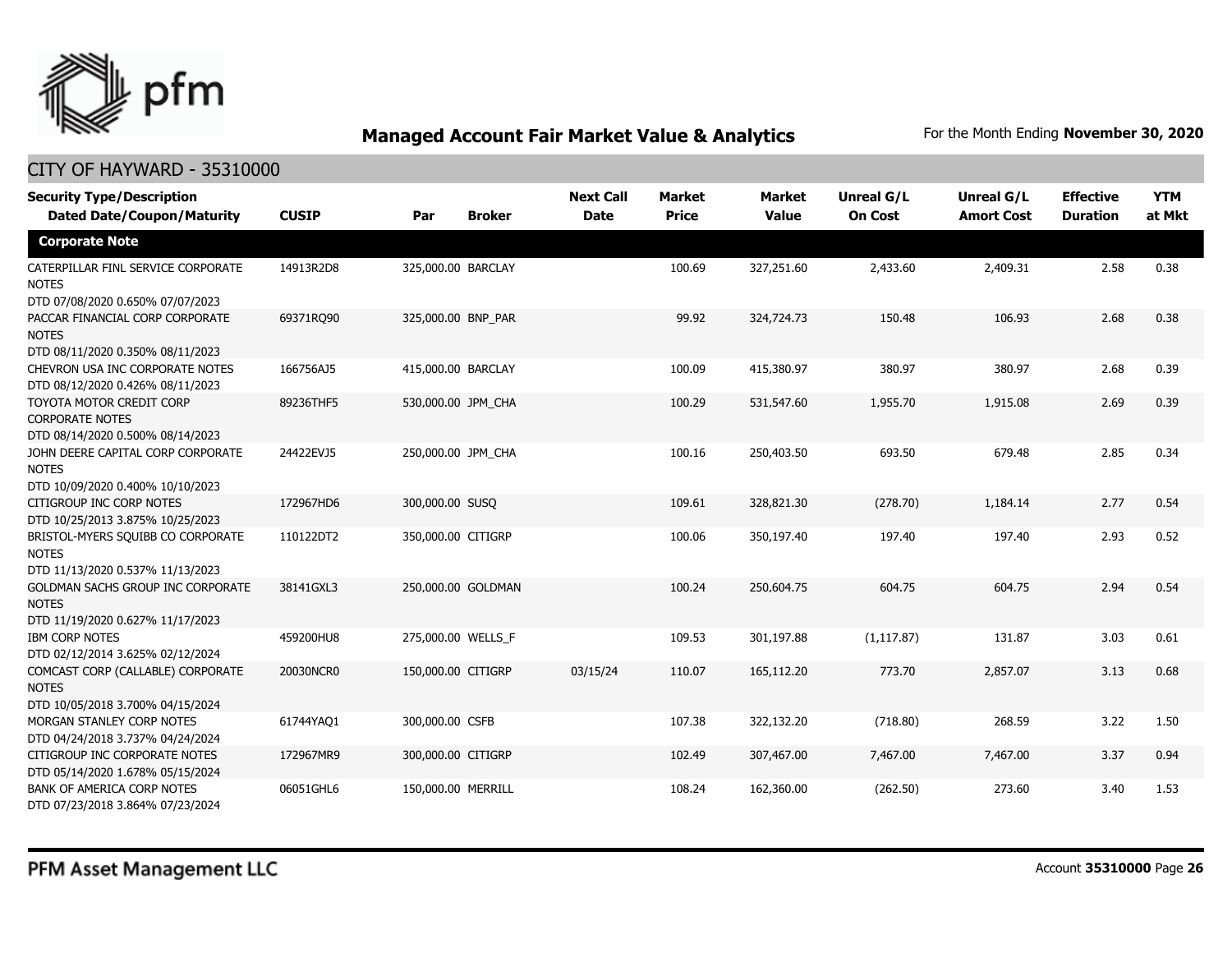# Managed Account Fair Market Value & Analytics

For the Month Ending **November 30, 2020**

## CITY OF HAYWARD - 35310000

| Security Type/Description<br>Dated Date/Coupon/Maturity | CUSIP | Par | Broker | Next Call Date | Market Price | Market Value | Unreal G/L On Cost | Unreal G/L Amort Cost | Effective Duration | YTM at Mkt |
|---|---|---|---|---|---|---|---|---|---|---|
| **Corporate Note** | | | | | | | | | | |
| CATERPILLAR FINL SERVICE CORPORATE NOTES<br>DTD 07/08/2020 0.650% 07/07/2023 | 14913R2D8 | 325,000.00 | BARCLAY | | 100.69 | 327,251.60 | 2,433.60 | 2,409.31 | 2.58 | 0.38 |
| PACCAR FINANCIAL CORP CORPORATE NOTES<br>DTD 08/11/2020 0.350% 08/11/2023 | 69371RQ90 | 325,000.00 | BNP_PAR | | 99.92 | 324,724.73 | 150.48 | 106.93 | 2.68 | 0.38 |
| CHEVRON USA INC CORPORATE NOTES<br>DTD 08/12/2020 0.426% 08/11/2023 | 166756AJ5 | 415,000.00 | BARCLAY | | 100.09 | 415,380.97 | 380.97 | 380.97 | 2.68 | 0.39 |
| TOYOTA MOTOR CREDIT CORP CORPORATE NOTES<br>DTD 08/14/2020 0.500% 08/14/2023 | 89236THF5 | 530,000.00 | JPM_CHA | | 100.29 | 531,547.60 | 1,955.70 | 1,915.08 | 2.69 | 0.39 |
| JOHN DEERE CAPITAL CORP CORPORATE NOTES<br>DTD 10/09/2020 0.400% 10/10/2023 | 24422EVJ5 | 250,000.00 | JPM_CHA | | 100.16 | 250,403.50 | 693.50 | 679.48 | 2.85 | 0.34 |
| CITIGROUP INC CORP NOTES<br>DTD 10/25/2013 3.875% 10/25/2023 | 172967HD6 | 300,000.00 | SUSQ | | 109.61 | 328,821.30 | (278.70) | 1,184.14 | 2.77 | 0.54 |
| BRISTOL-MYERS SQUIBB CO CORPORATE NOTES<br>DTD 11/13/2020 0.537% 11/13/2023 | 110122DT2 | 350,000.00 | CITIGRP | | 100.06 | 350,197.40 | 197.40 | 197.40 | 2.93 | 0.52 |
| GOLDMAN SACHS GROUP INC CORPORATE NOTES<br>DTD 11/19/2020 0.627% 11/17/2023 | 38141GXL3 | 250,000.00 | GOLDMAN | | 100.24 | 250,604.75 | 604.75 | 604.75 | 2.94 | 0.54 |
| IBM CORP NOTES<br>DTD 02/12/2014 3.625% 02/12/2024 | 459200HU8 | 275,000.00 | WELLS_F | | 109.53 | 301,197.88 | (1,117.87) | 131.87 | 3.03 | 0.61 |
| COMCAST CORP (CALLABLE) CORPORATE NOTES<br>DTD 10/05/2018 3.700% 04/15/2024 | 20030NCR0 | 150,000.00 | CITIGRP | 03/15/24 | 110.07 | 165,112.20 | 773.70 | 2,857.07 | 3.13 | 0.68 |
| MORGAN STANLEY CORP NOTES<br>DTD 04/24/2018 3.737% 04/24/2024 | 61744YAQ1 | 300,000.00 | CSFB | | 107.38 | 322,132.20 | (718.80) | 268.59 | 3.22 | 1.50 |
| CITIGROUP INC CORPORATE NOTES<br>DTD 05/14/2020 1.678% 05/15/2024 | 172967MR9 | 300,000.00 | CITIGRP | | 102.49 | 307,467.00 | 7,467.00 | 7,467.00 | 3.37 | 0.94 |
| BANK OF AMERICA CORP NOTES<br>DTD 07/23/2018 3.864% 07/23/2024 | 06051GHL6 | 150,000.00 | MERRILL | | 108.24 | 162,360.00 | (262.50) | 273.60 | 3.40 | 1.53 |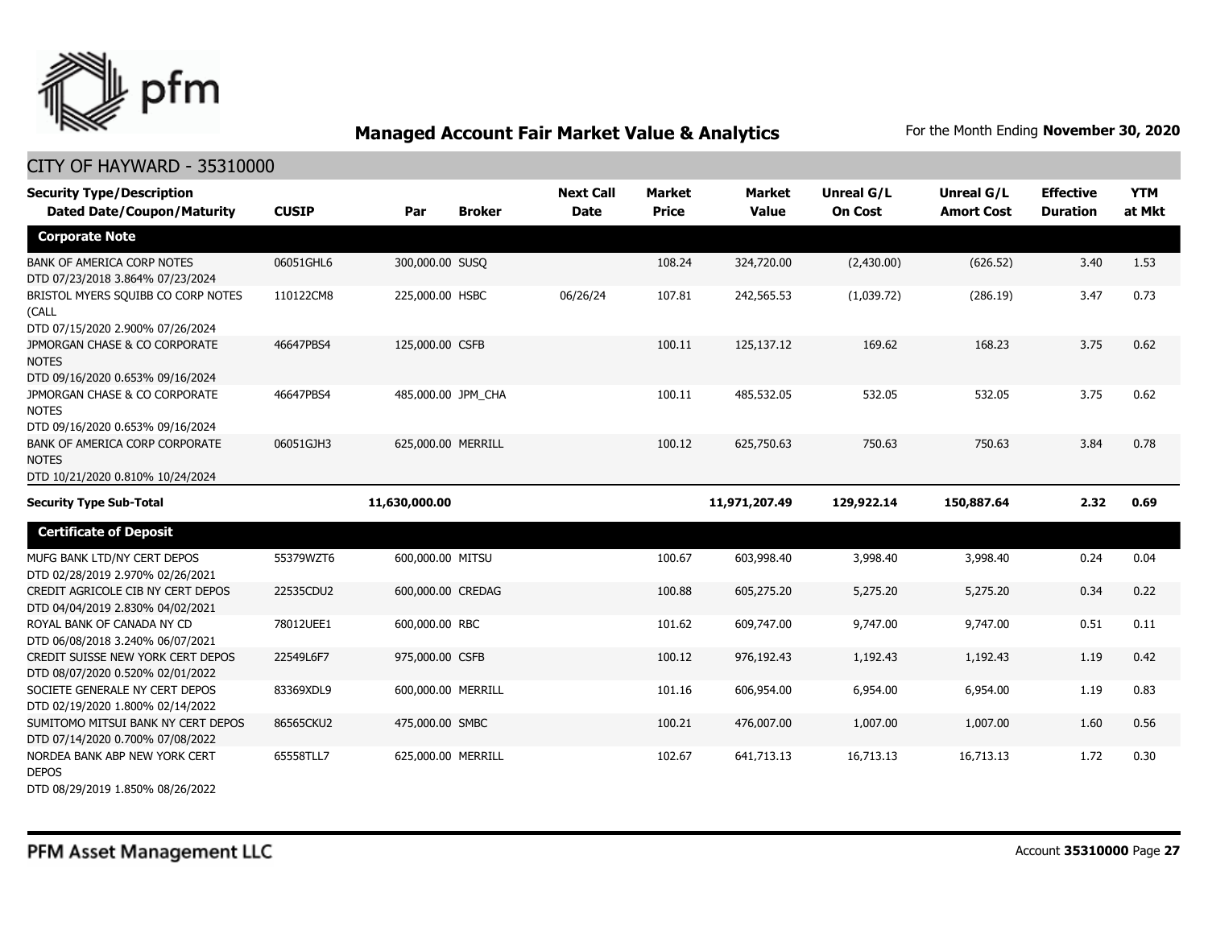## Managed Account Fair Market Value & Analytics

For the Month Ending **November 30, 2020**

### CITY OF HAYWARD - 35310000

| Security Type/Description Dated Date/Coupon/Maturity | CUSIP | Par | Broker | Next Call Date | Market Price | Market Value | Unreal G/L On Cost | Unreal G/L Amort Cost | Effective Duration | YTM at Mkt |
|---|---|---|---|---|---|---|---|---|---|---|
| **Corporate Note** | | | | | | | | | | |
| BANK OF AMERICA CORP NOTES DTD 07/23/2018 3.864% 07/23/2024 | 06051GHL6 | 300,000.00 | SUSQ | | 108.24 | 324,720.00 | (2,430.00) | (626.52) | 3.40 | 1.53 |
| BRISTOL MYERS SQUIBB CO CORP NOTES (CALL DTD 07/15/2020 2.900% 07/26/2024 | 110122CM8 | 225,000.00 | HSBC | 06/26/24 | 107.81 | 242,565.53 | (1,039.72) | (286.19) | 3.47 | 0.73 |
| JPMORGAN CHASE & CO CORPORATE NOTES DTD 09/16/2020 0.653% 09/16/2024 | 46647PBS4 | 125,000.00 | CSFB | | 100.11 | 125,137.12 | 169.62 | 168.23 | 3.75 | 0.62 |
| JPMORGAN CHASE & CO CORPORATE NOTES DTD 09/16/2020 0.653% 09/16/2024 | 46647PBS4 | 485,000.00 | JPM_CHA | | 100.11 | 485,532.05 | 532.05 | 532.05 | 3.75 | 0.62 |
| BANK OF AMERICA CORP CORPORATE NOTES DTD 10/21/2020 0.810% 10/24/2024 | 06051GJH3 | 625,000.00 | MERRILL | | 100.12 | 625,750.63 | 750.63 | 750.63 | 3.84 | 0.78 |
| **Security Type Sub-Total** | | **11,630,000.00** | | | | **11,971,207.49** | **129,922.14** | **150,887.64** | **2.32** | **0.69** |
| **Certificate of Deposit** | | | | | | | | | | |
| MUFG BANK LTD/NY CERT DEPOS DTD 02/28/2019 2.970% 02/26/2021 | 55379WZT6 | 600,000.00 | MITSU | | 100.67 | 603,998.40 | 3,998.40 | 3,998.40 | 0.24 | 0.04 |
| CREDIT AGRICOLE CIB NY CERT DEPOS DTD 04/04/2019 2.830% 04/02/2021 | 22535CDU2 | 600,000.00 | CREDAG | | 100.88 | 605,275.20 | 5,275.20 | 5,275.20 | 0.34 | 0.22 |
| ROYAL BANK OF CANADA NY CD DTD 06/08/2018 3.240% 06/07/2021 | 78012UEE1 | 600,000.00 | RBC | | 101.62 | 609,747.00 | 9,747.00 | 9,747.00 | 0.51 | 0.11 |
| CREDIT SUISSE NEW YORK CERT DEPOS DTD 08/07/2020 0.520% 02/01/2022 | 22549L6F7 | 975,000.00 | CSFB | | 100.12 | 976,192.43 | 1,192.43 | 1,192.43 | 1.19 | 0.42 |
| SOCIETE GENERALE NY CERT DEPOS DTD 02/19/2020 1.800% 02/14/2022 | 83369XDL9 | 600,000.00 | MERRILL | | 101.16 | 606,954.00 | 6,954.00 | 6,954.00 | 1.19 | 0.83 |
| SUMITOMO MITSUI BANK NY CERT DEPOS DTD 07/14/2020 0.700% 07/08/2022 | 86565CKU2 | 475,000.00 | SMBC | | 100.21 | 476,007.00 | 1,007.00 | 1,007.00 | 1.60 | 0.56 |
| NORDEA BANK ABP NEW YORK CERT DEPOS DTD 08/29/2019 1.850% 08/26/2022 | 65558TLL7 | 625,000.00 | MERRILL | | 102.67 | 641,713.13 | 16,713.13 | 16,713.13 | 1.72 | 0.30 |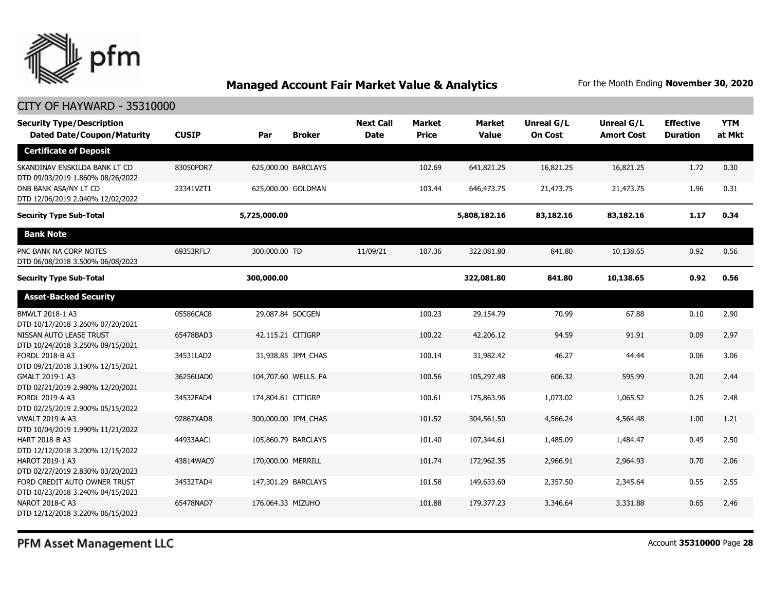## Managed Account Fair Market Value & Analytics

For the Month Ending **November 30, 2020**

CITY OF HAYWARD - 35310000

| Security Type/Description<br>Dated Date/Coupon/Maturity | CUSIP | Par | Broker | Next Call Date | Market Price | Market Value | Unreal G/L On Cost | Unreal G/L Amort Cost | Effective Duration | YTM at Mkt |
|---|---|---|---|---|---|---|---|---|---|---|
| **Certificate of Deposit** | | | | | | | | | | |
| SKANDINAV ENSKILDA BANK LT CD<br>DTD 09/03/2019 1.860% 08/26/2022 | 83050PDR7 | 625,000.00 | BARCLAYS | | 102.69 | 641,821.25 | 16,821.25 | 16,821.25 | 1.72 | 0.30 |
| DNB BANK ASA/NY LT CD<br>DTD 12/06/2019 2.040% 12/02/2022 | 23341VZT1 | 625,000.00 | GOLDMAN | | 103.44 | 646,473.75 | 21,473.75 | 21,473.75 | 1.96 | 0.31 |
| **Security Type Sub-Total** | | **5,725,000.00** | | | | **5,808,182.16** | **83,182.16** | **83,182.16** | **1.17** | **0.34** |
| **Bank Note** | | | | | | | | | | |
| PNC BANK NA CORP NOTES<br>DTD 06/08/2018 3.500% 06/08/2023 | 69353RFL7 | 300,000.00 | TD | 11/09/21 | 107.36 | 322,081.80 | 841.80 | 10,138.65 | 0.92 | 0.56 |
| **Security Type Sub-Total** | | **300,000.00** | | | | **322,081.80** | **841.80** | **10,138.65** | **0.92** | **0.56** |
| **Asset-Backed Security** | | | | | | | | | | |
| BMWLT 2018-1 A3<br>DTD 10/17/2018 3.260% 07/20/2021 | 05586CAC8 | 29,087.84 | SOCGEN | | 100.23 | 29,154.79 | 70.99 | 67.88 | 0.10 | 2.90 |
| NISSAN AUTO LEASE TRUST<br>DTD 10/24/2018 3.250% 09/15/2021 | 65478BAD3 | 42,115.21 | CITIGRP | | 100.22 | 42,206.12 | 94.59 | 91.91 | 0.09 | 2.97 |
| FORDL 2018-B A3<br>DTD 09/21/2018 3.190% 12/15/2021 | 34531LAD2 | 31,938.85 | JPM_CHAS | | 100.14 | 31,982.42 | 46.27 | 44.44 | 0.06 | 3.06 |
| GMALT 2019-1 A3<br>DTD 02/21/2019 2.980% 12/20/2021 | 36256UAD0 | 104,707.60 | WELLS_FA | | 100.56 | 105,297.48 | 606.32 | 595.99 | 0.20 | 2.44 |
| FORDL 2019-A A3<br>DTD 02/25/2019 2.900% 05/15/2022 | 34532FAD4 | 174,804.61 | CITIGRP | | 100.61 | 175,863.96 | 1,073.02 | 1,065.52 | 0.25 | 2.48 |
| VWALT 2019-A A3<br>DTD 10/04/2019 1.990% 11/21/2022 | 92867XAD8 | 300,000.00 | JPM_CHAS | | 101.52 | 304,561.50 | 4,566.24 | 4,564.48 | 1.00 | 1.21 |
| HART 2018-B A3<br>DTD 12/12/2018 3.200% 12/15/2022 | 44933AAC1 | 105,860.79 | BARCLAYS | | 101.40 | 107,344.61 | 1,485.09 | 1,484.47 | 0.49 | 2.50 |
| HAROT 2019-1 A3<br>DTD 02/27/2019 2.830% 03/20/2023 | 43814WAC9 | 170,000.00 | MERRILL | | 101.74 | 172,962.35 | 2,966.91 | 2,964.93 | 0.70 | 2.06 |
| FORD CREDIT AUTO OWNER TRUST<br>DTD 10/23/2018 3.240% 04/15/2023 | 34532TAD4 | 147,301.29 | BARCLAYS | | 101.58 | 149,633.60 | 2,357.50 | 2,345.64 | 0.55 | 2.55 |
| NAROT 2018-C A3<br>DTD 12/12/2018 3.220% 06/15/2023 | 65478NAD7 | 176,064.33 | MIZUHO | | 101.88 | 179,377.23 | 3,346.64 | 3,331.88 | 0.65 | 2.46 |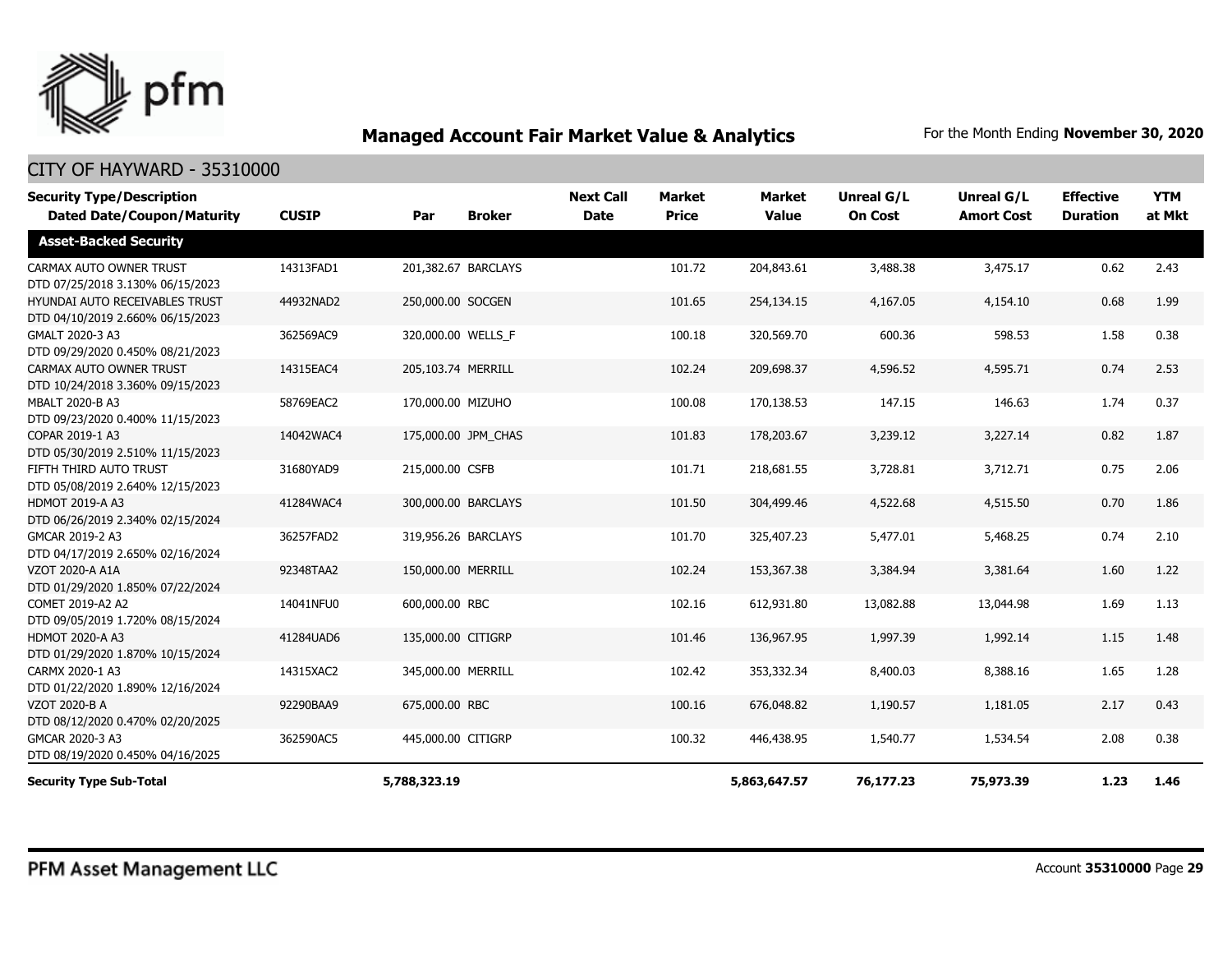## Managed Account Fair Market Value & Analytics

For the Month Ending **November 30, 2020**

CITY OF HAYWARD - 35310000

| Security Type/Description Dated Date/Coupon/Maturity | CUSIP | Par | Broker | Next Call Date | Market Price | Market Value | Unreal G/L On Cost | Unreal G/L Amort Cost | Effective Duration | YTM at Mkt |
|---|---|---|---|---|---|---|---|---|---|---|
| **Asset-Backed Security** | | | | | | | | | | |
| CARMAX AUTO OWNER TRUST DTD 07/25/2018 3.130% 06/15/2023 | 14313FAD1 | 201,382.67 | BARCLAYS | | 101.72 | 204,843.61 | 3,488.38 | 3,475.17 | 0.62 | 2.43 |
| HYUNDAI AUTO RECEIVABLES TRUST DTD 04/10/2019 2.660% 06/15/2023 | 44932NAD2 | 250,000.00 | SOCGEN | | 101.65 | 254,134.15 | 4,167.05 | 4,154.10 | 0.68 | 1.99 |
| GMALT 2020-3 A3 DTD 09/29/2020 0.450% 08/21/2023 | 362569AC9 | 320,000.00 | WELLS_F | | 100.18 | 320,569.70 | 600.36 | 598.53 | 1.58 | 0.38 |
| CARMAX AUTO OWNER TRUST DTD 10/24/2018 3.360% 09/15/2023 | 14315EAC4 | 205,103.74 | MERRILL | | 102.24 | 209,698.37 | 4,596.52 | 4,595.71 | 0.74 | 2.53 |
| MBALT 2020-B A3 DTD 09/23/2020 0.400% 11/15/2023 | 58769EAC2 | 170,000.00 | MIZUHO | | 100.08 | 170,138.53 | 147.15 | 146.63 | 1.74 | 0.37 |
| COPAR 2019-1 A3 DTD 05/30/2019 2.510% 11/15/2023 | 14042WAC4 | 175,000.00 | JPM_CHAS | | 101.83 | 178,203.67 | 3,239.12 | 3,227.14 | 0.82 | 1.87 |
| FIFTH THIRD AUTO TRUST DTD 05/08/2019 2.640% 12/15/2023 | 31680YAD9 | 215,000.00 | CSFB | | 101.71 | 218,681.55 | 3,728.81 | 3,712.71 | 0.75 | 2.06 |
| HDMOT 2019-A A3 DTD 06/26/2019 2.340% 02/15/2024 | 41284WAC4 | 300,000.00 | BARCLAYS | | 101.50 | 304,499.46 | 4,522.68 | 4,515.50 | 0.70 | 1.86 |
| GMCAR 2019-2 A3 DTD 04/17/2019 2.650% 02/16/2024 | 36257FAD2 | 319,956.26 | BARCLAYS | | 101.70 | 325,407.23 | 5,477.01 | 5,468.25 | 0.74 | 2.10 |
| VZOT 2020-A A1A DTD 01/29/2020 1.850% 07/22/2024 | 92348TAA2 | 150,000.00 | MERRILL | | 102.24 | 153,367.38 | 3,384.94 | 3,381.64 | 1.60 | 1.22 |
| COMET 2019-A2 A2 DTD 09/05/2019 1.720% 08/15/2024 | 14041NFU0 | 600,000.00 | RBC | | 102.16 | 612,931.80 | 13,082.88 | 13,044.98 | 1.69 | 1.13 |
| HDMOT 2020-A A3 DTD 01/29/2020 1.870% 10/15/2024 | 41284UAD6 | 135,000.00 | CITIGRP | | 101.46 | 136,967.95 | 1,997.39 | 1,992.14 | 1.15 | 1.48 |
| CARMX 2020-1 A3 DTD 01/22/2020 1.890% 12/16/2024 | 14315XAC2 | 345,000.00 | MERRILL | | 102.42 | 353,332.34 | 8,400.03 | 8,388.16 | 1.65 | 1.28 |
| VZOT 2020-B A DTD 08/12/2020 0.470% 02/20/2025 | 92290BAA9 | 675,000.00 | RBC | | 100.16 | 676,048.82 | 1,190.57 | 1,181.05 | 2.17 | 0.43 |
| GMCAR 2020-3 A3 DTD 08/19/2020 0.450% 04/16/2025 | 362590AC5 | 445,000.00 | CITIGRP | | 100.32 | 446,438.95 | 1,540.77 | 1,534.54 | 2.08 | 0.38 |
| **Security Type Sub-Total** | | **5,788,323.19** | | | | **5,863,647.57** | **76,177.23** | **75,973.39** | **1.23** | **1.46** |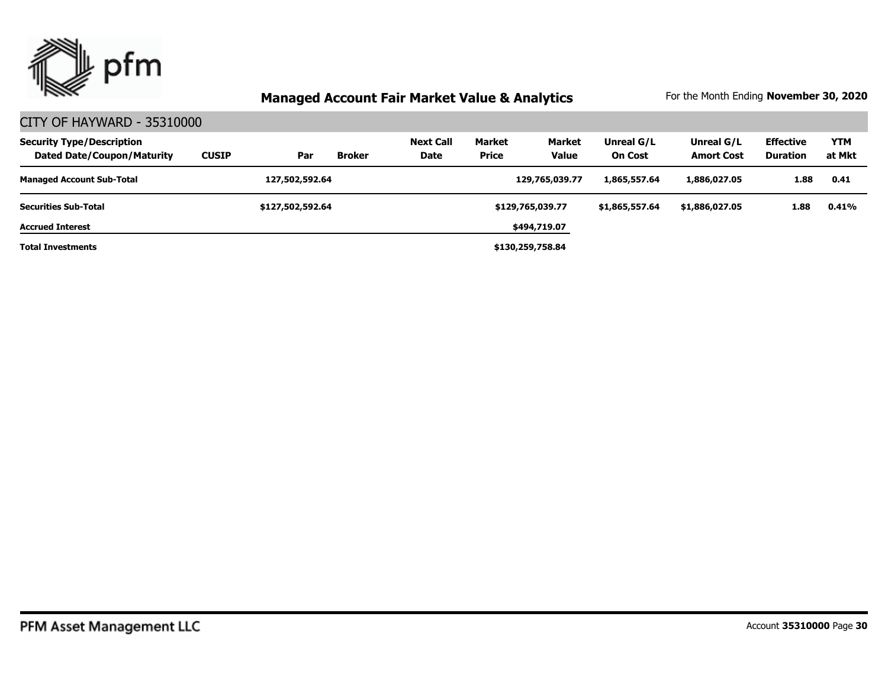## Managed Account Fair Market Value & Analytics

For the Month Ending **November 30, 2020**

### CITY OF HAYWARD - 35310000

| Security Type/Description<br>Dated Date/Coupon/Maturity | CUSIP | Par | Broker | Next Call Date | Market Price | Market Value | Unreal G/L On Cost | Unreal G/L Amort Cost | Effective Duration | YTM at Mkt |
|---|---|---|---|---|---|---|---|---|---|---|
| **Managed Account Sub-Total** | | **127,502,592.64** | | | | **129,765,039.77** | **1,865,557.64** | **1,886,027.05** | **1.88** | **0.41** |
| **Securities Sub-Total** | | **$127,502,592.64** | | | | **$129,765,039.77** | **$1,865,557.64** | **$1,886,027.05** | **1.88** | **0.41%** |
| **Accrued Interest** | | | | | | **$494,719.07** | | | | |
| **Total Investments** | | | | | | **$130,259,758.84** | | | | |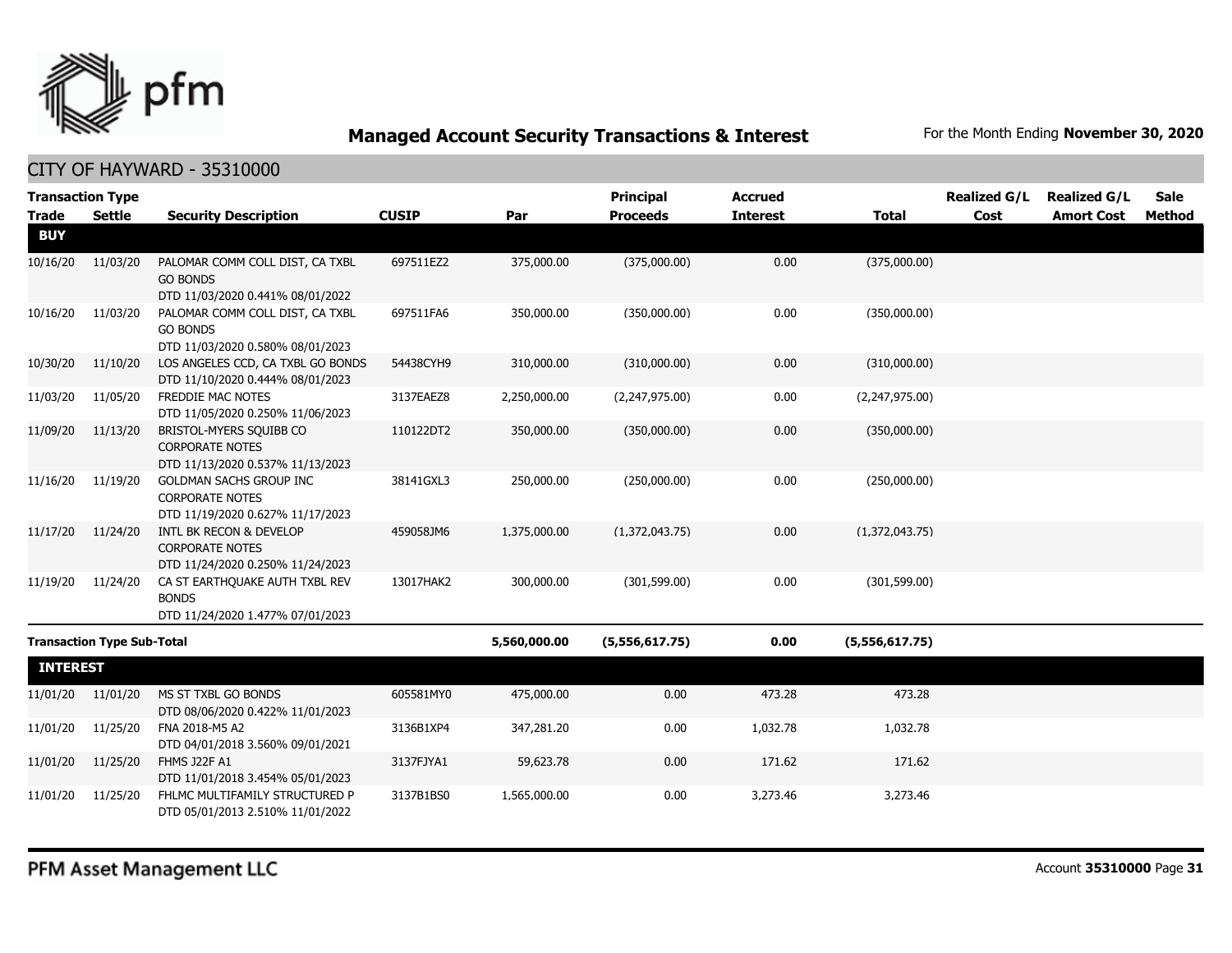## Managed Account Security Transactions & Interest

For the Month Ending **November 30, 2020**

### CITY OF HAYWARD - 35310000

| Transaction Type Trade | Settle | Security Description | CUSIP | Par | Principal Proceeds | Accrued Interest | Total | Realized G/L Cost | Realized G/L Amort Cost | Sale Method |
|---|---|---|---|---|---|---|---|---|---|---|
| **BUY** | | | | | | | | | | |
| 10/16/20 | 11/03/20 | PALOMAR COMM COLL DIST, CA TXBL GO BONDS DTD 11/03/2020 0.441% 08/01/2022 | 697511EZ2 | 375,000.00 | (375,000.00) | 0.00 | (375,000.00) | | | |
| 10/16/20 | 11/03/20 | PALOMAR COMM COLL DIST, CA TXBL GO BONDS DTD 11/03/2020 0.580% 08/01/2023 | 697511FA6 | 350,000.00 | (350,000.00) | 0.00 | (350,000.00) | | | |
| 10/30/20 | 11/10/20 | LOS ANGELES CCD, CA TXBL GO BONDS DTD 11/10/2020 0.444% 08/01/2023 | 54438CYH9 | 310,000.00 | (310,000.00) | 0.00 | (310,000.00) | | | |
| 11/03/20 | 11/05/20 | FREDDIE MAC NOTES DTD 11/05/2020 0.250% 11/06/2023 | 3137EAEZ8 | 2,250,000.00 | (2,247,975.00) | 0.00 | (2,247,975.00) | | | |
| 11/09/20 | 11/13/20 | BRISTOL-MYERS SQUIBB CO CORPORATE NOTES DTD 11/13/2020 0.537% 11/13/2023 | 110122DT2 | 350,000.00 | (350,000.00) | 0.00 | (350,000.00) | | | |
| 11/16/20 | 11/19/20 | GOLDMAN SACHS GROUP INC CORPORATE NOTES DTD 11/19/2020 0.627% 11/17/2023 | 38141GXL3 | 250,000.00 | (250,000.00) | 0.00 | (250,000.00) | | | |
| 11/17/20 | 11/24/20 | INTL BK RECON & DEVELOP CORPORATE NOTES DTD 11/24/2020 0.250% 11/24/2023 | 459058JM6 | 1,375,000.00 | (1,372,043.75) | 0.00 | (1,372,043.75) | | | |
| 11/19/20 | 11/24/20 | CA ST EARTHQUAKE AUTH TXBL REV BONDS DTD 11/24/2020 1.477% 07/01/2023 | 13017HAK2 | 300,000.00 | (301,599.00) | 0.00 | (301,599.00) | | | |
| **Transaction Type Sub-Total** | | | | **5,560,000.00** | **(5,556,617.75)** | **0.00** | **(5,556,617.75)** | | | |
| **INTEREST** | | | | | | | | | | |
| 11/01/20 | 11/01/20 | MS ST TXBL GO BONDS DTD 08/06/2020 0.422% 11/01/2023 | 605581MY0 | 475,000.00 | 0.00 | 473.28 | 473.28 | | | |
| 11/01/20 | 11/25/20 | FNA 2018-M5 A2 DTD 04/01/2018 3.560% 09/01/2021 | 3136B1XP4 | 347,281.20 | 0.00 | 1,032.78 | 1,032.78 | | | |
| 11/01/20 | 11/25/20 | FHMS J22F A1 DTD 11/01/2018 3.454% 05/01/2023 | 3137FJYA1 | 59,623.78 | 0.00 | 171.62 | 171.62 | | | |
| 11/01/20 | 11/25/20 | FHLMC MULTIFAMILY STRUCTURED P DTD 05/01/2013 2.510% 11/01/2022 | 3137B1BS0 | 1,565,000.00 | 0.00 | 3,273.46 | 3,273.46 | | | |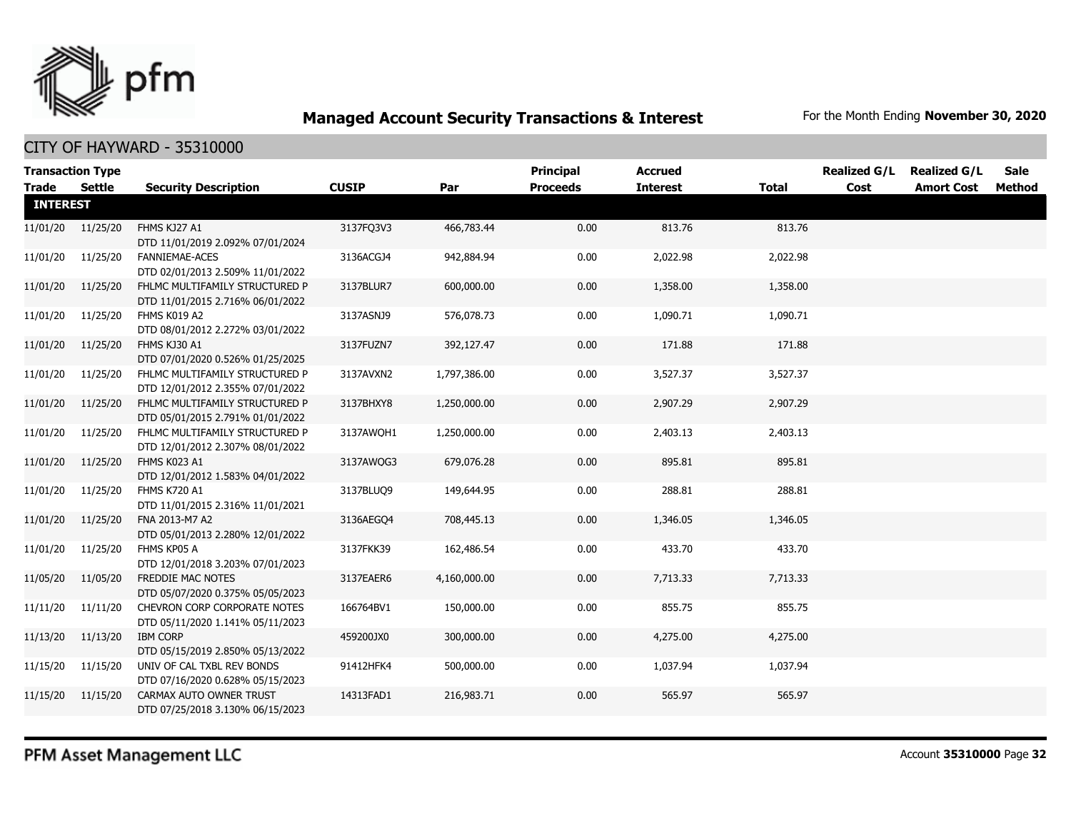# Managed Account Security Transactions & Interest

For the Month Ending **November 30, 2020**

## CITY OF HAYWARD - 35310000

| Transaction Type Trade | Settle | Security Description | CUSIP | Par | Principal Proceeds | Accrued Interest | Total | Realized G/L Cost | Realized G/L Amort Cost | Sale Method |
|---|---|---|---|---|---|---|---|---|---|---|
| **INTEREST** | | | | | | | | | | |
| 11/01/20 | 11/25/20 | FHMS KJ27 A1 DTD 11/01/2019 2.092% 07/01/2024 | 3137FQ3V3 | 466,783.44 | 0.00 | 813.76 | 813.76 | | | |
| 11/01/20 | 11/25/20 | FANNIEMAE-ACES DTD 02/01/2013 2.509% 11/01/2022 | 3136ACGJ4 | 942,884.94 | 0.00 | 2,022.98 | 2,022.98 | | | |
| 11/01/20 | 11/25/20 | FHLMC MULTIFAMILY STRUCTURED P DTD 11/01/2015 2.716% 06/01/2022 | 3137BLUR7 | 600,000.00 | 0.00 | 1,358.00 | 1,358.00 | | | |
| 11/01/20 | 11/25/20 | FHMS K019 A2 DTD 08/01/2012 2.272% 03/01/2022 | 3137ASNJ9 | 576,078.73 | 0.00 | 1,090.71 | 1,090.71 | | | |
| 11/01/20 | 11/25/20 | FHMS KJ30 A1 DTD 07/01/2020 0.526% 01/25/2025 | 3137FUZN7 | 392,127.47 | 0.00 | 171.88 | 171.88 | | | |
| 11/01/20 | 11/25/20 | FHLMC MULTIFAMILY STRUCTURED P DTD 12/01/2012 2.355% 07/01/2022 | 3137AVXN2 | 1,797,386.00 | 0.00 | 3,527.37 | 3,527.37 | | | |
| 11/01/20 | 11/25/20 | FHLMC MULTIFAMILY STRUCTURED P DTD 05/01/2015 2.791% 01/01/2022 | 3137BHXY8 | 1,250,000.00 | 0.00 | 2,907.29 | 2,907.29 | | | |
| 11/01/20 | 11/25/20 | FHLMC MULTIFAMILY STRUCTURED P DTD 12/01/2012 2.307% 08/01/2022 | 3137AWQH1 | 1,250,000.00 | 0.00 | 2,403.13 | 2,403.13 | | | |
| 11/01/20 | 11/25/20 | FHMS K023 A1 DTD 12/01/2012 1.583% 04/01/2022 | 3137AWQG3 | 679,076.28 | 0.00 | 895.81 | 895.81 | | | |
| 11/01/20 | 11/25/20 | FHMS K720 A1 DTD 11/01/2015 2.316% 11/01/2021 | 3137BLUQ9 | 149,644.95 | 0.00 | 288.81 | 288.81 | | | |
| 11/01/20 | 11/25/20 | FNA 2013-M7 A2 DTD 05/01/2013 2.280% 12/01/2022 | 3136AEGQ4 | 708,445.13 | 0.00 | 1,346.05 | 1,346.05 | | | |
| 11/01/20 | 11/25/20 | FHMS KP05 A DTD 12/01/2018 3.203% 07/01/2023 | 3137FKK39 | 162,486.54 | 0.00 | 433.70 | 433.70 | | | |
| 11/05/20 | 11/05/20 | FREDDIE MAC NOTES DTD 05/07/2020 0.375% 05/05/2023 | 3137EAER6 | 4,160,000.00 | 0.00 | 7,713.33 | 7,713.33 | | | |
| 11/11/20 | 11/11/20 | CHEVRON CORP CORPORATE NOTES DTD 05/11/2020 1.141% 05/11/2023 | 166764BV1 | 150,000.00 | 0.00 | 855.75 | 855.75 | | | |
| 11/13/20 | 11/13/20 | IBM CORP DTD 05/15/2019 2.850% 05/13/2022 | 459200JX0 | 300,000.00 | 0.00 | 4,275.00 | 4,275.00 | | | |
| 11/15/20 | 11/15/20 | UNIV OF CAL TXBL REV BONDS DTD 07/16/2020 0.628% 05/15/2023 | 91412HFK4 | 500,000.00 | 0.00 | 1,037.94 | 1,037.94 | | | |
| 11/15/20 | 11/15/20 | CARMAX AUTO OWNER TRUST DTD 07/25/2018 3.130% 06/15/2023 | 14313FAD1 | 216,983.71 | 0.00 | 565.97 | 565.97 | | | |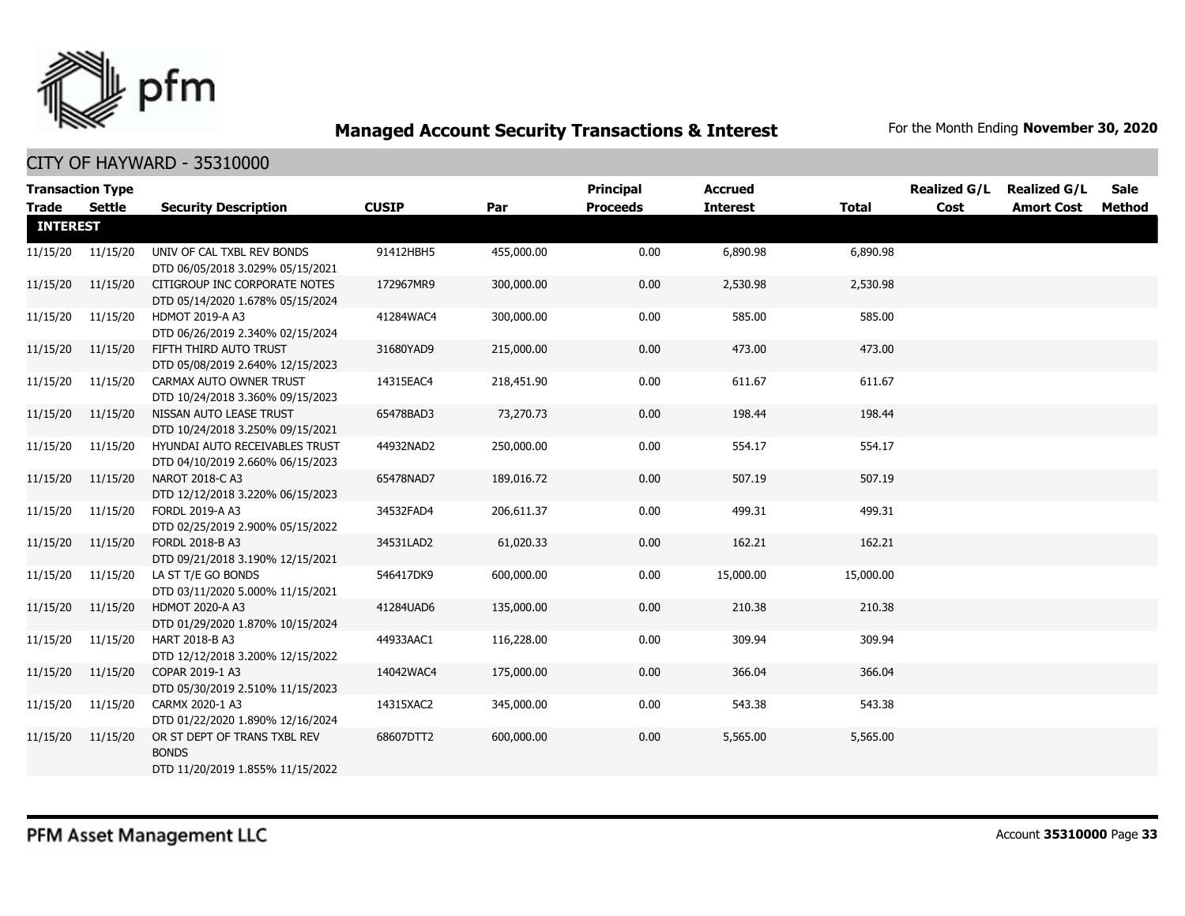## Managed Account Security Transactions & Interest

For the Month Ending **November 30, 2020**

### CITY OF HAYWARD - 35310000

| Transaction Type Trade | Settle | Security Description | CUSIP | Par | Principal Proceeds | Accrued Interest | Total | Realized G/L Cost | Realized G/L Amort Cost | Sale Method |
|---|---|---|---|---|---|---|---|---|---|---|
| **INTEREST** | | | | | | | | | | |
| 11/15/20 | 11/15/20 | UNIV OF CAL TXBL REV BONDS DTD 06/05/2018 3.029% 05/15/2021 | 91412HBH5 | 455,000.00 | 0.00 | 6,890.98 | 6,890.98 | | | |
| 11/15/20 | 11/15/20 | CITIGROUP INC CORPORATE NOTES DTD 05/14/2020 1.678% 05/15/2024 | 172967MR9 | 300,000.00 | 0.00 | 2,530.98 | 2,530.98 | | | |
| 11/15/20 | 11/15/20 | HDMOT 2019-A A3 DTD 06/26/2019 2.340% 02/15/2024 | 41284WAC4 | 300,000.00 | 0.00 | 585.00 | 585.00 | | | |
| 11/15/20 | 11/15/20 | FIFTH THIRD AUTO TRUST DTD 05/08/2019 2.640% 12/15/2023 | 31680YAD9 | 215,000.00 | 0.00 | 473.00 | 473.00 | | | |
| 11/15/20 | 11/15/20 | CARMAX AUTO OWNER TRUST DTD 10/24/2018 3.360% 09/15/2023 | 14315EAC4 | 218,451.90 | 0.00 | 611.67 | 611.67 | | | |
| 11/15/20 | 11/15/20 | NISSAN AUTO LEASE TRUST DTD 10/24/2018 3.250% 09/15/2021 | 65478BAD3 | 73,270.73 | 0.00 | 198.44 | 198.44 | | | |
| 11/15/20 | 11/15/20 | HYUNDAI AUTO RECEIVABLES TRUST DTD 04/10/2019 2.660% 06/15/2023 | 44932NAD2 | 250,000.00 | 0.00 | 554.17 | 554.17 | | | |
| 11/15/20 | 11/15/20 | NAROT 2018-C A3 DTD 12/12/2018 3.220% 06/15/2023 | 65478NAD7 | 189,016.72 | 0.00 | 507.19 | 507.19 | | | |
| 11/15/20 | 11/15/20 | FORDL 2019-A A3 DTD 02/25/2019 2.900% 05/15/2022 | 34532FAD4 | 206,611.37 | 0.00 | 499.31 | 499.31 | | | |
| 11/15/20 | 11/15/20 | FORDL 2018-B A3 DTD 09/21/2018 3.190% 12/15/2021 | 34531LAD2 | 61,020.33 | 0.00 | 162.21 | 162.21 | | | |
| 11/15/20 | 11/15/20 | LA ST T/E GO BONDS DTD 03/11/2020 5.000% 11/15/2021 | 546417DK9 | 600,000.00 | 0.00 | 15,000.00 | 15,000.00 | | | |
| 11/15/20 | 11/15/20 | HDMOT 2020-A A3 DTD 01/29/2020 1.870% 10/15/2024 | 41284UAD6 | 135,000.00 | 0.00 | 210.38 | 210.38 | | | |
| 11/15/20 | 11/15/20 | HART 2018-B A3 DTD 12/12/2018 3.200% 12/15/2022 | 44933AAC1 | 116,228.00 | 0.00 | 309.94 | 309.94 | | | |
| 11/15/20 | 11/15/20 | COPAR 2019-1 A3 DTD 05/30/2019 2.510% 11/15/2023 | 14042WAC4 | 175,000.00 | 0.00 | 366.04 | 366.04 | | | |
| 11/15/20 | 11/15/20 | CARMX 2020-1 A3 DTD 01/22/2020 1.890% 12/16/2024 | 14315XAC2 | 345,000.00 | 0.00 | 543.38 | 543.38 | | | |
| 11/15/20 | 11/15/20 | OR ST DEPT OF TRANS TXBL REV BONDS DTD 11/20/2019 1.855% 11/15/2022 | 68607DTT2 | 600,000.00 | 0.00 | 5,565.00 | 5,565.00 | | | |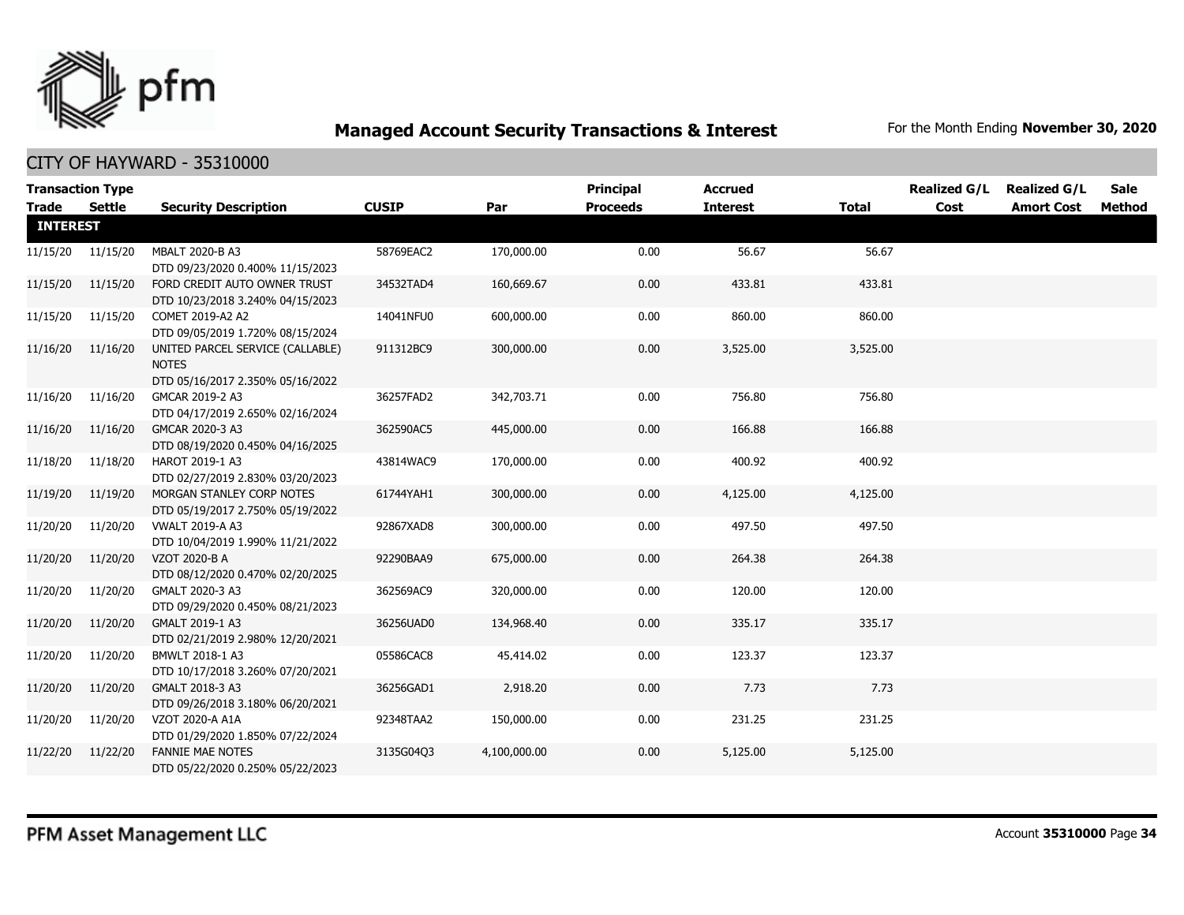# Managed Account Security Transactions & Interest

For the Month Ending **November 30, 2020**

## CITY OF HAYWARD - 35310000

| Transaction Type Trade | Settle | Security Description | CUSIP | Par | Principal Proceeds | Accrued Interest | Total | Realized G/L Cost | Realized G/L Amort Cost | Sale Method |
|---|---|---|---|---|---|---|---|---|---|---|
| **INTEREST** | | | | | | | | | | |
| 11/15/20 | 11/15/20 | MBALT 2020-B A3 DTD 09/23/2020 0.400% 11/15/2023 | 58769EAC2 | 170,000.00 | 0.00 | 56.67 | 56.67 | | | |
| 11/15/20 | 11/15/20 | FORD CREDIT AUTO OWNER TRUST DTD 10/23/2018 3.240% 04/15/2023 | 34532TAD4 | 160,669.67 | 0.00 | 433.81 | 433.81 | | | |
| 11/15/20 | 11/15/20 | COMET 2019-A2 A2 DTD 09/05/2019 1.720% 08/15/2024 | 14041NFU0 | 600,000.00 | 0.00 | 860.00 | 860.00 | | | |
| 11/16/20 | 11/16/20 | UNITED PARCEL SERVICE (CALLABLE) NOTES DTD 05/16/2017 2.350% 05/16/2022 | 911312BC9 | 300,000.00 | 0.00 | 3,525.00 | 3,525.00 | | | |
| 11/16/20 | 11/16/20 | GMCAR 2019-2 A3 DTD 04/17/2019 2.650% 02/16/2024 | 36257FAD2 | 342,703.71 | 0.00 | 756.80 | 756.80 | | | |
| 11/16/20 | 11/16/20 | GMCAR 2020-3 A3 DTD 08/19/2020 0.450% 04/16/2025 | 362590AC5 | 445,000.00 | 0.00 | 166.88 | 166.88 | | | |
| 11/18/20 | 11/18/20 | HAROT 2019-1 A3 DTD 02/27/2019 2.830% 03/20/2023 | 43814WAC9 | 170,000.00 | 0.00 | 400.92 | 400.92 | | | |
| 11/19/20 | 11/19/20 | MORGAN STANLEY CORP NOTES DTD 05/19/2017 2.750% 05/19/2022 | 61744YAH1 | 300,000.00 | 0.00 | 4,125.00 | 4,125.00 | | | |
| 11/20/20 | 11/20/20 | VWALT 2019-A A3 DTD 10/04/2019 1.990% 11/21/2022 | 92867XAD8 | 300,000.00 | 0.00 | 497.50 | 497.50 | | | |
| 11/20/20 | 11/20/20 | VZOT 2020-B A DTD 08/12/2020 0.470% 02/20/2025 | 92290BAA9 | 675,000.00 | 0.00 | 264.38 | 264.38 | | | |
| 11/20/20 | 11/20/20 | GMALT 2020-3 A3 DTD 09/29/2020 0.450% 08/21/2023 | 362569AC9 | 320,000.00 | 0.00 | 120.00 | 120.00 | | | |
| 11/20/20 | 11/20/20 | GMALT 2019-1 A3 DTD 02/21/2019 2.980% 12/20/2021 | 36256UAD0 | 134,968.40 | 0.00 | 335.17 | 335.17 | | | |
| 11/20/20 | 11/20/20 | BMWLT 2018-1 A3 DTD 10/17/2018 3.260% 07/20/2021 | 05586CAC8 | 45,414.02 | 0.00 | 123.37 | 123.37 | | | |
| 11/20/20 | 11/20/20 | GMALT 2018-3 A3 DTD 09/26/2018 3.180% 06/20/2021 | 36256GAD1 | 2,918.20 | 0.00 | 7.73 | 7.73 | | | |
| 11/20/20 | 11/20/20 | VZOT 2020-A A1A DTD 01/29/2020 1.850% 07/22/2024 | 92348TAA2 | 150,000.00 | 0.00 | 231.25 | 231.25 | | | |
| 11/22/20 | 11/22/20 | FANNIE MAE NOTES DTD 05/22/2020 0.250% 05/22/2023 | 3135G04Q3 | 4,100,000.00 | 0.00 | 5,125.00 | 5,125.00 | | | |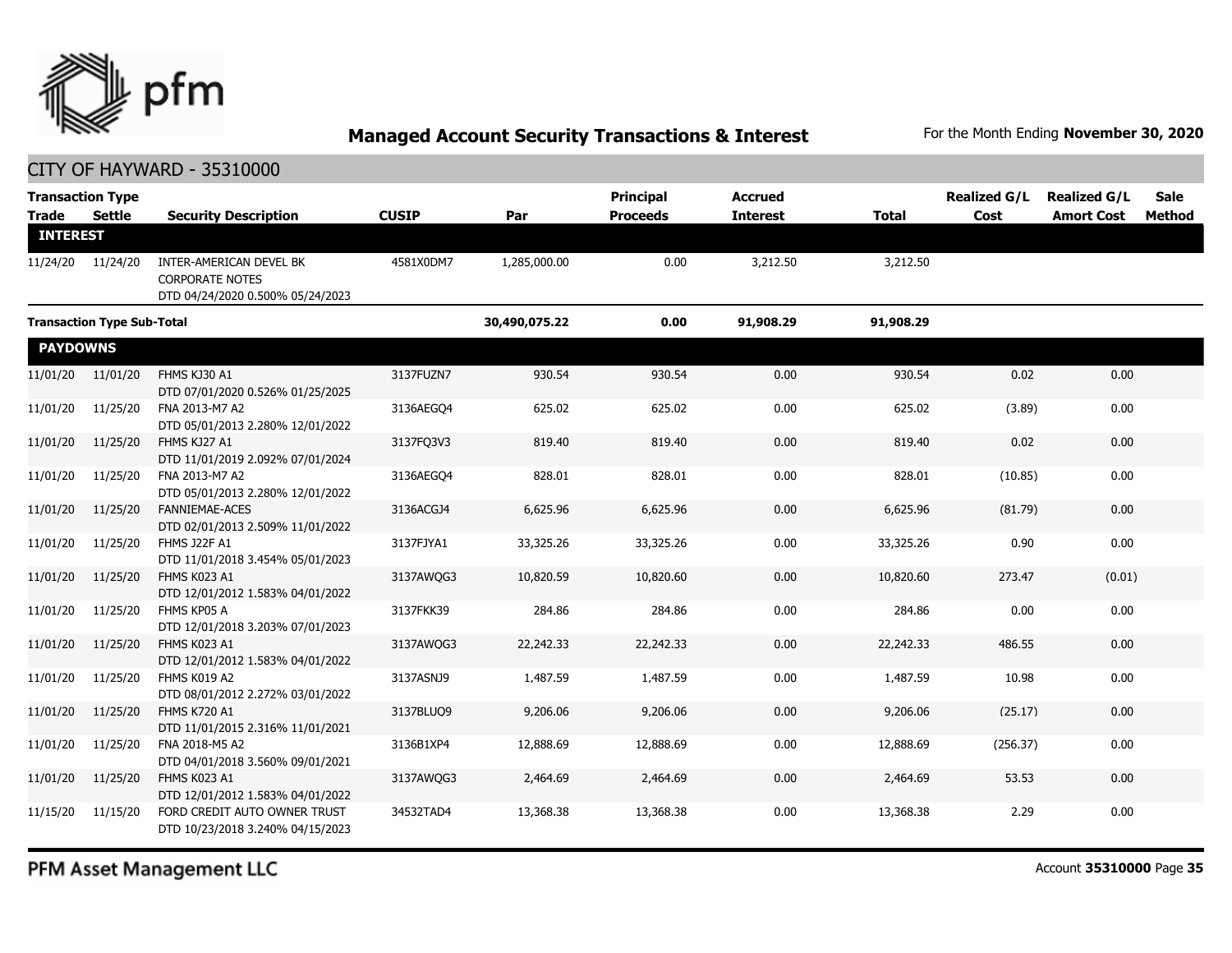## Managed Account Security Transactions & Interest

For the Month Ending **November 30, 2020**

CITY OF HAYWARD - 35310000

| Transaction Type Trade | Settle | Security Description | CUSIP | Par | Principal Proceeds | Accrued Interest | Total | Realized G/L Cost | Realized G/L Amort Cost | Sale Method |
|---|---|---|---|---|---|---|---|---|---|---|
| **INTEREST** | | | | | | | | | | |
| 11/24/20 | 11/24/20 | INTER-AMERICAN DEVEL BK CORPORATE NOTES DTD 04/24/2020 0.500% 05/24/2023 | 4581X0DM7 | 1,285,000.00 | 0.00 | 3,212.50 | 3,212.50 | | | |
| **Transaction Type Sub-Total** | | | | **30,490,075.22** | **0.00** | **91,908.29** | **91,908.29** | | | |
| **PAYDOWNS** | | | | | | | | | | |
| 11/01/20 | 11/01/20 | FHMS KJ30 A1 DTD 07/01/2020 0.526% 01/25/2025 | 3137FUZN7 | 930.54 | 930.54 | 0.00 | 930.54 | 0.02 | 0.00 | |
| 11/01/20 | 11/25/20 | FNA 2013-M7 A2 DTD 05/01/2013 2.280% 12/01/2022 | 3136AEGQ4 | 625.02 | 625.02 | 0.00 | 625.02 | (3.89) | 0.00 | |
| 11/01/20 | 11/25/20 | FHMS KJ27 A1 DTD 11/01/2019 2.092% 07/01/2024 | 3137FQ3V3 | 819.40 | 819.40 | 0.00 | 819.40 | 0.02 | 0.00 | |
| 11/01/20 | 11/25/20 | FNA 2013-M7 A2 DTD 05/01/2013 2.280% 12/01/2022 | 3136AEGQ4 | 828.01 | 828.01 | 0.00 | 828.01 | (10.85) | 0.00 | |
| 11/01/20 | 11/25/20 | FANNIEMAE-ACES DTD 02/01/2013 2.509% 11/01/2022 | 3136ACGJ4 | 6,625.96 | 6,625.96 | 0.00 | 6,625.96 | (81.79) | 0.00 | |
| 11/01/20 | 11/25/20 | FHMS J22F A1 DTD 11/01/2018 3.454% 05/01/2023 | 3137FJYA1 | 33,325.26 | 33,325.26 | 0.00 | 33,325.26 | 0.90 | 0.00 | |
| 11/01/20 | 11/25/20 | FHMS K023 A1 DTD 12/01/2012 1.583% 04/01/2022 | 3137AWQG3 | 10,820.59 | 10,820.60 | 0.00 | 10,820.60 | 273.47 | (0.01) | |
| 11/01/20 | 11/25/20 | FHMS KP05 A DTD 12/01/2018 3.203% 07/01/2023 | 3137FKK39 | 284.86 | 284.86 | 0.00 | 284.86 | 0.00 | 0.00 | |
| 11/01/20 | 11/25/20 | FHMS K023 A1 DTD 12/01/2012 1.583% 04/01/2022 | 3137AWQG3 | 22,242.33 | 22,242.33 | 0.00 | 22,242.33 | 486.55 | 0.00 | |
| 11/01/20 | 11/25/20 | FHMS K019 A2 DTD 08/01/2012 2.272% 03/01/2022 | 3137ASNJ9 | 1,487.59 | 1,487.59 | 0.00 | 1,487.59 | 10.98 | 0.00 | |
| 11/01/20 | 11/25/20 | FHMS K720 A1 DTD 11/01/2015 2.316% 11/01/2021 | 3137BLUQ9 | 9,206.06 | 9,206.06 | 0.00 | 9,206.06 | (25.17) | 0.00 | |
| 11/01/20 | 11/25/20 | FNA 2018-M5 A2 DTD 04/01/2018 3.560% 09/01/2021 | 3136B1XP4 | 12,888.69 | 12,888.69 | 0.00 | 12,888.69 | (256.37) | 0.00 | |
| 11/01/20 | 11/25/20 | FHMS K023 A1 DTD 12/01/2012 1.583% 04/01/2022 | 3137AWQG3 | 2,464.69 | 2,464.69 | 0.00 | 2,464.69 | 53.53 | 0.00 | |
| 11/15/20 | 11/15/20 | FORD CREDIT AUTO OWNER TRUST DTD 10/23/2018 3.240% 04/15/2023 | 34532TAD4 | 13,368.38 | 13,368.38 | 0.00 | 13,368.38 | 2.29 | 0.00 | |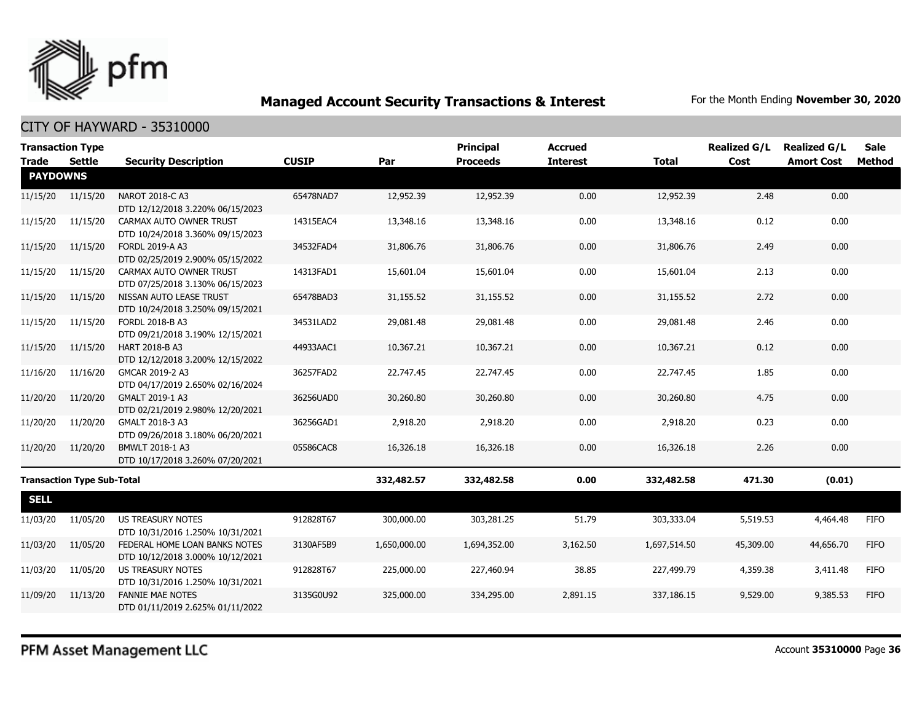## Managed Account Security Transactions & Interest

For the Month Ending **November 30, 2020**

CITY OF HAYWARD - 35310000

| Transaction Type Trade | Settle | Security Description | CUSIP | Par | Principal Proceeds | Accrued Interest | Total | Realized G/L Cost | Realized G/L Amort Cost | Sale Method |
|---|---|---|---|---|---|---|---|---|---|---|
| **PAYDOWNS** | | | | | | | | | | |
| 11/15/20 | 11/15/20 | NAROT 2018-C A3 DTD 12/12/2018 3.220% 06/15/2023 | 65478NAD7 | 12,952.39 | 12,952.39 | 0.00 | 12,952.39 | 2.48 | 0.00 | |
| 11/15/20 | 11/15/20 | CARMAX AUTO OWNER TRUST DTD 10/24/2018 3.360% 09/15/2023 | 14315EAC4 | 13,348.16 | 13,348.16 | 0.00 | 13,348.16 | 0.12 | 0.00 | |
| 11/15/20 | 11/15/20 | FORDL 2019-A A3 DTD 02/25/2019 2.900% 05/15/2022 | 34532FAD4 | 31,806.76 | 31,806.76 | 0.00 | 31,806.76 | 2.49 | 0.00 | |
| 11/15/20 | 11/15/20 | CARMAX AUTO OWNER TRUST DTD 07/25/2018 3.130% 06/15/2023 | 14313FAD1 | 15,601.04 | 15,601.04 | 0.00 | 15,601.04 | 2.13 | 0.00 | |
| 11/15/20 | 11/15/20 | NISSAN AUTO LEASE TRUST DTD 10/24/2018 3.250% 09/15/2021 | 65478BAD3 | 31,155.52 | 31,155.52 | 0.00 | 31,155.52 | 2.72 | 0.00 | |
| 11/15/20 | 11/15/20 | FORDL 2018-B A3 DTD 09/21/2018 3.190% 12/15/2021 | 34531LAD2 | 29,081.48 | 29,081.48 | 0.00 | 29,081.48 | 2.46 | 0.00 | |
| 11/15/20 | 11/15/20 | HART 2018-B A3 DTD 12/12/2018 3.200% 12/15/2022 | 44933AAC1 | 10,367.21 | 10,367.21 | 0.00 | 10,367.21 | 0.12 | 0.00 | |
| 11/16/20 | 11/16/20 | GMCAR 2019-2 A3 DTD 04/17/2019 2.650% 02/16/2024 | 36257FAD2 | 22,747.45 | 22,747.45 | 0.00 | 22,747.45 | 1.85 | 0.00 | |
| 11/20/20 | 11/20/20 | GMALT 2019-1 A3 DTD 02/21/2019 2.980% 12/20/2021 | 36256UAD0 | 30,260.80 | 30,260.80 | 0.00 | 30,260.80 | 4.75 | 0.00 | |
| 11/20/20 | 11/20/20 | GMALT 2018-3 A3 DTD 09/26/2018 3.180% 06/20/2021 | 36256GAD1 | 2,918.20 | 2,918.20 | 0.00 | 2,918.20 | 0.23 | 0.00 | |
| 11/20/20 | 11/20/20 | BMWLT 2018-1 A3 DTD 10/17/2018 3.260% 07/20/2021 | 05586CAC8 | 16,326.18 | 16,326.18 | 0.00 | 16,326.18 | 2.26 | 0.00 | |
| **Transaction Type Sub-Total** | | | | **332,482.57** | **332,482.58** | **0.00** | **332,482.58** | **471.30** | **(0.01)** | |
| **SELL** | | | | | | | | | | |
| 11/03/20 | 11/05/20 | US TREASURY NOTES DTD 10/31/2016 1.250% 10/31/2021 | 912828T67 | 300,000.00 | 303,281.25 | 51.79 | 303,333.04 | 5,519.53 | 4,464.48 | FIFO |
| 11/03/20 | 11/05/20 | FEDERAL HOME LOAN BANKS NOTES DTD 10/12/2018 3.000% 10/12/2021 | 3130AF5B9 | 1,650,000.00 | 1,694,352.00 | 3,162.50 | 1,697,514.50 | 45,309.00 | 44,656.70 | FIFO |
| 11/03/20 | 11/05/20 | US TREASURY NOTES DTD 10/31/2016 1.250% 10/31/2021 | 912828T67 | 225,000.00 | 227,460.94 | 38.85 | 227,499.79 | 4,359.38 | 3,411.48 | FIFO |
| 11/09/20 | 11/13/20 | FANNIE MAE NOTES DTD 01/11/2019 2.625% 01/11/2022 | 3135G0U92 | 325,000.00 | 334,295.00 | 2,891.15 | 337,186.15 | 9,529.00 | 9,385.53 | FIFO |

PFM Asset Management LLC

Account **35310000**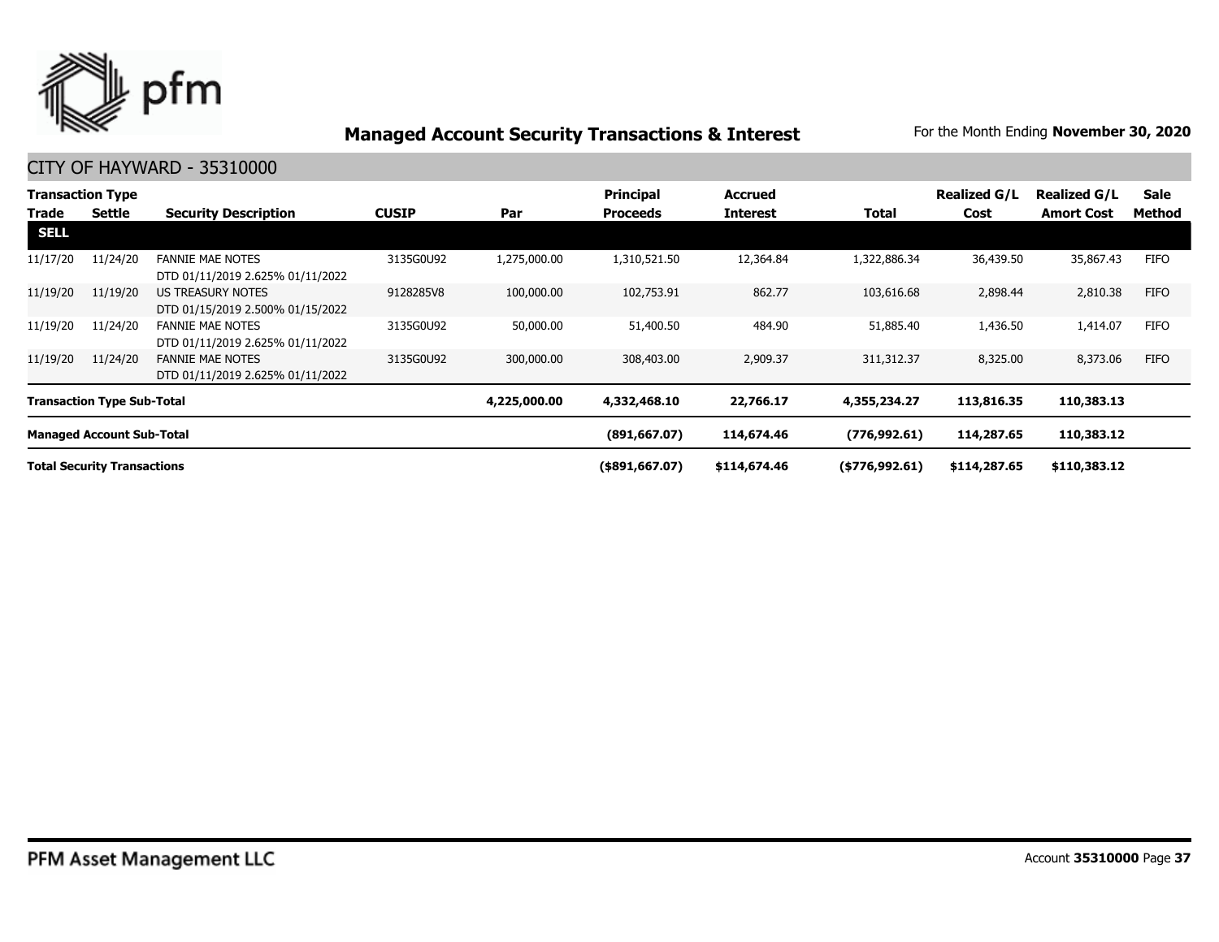## Managed Account Security Transactions & Interest

For the Month Ending **November 30, 2020**

CITY OF HAYWARD - 35310000

| Transaction Type Trade | Settle | Security Description | CUSIP | Par | Principal Proceeds | Accrued Interest | Total | Realized G/L Cost | Realized G/L Amort Cost | Sale Method |
|---|---|---|---|---|---|---|---|---|---|---|
| **SELL** | | | | | | | | | | |
| 11/17/20 | 11/24/20 | FANNIE MAE NOTES DTD 01/11/2019 2.625% 01/11/2022 | 3135G0U92 | 1,275,000.00 | 1,310,521.50 | 12,364.84 | 1,322,886.34 | 36,439.50 | 35,867.43 | FIFO |
| 11/19/20 | 11/19/20 | US TREASURY NOTES DTD 01/15/2019 2.500% 01/15/2022 | 9128285V8 | 100,000.00 | 102,753.91 | 862.77 | 103,616.68 | 2,898.44 | 2,810.38 | FIFO |
| 11/19/20 | 11/24/20 | FANNIE MAE NOTES DTD 01/11/2019 2.625% 01/11/2022 | 3135G0U92 | 50,000.00 | 51,400.50 | 484.90 | 51,885.40 | 1,436.50 | 1,414.07 | FIFO |
| 11/19/20 | 11/24/20 | FANNIE MAE NOTES DTD 01/11/2019 2.625% 01/11/2022 | 3135G0U92 | 300,000.00 | 308,403.00 | 2,909.37 | 311,312.37 | 8,325.00 | 8,373.06 | FIFO |
| **Transaction Type Sub-Total** | | | | **4,225,000.00** | **4,332,468.10** | **22,766.17** | **4,355,234.27** | **113,816.35** | **110,383.13** | |
| **Managed Account Sub-Total** | | | | | **(891,667.07)** | **114,674.46** | **(776,992.61)** | **114,287.65** | **110,383.12** | |
| **Total Security Transactions** | | | | | **($891,667.07)** | **$114,674.46** | **($776,992.61)** | **$114,287.65** | **$110,383.12** | |

PFM Asset Management LLC

Account **35310000** Page **37**